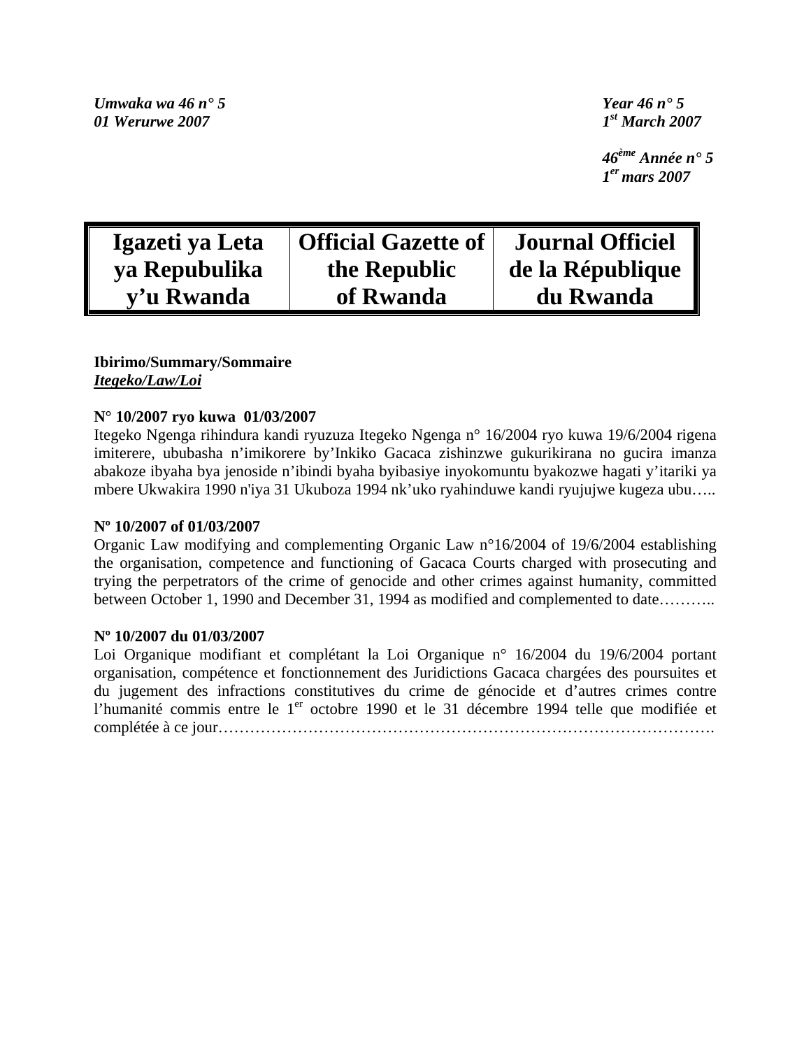*Umwaka wa 46 n° 5*
*01 Werurwe 2007*

*Year 46 n° 5*
*1st March 2007*

*46ème Année n° 5*
*1er mars 2007*

| Igazeti ya Leta ya Repubulika y'u Rwanda | Official Gazette of the Republic of Rwanda | Journal Officiel de la République du Rwanda |
|---|---|---|

**Ibirimo/Summary/Sommaire**
***Itegeko/Law/Loi***

**N° 10/2007 ryo kuwa 01/03/2007**
Itegeko Ngenga rihindura kandi ryuzuza Itegeko Ngenga n° 16/2004 ryo kuwa 19/6/2004 rigena imiterere, ububasha n'imikorere by'Inkiko Gacaca zishinzwe gukurikirana no gucira imanza abakoze ibyaha bya jenoside n'ibindi byaha byibasiye inyokomuntu byakozwe hagati y'itariki ya mbere Ukwakira 1990 n'iya 31 Ukuboza 1994 nk'uko ryahinduwe kandi ryujujwe kugeza ubu…..

**Nº 10/2007 of 01/03/2007**
Organic Law modifying and complementing Organic Law n°16/2004 of 19/6/2004 establishing the organisation, competence and functioning of Gacaca Courts charged with prosecuting and trying the perpetrators of the crime of genocide and other crimes against humanity, committed between October 1, 1990 and December 31, 1994 as modified and complemented to date………..

**Nº 10/2007 du 01/03/2007**
Loi Organique modifiant et complétant la Loi Organique n° 16/2004 du 19/6/2004 portant organisation, compétence et fonctionnement des Juridictions Gacaca chargées des poursuites et du jugement des infractions constitutives du crime de génocide et d'autres crimes contre l'humanité commis entre le 1er octobre 1990 et le 31 décembre 1994 telle que modifiée et complétée à ce jour………………………………………………………………………………….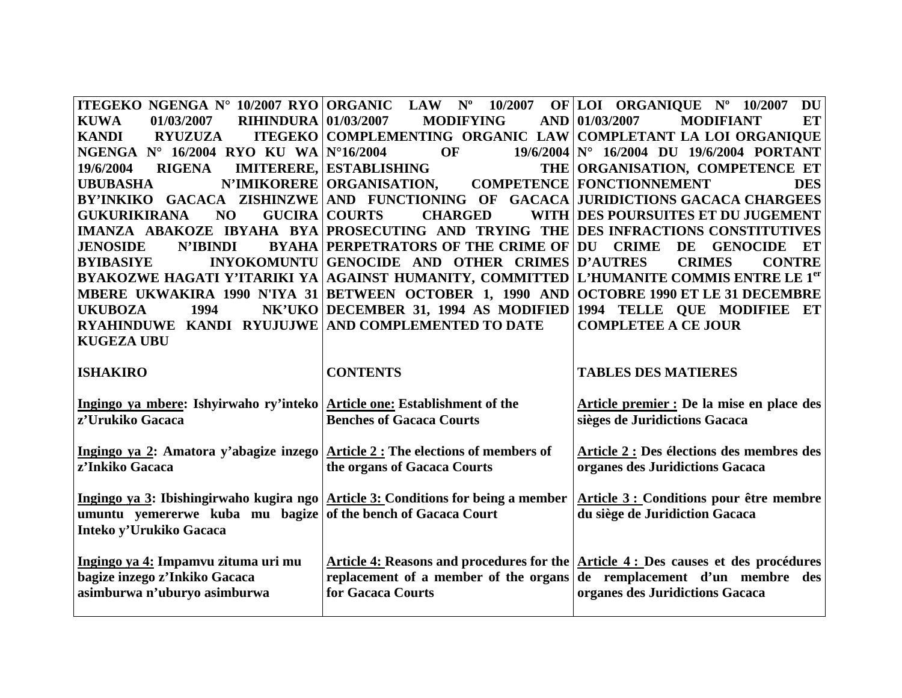| **ITEGEKO NGENGA N° 10/2007 RYO KUWA 01/03/2007 RIHINDURA KANDI RYUZUZA ITEGEKO NGENGA N° 16/2004 RYO KU WA 19/6/2004 RIGENA IMITERERE, UBUBASHA N'IMIKORERE BY'INKIKO GACACA ZISHINZWE GUKURIKIRANA NO GUCIRA IMANZA ABAKOZE IBYAHA BYA JENOSIDE N'IBINDI BYAHA BYIBASIYE INYOKOMUNTU BYAKOZWE HAGATI Y'ITARIKI YA MBERE UKWAKIRA 1990 N'IYA 31 UKUBOZA 1994 NK'UKO RYAHINDUWE KANDI RYUJUJWE KUGEZA UBU** | **ORGANIC LAW Nº 10/2007 OF 01/03/2007 MODIFYING AND COMPLEMENTING ORGANIC LAW N°16/2004 OF 19/6/2004 ESTABLISHING THE ORGANISATION, COMPETENCE AND FUNCTIONING OF GACACA COURTS CHARGED WITH PROSECUTING AND TRYING THE PERPETRATORS OF THE CRIME OF GENOCIDE AND OTHER CRIMES AGAINST HUMANITY, COMMITTED BETWEEN OCTOBER 1, 1990 AND DECEMBER 31, 1994 AS MODIFIED AND COMPLEMENTED TO DATE** | **LOI ORGANIQUE Nº 10/2007 DU 01/03/2007 MODIFIANT ET COMPLETANT LA LOI ORGANIQUE N° 16/2004 DU 19/6/2004 PORTANT ORGANISATION, COMPETENCE ET FONCTIONNEMENT DES JURIDICTIONS GACACA CHARGEES DES POURSUITES ET DU JUGEMENT DES INFRACTIONS CONSTITUTIVES DU CRIME DE GENOCIDE ET D'AUTRES CRIMES CONTRE L'HUMANITE COMMIS ENTRE LE 1er OCTOBRE 1990 ET LE 31 DECEMBRE 1994 TELLE QUE MODIFIEE ET COMPLETEE A CE JOUR** |
|---|---|---|
| **ISHAKIRO** | **CONTENTS** | **TABLES DES MATIERES** |
| **Ingingo ya mbere: Ishyirwaho ry'inteko z'Urukiko Gacaca** | **Article one: Establishment of the Benches of Gacaca Courts** | **Article premier : De la mise en place des sièges de Juridictions Gacaca** |
| **Ingingo ya 2: Amatora y'abagize inzego z'Inkiko Gacaca** | **Article 2 : The elections of members of the organs of Gacaca Courts** | **Article 2 : Des élections des membres des organes des Juridictions Gacaca** |
| **Ingingo ya 3: Ibishingirwaho kugira ngo umuntu yemererwe kuba mu bagize Inteko y'Urukiko Gacaca** | **Article 3: Conditions for being a member of the bench of Gacaca Court** | **Article 3 : Conditions pour être membre du siège de Juridiction Gacaca** |
| **Ingingo ya 4: Impamvu zituma uri mu bagize inzego z'Inkiko Gacaca asimburwa n'uburyo asimburwa** | **Article 4: Reasons and procedures for the replacement of a member of the organs for Gacaca Courts** | **Article 4 : Des causes et des procédures de remplacement d'un membre des organes des Juridictions Gacaca** |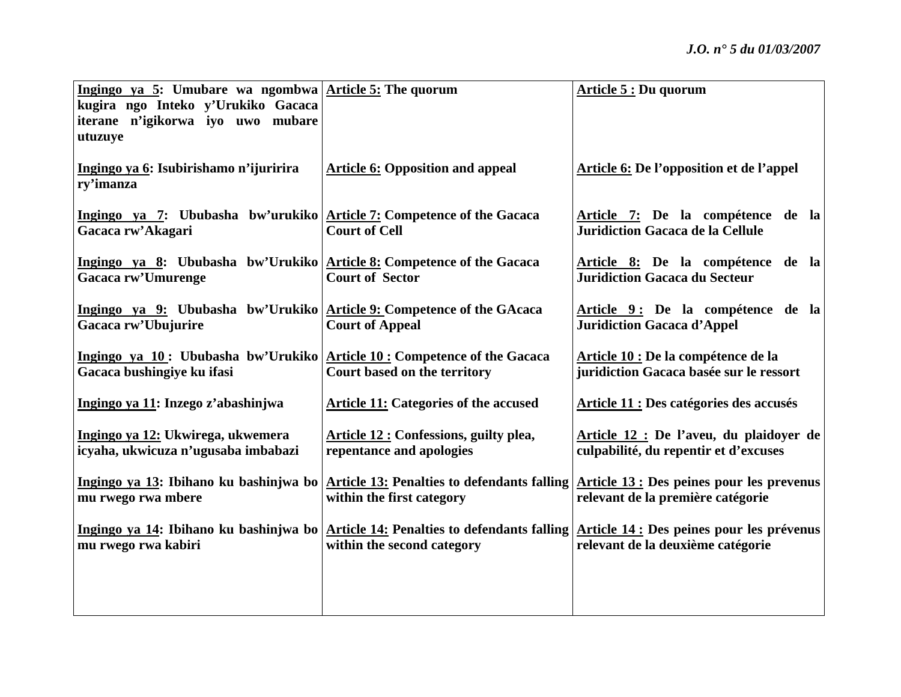| | | |
|---|---|---|
| **Ingingo ya 5: Umubare wa ngombwa kugira ngo Inteko y'Urukiko Gacaca iterane n'igikorwa iyo uwo mubare utuzuye** | **Article 5: The quorum** | **Article 5 : Du quorum** |
| **Ingingo ya 6: Isubirishamo n'ijuririra ry'imanza** | **Article 6: Opposition and appeal** | **Article 6: De l'opposition et de l'appel** |
| **Ingingo ya 7: Ububasha bw'urukiko Gacaca rw'Akagari** | **Article 7: Competence of the Gacaca Court of Cell** | **Article 7: De la compétence de la Juridiction Gacaca de la Cellule** |
| **Ingingo ya 8: Ububasha bw'Urukiko Gacaca rw'Umurenge** | **Article 8: Competence of the Gacaca Court of Sector** | **Article 8: De la compétence de la Juridiction Gacaca du Secteur** |
| **Ingingo ya 9: Ububasha bw'Urukiko Gacaca rw'Ubujurire** | **Article 9: Competence of the GAcaca Court of Appeal** | **Article 9 : De la compétence de la Juridiction Gacaca d'Appel** |
| **Ingingo ya 10 : Ububasha bw'Urukiko Gacaca bushingiye ku ifasi** | **Article 10 : Competence of the Gacaca Court based on the territory** | **Article 10 : De la compétence de la juridiction Gacaca basée sur le ressort** |
| **Ingingo ya 11: Inzego z'abashinjwa** | **Article 11: Categories of the accused** | **Article 11 : Des catégories des accusés** |
| **Ingingo ya 12: Ukwirega, ukwemera icyaha, ukwicuza n'ugusaba imbabazi** | **Article 12 : Confessions, guilty plea, repentance and apologies** | **Article 12 : De l'aveu, du plaidoyer de culpabilité, du repentir et d'excuses** |
| **Ingingo ya 13: Ibihano ku bashinjwa bo mu rwego rwa mbere** | **Article 13: Penalties to defendants falling within the first category** | **Article 13 : Des peines pour les prevenus relevant de la première catégorie** |
| **Ingingo ya 14: Ibihano ku bashinjwa bo mu rwego rwa kabiri** | **Article 14: Penalties to defendants falling within the second category** | **Article 14 : Des peines pour les prévenus relevant de la deuxième catégorie** |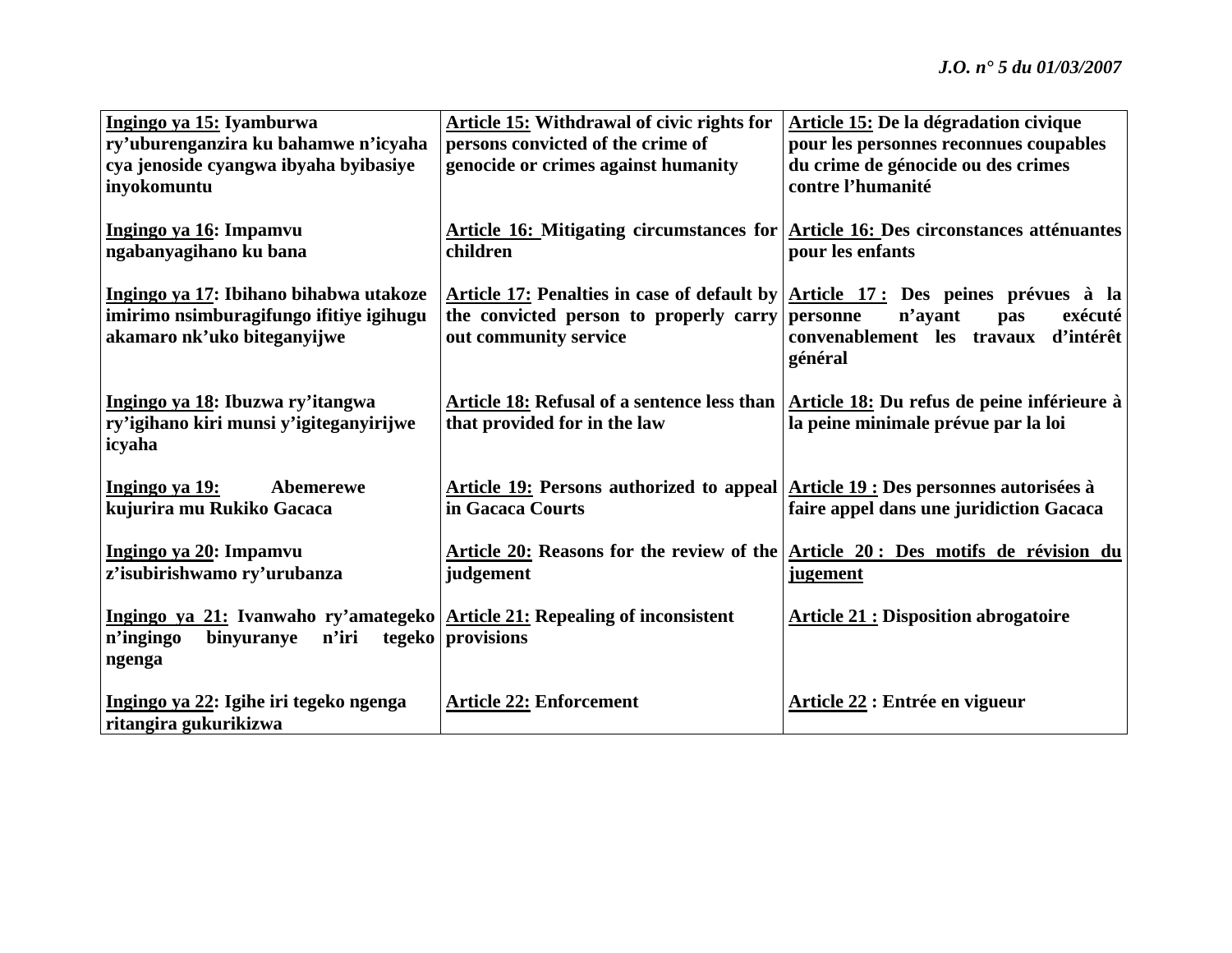| | | |
|---|---|---|
| **Ingingo ya 15: Iyamburwa ry'uburenganzira ku bahamwe n'icyaha cya jenoside cyangwa ibyaha byibasiye inyokomuntu** | **Article 15: Withdrawal of civic rights for persons convicted of the crime of genocide or crimes against humanity** | **Article 15: De la dégradation civique pour les personnes reconnues coupables du crime de génocide ou des crimes contre l'humanité** |
| **Ingingo ya 16: Impamvu ngabanyagihano ku bana** | **Article 16: Mitigating circumstances for children** | **Article 16: Des circonstances atténuantes pour les enfants** |
| **Ingingo ya 17: Ibihano bihabwa utakoze imirimo nsimburagifungo ifitiye igihugu akamaro nk'uko biteganyijwe** | **Article 17: Penalties in case of default by the convicted person to properly carry out community service** | **Article 17 : Des peines prévues à la personne n'ayant pas exécuté convenablement les travaux d'intérêt général** |
| **Ingingo ya 18: Ibuzwa ry'itangwa ry'igihano kiri munsi y'igiteganyirijwe icyaha** | **Article 18: Refusal of a sentence less than that provided for in the law** | **Article 18: Du refus de peine inférieure à la peine minimale prévue par la loi** |
| **Ingingo ya 19: Abemerewe kujurira mu Rukiko Gacaca** | **Article 19: Persons authorized to appeal in Gacaca Courts** | **Article 19 : Des personnes autorisées à faire appel dans une juridiction Gacaca** |
| **Ingingo ya 20: Impamvu z'isubirishwamo ry'urubanza** | **Article 20: Reasons for the review of the judgement** | **Article 20 : Des motifs de révision du jugement** |
| **Ingingo ya 21: Ivanwaho ry'amategeko n'ingingo binyuranye n'iri tegeko ngenga** | **Article 21: Repealing of inconsistent provisions** | **Article 21 : Disposition abrogatoire** |
| **Ingingo ya 22: Igihe iri tegeko ngenga ritangira gukurikizwa** | **Article 22: Enforcement** | **Article 22 : Entrée en vigueur** |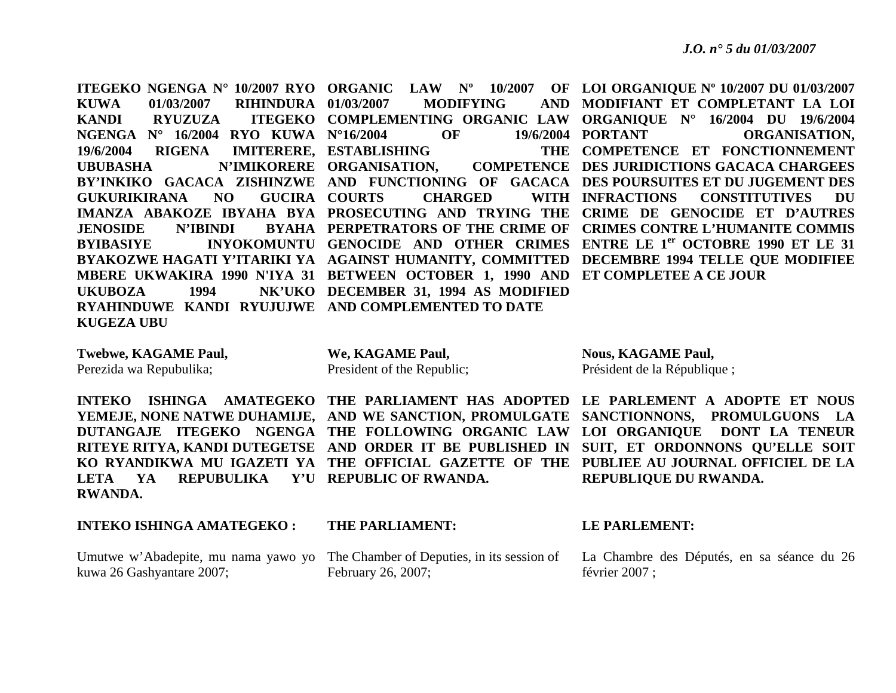**ITEGEKO NGENGA N° 10/2007 RYO KUWA 01/03/2007 RIHINDURA KANDI RYUZUZA ITEGEKO NGENGA N° 16/2004 RYO KUWA 19/6/2004 RIGENA IMITERERE, UBUBASHA N'IMIKORERE BY'INKIKO GACACA ZISHINZWE GUKURIKIRANA NO GUCIRA IMANZA ABAKOZE IBYAHA BYA JENOSIDE N'IBINDI BYAHA BYIBASIYE INYOKOMUNTU BYAKOZWE HAGATI Y'ITARIKI YA MBERE UKWAKIRA 1990 N'IYA 31 UKUBOZA 1994 NK'UKO RYAHINDUWE KANDI RYUJUJWE KUGEZA UBU**

**Twebwe, KAGAME Paul,**
Perezida wa Repubulika;

**INTEKO ISHINGA AMATEGEKO YEMEJE, NONE NATWE DUHAMIJE, DUTANGAJE ITEGEKO NGENGA RITEYE RITYA, KANDI DUTEGETSE KO RYANDIKWA MU IGAZETI YA LETA YA REPUBULIKA Y'U RWANDA.**

**INTEKO ISHINGA AMATEGEKO :**

Umutwe w'Abadepite, mu nama yawo yo kuwa 26 Gashyantare 2007;

**ORGANIC LAW Nº 10/2007 OF 01/03/2007 MODIFYING AND COMPLEMENTING ORGANIC LAW N°16/2004 OF 19/6/2004 ESTABLISHING THE ORGANISATION, COMPETENCE AND FUNCTIONING OF GACACA COURTS CHARGED WITH PROSECUTING AND TRYING THE PERPETRATORS OF THE CRIME OF GENOCIDE AND OTHER CRIMES AGAINST HUMANITY, COMMITTED BETWEEN OCTOBER 1, 1990 AND DECEMBER 31, 1994 AS MODIFIED AND COMPLEMENTED TO DATE**

**We, KAGAME Paul,**
President of the Republic;

**THE PARLIAMENT HAS ADOPTED AND WE SANCTION, PROMULGATE THE FOLLOWING ORGANIC LAW AND ORDER IT BE PUBLISHED IN THE OFFICIAL GAZETTE OF THE REPUBLIC OF RWANDA.**

**THE PARLIAMENT:**

The Chamber of Deputies, in its session of February 26, 2007;

**LOI ORGANIQUE Nº 10/2007 DU 01/03/2007 MODIFIANT ET COMPLETANT LA LOI ORGANIQUE N° 16/2004 DU 19/6/2004 PORTANT ORGANISATION, COMPETENCE ET FONCTIONNEMENT DES JURIDICTIONS GACACA CHARGEES DES POURSUITES ET DU JUGEMENT DES INFRACTIONS CONSTITUTIVES DU CRIME DE GENOCIDE ET D'AUTRES CRIMES CONTRE L'HUMANITE COMMIS ENTRE LE 1er OCTOBRE 1990 ET LE 31 DECEMBRE 1994 TELLE QUE MODIFIEE ET COMPLETEE A CE JOUR**

**Nous, KAGAME Paul,**
Président de la République ;

**LE PARLEMENT A ADOPTE ET NOUS SANCTIONNONS, PROMULGUONS LA LOI ORGANIQUE DONT LA TENEUR SUIT, ET ORDONNONS QU'ELLE SOIT PUBLIEE AU JOURNAL OFFICIEL DE LA REPUBLIQUE DU RWANDA.**

**LE PARLEMENT:**

La Chambre des Députés, en sa séance du 26 février 2007 ;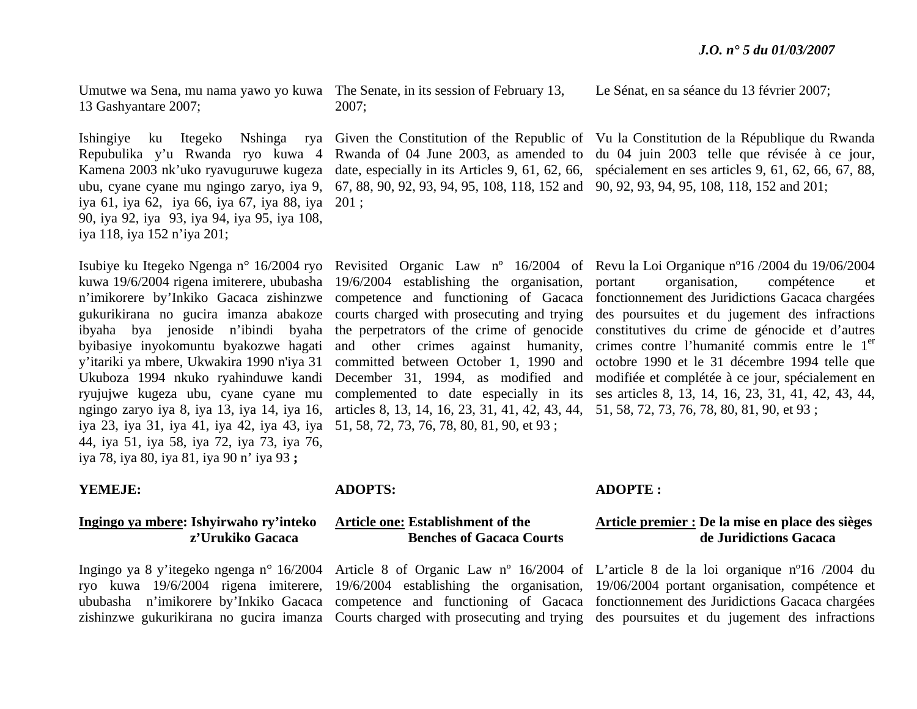Umutwe wa Sena, mu nama yawo yo kuwa 13 Gashyantare 2007;

Ishingiye ku Itegeko Nshinga rya Repubulika y'u Rwanda ryo kuwa 4 Kamena 2003 nk'uko ryavuguruwe kugeza ubu, cyane cyane mu ngingo zaryo, iya 9, iya 61, iya 62, iya 66, iya 67, iya 88, iya 90, iya 92, iya 93, iya 94, iya 95, iya 108, iya 118, iya 152 n'iya 201;

Isubiye ku Itegeko Ngenga n° 16/2004 ryo kuwa 19/6/2004 rigena imiterere, ububasha n'imikorere by'Inkiko Gacaca zishinzwe gukurikirana no gucira imanza abakoze ibyaha bya jenoside n'ibindi byaha byibasiye inyokomuntu byakozwe hagati y'itariki ya mbere, Ukwakira 1990 n'iya 31 Ukuboza 1994 nkuko ryahinduwe kandi ryujujwe kugeza ubu, cyane cyane mu ngingo zaryo iya 8, iya 13, iya 14, iya 16, iya 23, iya 31, iya 41, iya 42, iya 43, iya 44, iya 51, iya 58, iya 72, iya 73, iya 76, iya 78, iya 80, iya 81, iya 90 n' iya 93 **;**

**YEMEJE:**

**Ingingo ya mbere: Ishyirwaho ry'inteko z'Urukiko Gacaca**

Ingingo ya 8 y'itegeko ngenga n° 16/2004 ryo kuwa 19/6/2004 rigena imiterere, ububasha n'imikorere by'Inkiko Gacaca zishinzwe gukurikirana no gucira imanza

The Senate, in its session of February 13, 2007;

Given the Constitution of the Republic of Rwanda of 04 June 2003, as amended to date, especially in its Articles 9, 61, 62, 66, 67, 88, 90, 92, 93, 94, 95, 108, 118, 152 and 201 ;

Revisited Organic Law nº 16/2004 of 19/6/2004 establishing the organisation, competence and functioning of Gacaca courts charged with prosecuting and trying the perpetrators of the crime of genocide and other crimes against humanity, committed between October 1, 1990 and December 31, 1994, as modified and complemented to date especially in its articles 8, 13, 14, 16, 23, 31, 41, 42, 43, 44, 51, 58, 72, 73, 76, 78, 80, 81, 90, et 93 ;

**ADOPTS:**

**Article one: Establishment of the Benches of Gacaca Courts**

Article 8 of Organic Law nº 16/2004 of 19/6/2004 establishing the organisation, competence and functioning of Gacaca Courts charged with prosecuting and trying

Le Sénat, en sa séance du 13 février 2007;

Vu la Constitution de la République du Rwanda du 04 juin 2003 telle que révisée à ce jour, spécialement en ses articles 9, 61, 62, 66, 67, 88, 90, 92, 93, 94, 95, 108, 118, 152 and 201;

Revu la Loi Organique nº16 /2004 du 19/06/2004 portant organisation, compétence et fonctionnement des Juridictions Gacaca chargées des poursuites et du jugement des infractions constitutives du crime de génocide et d'autres crimes contre l'humanité commis entre le 1er octobre 1990 et le 31 décembre 1994 telle que modifiée et complétée à ce jour, spécialement en ses articles 8, 13, 14, 16, 23, 31, 41, 42, 43, 44, 51, 58, 72, 73, 76, 78, 80, 81, 90, et 93 ;

**ADOPTE :**

**Article premier : De la mise en place des sièges de Juridictions Gacaca**

L'article 8 de la loi organique nº16 /2004 du 19/06/2004 portant organisation, compétence et fonctionnement des Juridictions Gacaca chargées des poursuites et du jugement des infractions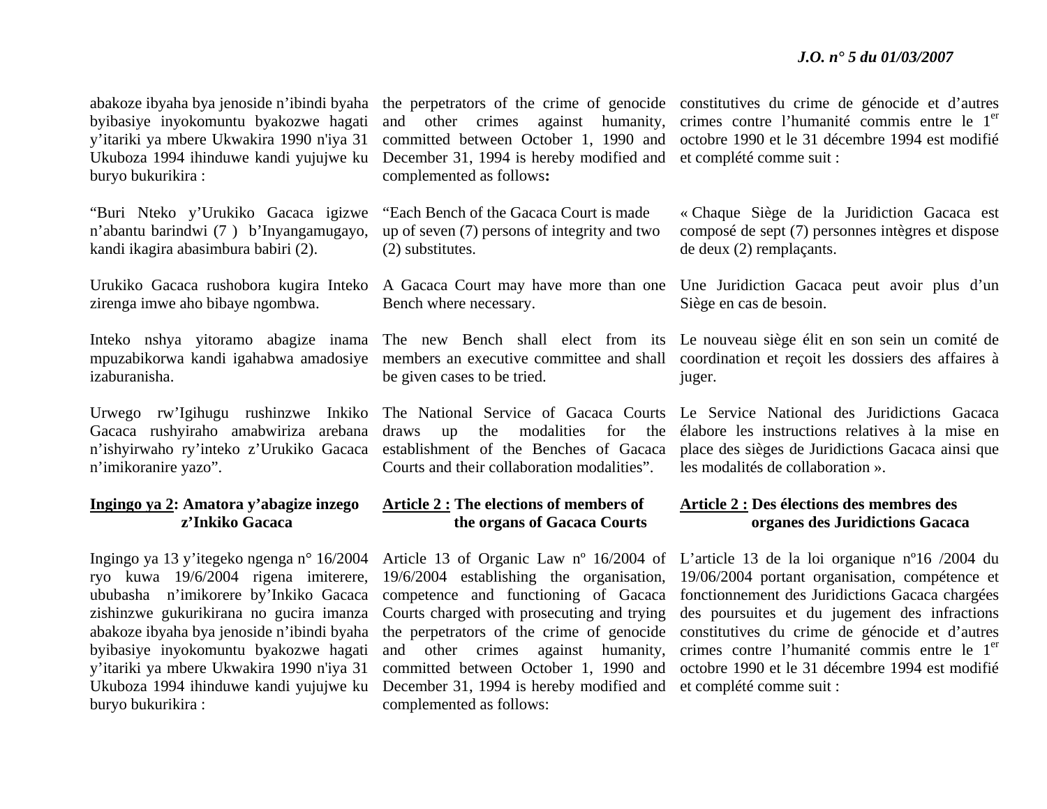abakoze ibyaha bya jenoside n'ibindi byaha byibasiye inyokomuntu byakozwe hagati y'itariki ya mbere Ukwakira 1990 n'iya 31 Ukuboza 1994 ihinduwe kandi yujujwe ku buryo bukurikira :

"Buri Nteko y'Urukiko Gacaca igizwe n'abantu barindwi (7 ) b'Inyangamugayo, kandi ikagira abasimbura babiri (2).

Urukiko Gacaca rushobora kugira Inteko zirenga imwe aho bibaye ngombwa.

Inteko nshya yitoramo abagize inama mpuzabikorwa kandi igahabwa amadosiye izaburanisha.

Urwego rw'Igihugu rushinzwe Inkiko Gacaca rushyiraho amabwiriza arebana n'ishyirwaho ry'inteko z'Urukiko Gacaca n'imikoranire yazo".

**Ingingo ya 2: Amatora y'abagize inzego z'Inkiko Gacaca**

Ingingo ya 13 y'itegeko ngenga n° 16/2004 ryo kuwa 19/6/2004 rigena imiterere, ububasha n'imikorere by'Inkiko Gacaca zishinzwe gukurikirana no gucira imanza abakoze ibyaha bya jenoside n'ibindi byaha byibasiye inyokomuntu byakozwe hagati y'itariki ya mbere Ukwakira 1990 n'iya 31 Ukuboza 1994 ihinduwe kandi yujujwe ku buryo bukurikira :

the perpetrators of the crime of genocide and other crimes against humanity, committed between October 1, 1990 and December 31, 1994 is hereby modified and complemented as follows**:**

"Each Bench of the Gacaca Court is made up of seven (7) persons of integrity and two (2) substitutes.

A Gacaca Court may have more than one Bench where necessary.

The new Bench shall elect from its members an executive committee and shall be given cases to be tried.

The National Service of Gacaca Courts draws up the modalities for the establishment of the Benches of Gacaca Courts and their collaboration modalities".

**Article 2 : The elections of members of the organs of Gacaca Courts**

Article 13 of Organic Law nº 16/2004 of 19/6/2004 establishing the organisation, competence and functioning of Gacaca Courts charged with prosecuting and trying the perpetrators of the crime of genocide and other crimes against humanity, committed between October 1, 1990 and December 31, 1994 is hereby modified and complemented as follows:

constitutives du crime de génocide et d'autres crimes contre l'humanité commis entre le 1er octobre 1990 et le 31 décembre 1994 est modifié et complété comme suit :

« Chaque Siège de la Juridiction Gacaca est composé de sept (7) personnes intègres et dispose de deux (2) remplaçants.

Une Juridiction Gacaca peut avoir plus d'un Siège en cas de besoin.

Le nouveau siège élit en son sein un comité de coordination et reçoit les dossiers des affaires à juger.

Le Service National des Juridictions Gacaca élabore les instructions relatives à la mise en place des sièges de Juridictions Gacaca ainsi que les modalités de collaboration ».

**Article 2 : Des élections des membres des organes des Juridictions Gacaca**

L'article 13 de la loi organique nº16 /2004 du 19/06/2004 portant organisation, compétence et fonctionnement des Juridictions Gacaca chargées des poursuites et du jugement des infractions constitutives du crime de génocide et d'autres crimes contre l'humanité commis entre le 1er octobre 1990 et le 31 décembre 1994 est modifié et complété comme suit :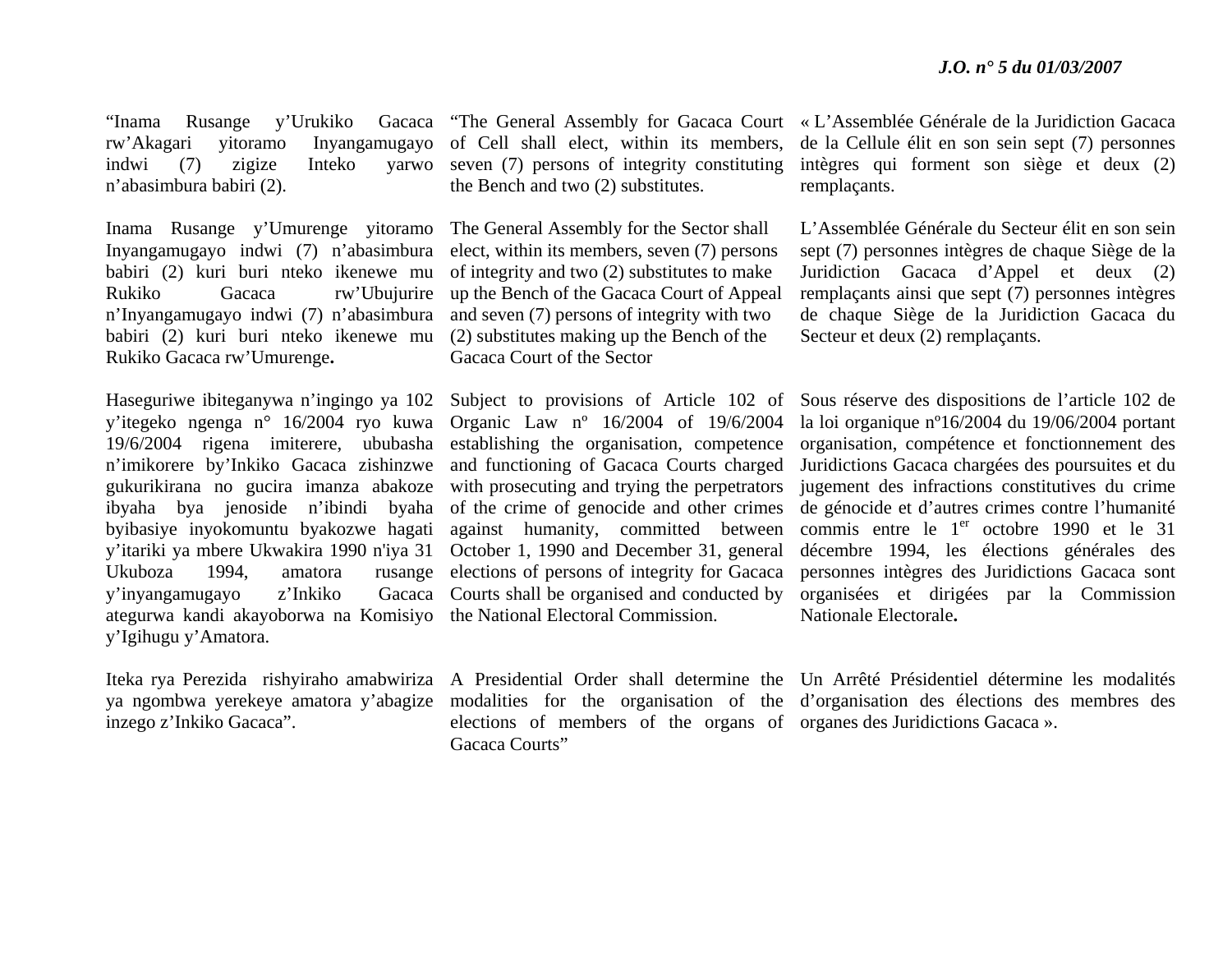“Inama Rusange y’Urukiko Gacaca rw’Akagari yitoramo Inyangamugayo indwi (7) zigize Inteko yarwo n’abasimbura babiri (2).

Inama Rusange y’Umurenge yitoramo Inyangamugayo indwi (7) n’abasimbura babiri (2) kuri buri nteko ikenewe mu Rukiko Gacaca rw’Ubujurire n’Inyangamugayo indwi (7) n’abasimbura babiri (2) kuri buri nteko ikenewe mu Rukiko Gacaca rw’Umurenge**.**

Haseguriwe ibiteganywa n’ingingo ya 102 y’itegeko ngenga n° 16/2004 ryo kuwa 19/6/2004 rigena imiterere, ububasha n’imikorere by’Inkiko Gacaca zishinzwe gukurikirana no gucira imanza abakoze ibyaha bya jenoside n’ibindi byaha byibasiye inyokomuntu byakozwe hagati y’itariki ya mbere Ukwakira 1990 n'iya 31 Ukuboza 1994, amatora rusange y’inyangamugayo z’Inkiko Gacaca ategurwa kandi akayoborwa na Komisiyo y’Igihugu y’Amatora.

Iteka rya Perezida rishyiraho amabwiriza ya ngombwa yerekeye amatora y’abagize inzego z’Inkiko Gacaca”.

“The General Assembly for Gacaca Court of Cell shall elect, within its members, seven (7) persons of integrity constituting the Bench and two (2) substitutes.

The General Assembly for the Sector shall elect, within its members, seven (7) persons of integrity and two (2) substitutes to make up the Bench of the Gacaca Court of Appeal and seven (7) persons of integrity with two (2) substitutes making up the Bench of the Gacaca Court of the Sector

Subject to provisions of Article 102 of Organic Law nº 16/2004 of 19/6/2004 establishing the organisation, competence and functioning of Gacaca Courts charged with prosecuting and trying the perpetrators of the crime of genocide and other crimes against humanity, committed between October 1, 1990 and December 31, general elections of persons of integrity for Gacaca Courts shall be organised and conducted by the National Electoral Commission.

A Presidential Order shall determine the modalities for the organisation of the elections of members of the organs of Gacaca Courts”

« L’Assemblée Générale de la Juridiction Gacaca de la Cellule élit en son sein sept (7) personnes intègres qui forment son siège et deux (2) remplaçants.

L’Assemblée Générale du Secteur élit en son sein sept (7) personnes intègres de chaque Siège de la Juridiction Gacaca d’Appel et deux (2) remplaçants ainsi que sept (7) personnes intègres de chaque Siège de la Juridiction Gacaca du Secteur et deux (2) remplaçants.

Sous réserve des dispositions de l’article 102 de la loi organique nº16/2004 du 19/06/2004 portant organisation, compétence et fonctionnement des Juridictions Gacaca chargées des poursuites et du jugement des infractions constitutives du crime de génocide et d’autres crimes contre l’humanité commis entre le 1er octobre 1990 et le 31 décembre 1994, les élections générales des personnes intègres des Juridictions Gacaca sont organisées et dirigées par la Commission Nationale Electorale**.**

Un Arrêté Présidentiel détermine les modalités d’organisation des élections des membres des organes des Juridictions Gacaca ».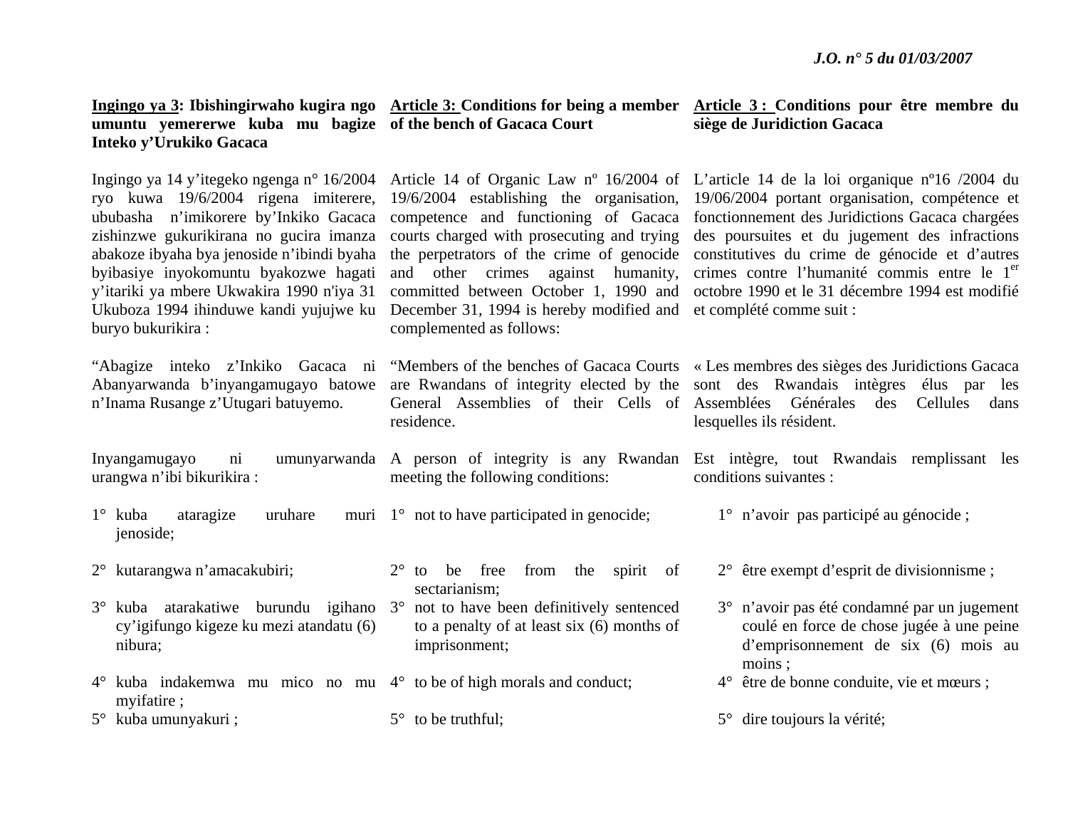**Ingingo ya 3: Ibishingirwaho kugira ngo umuntu yemererwe kuba mu bagize Inteko y'Urukiko Gacaca**

Ingingo ya 14 y'itegeko ngenga n° 16/2004 ryo kuwa 19/6/2004 rigena imiterere, ububasha n'imikorere by'Inkiko Gacaca zishinzwe gukurikirana no gucira imanza abakoze ibyaha bya jenoside n'ibindi byaha byibasiye inyokomuntu byakozwe hagati y'itariki ya mbere Ukwakira 1990 n'iya 31 Ukuboza 1994 ihinduwe kandi yujujwe ku buryo bukurikira :

"Abagize inteko z'Inkiko Gacaca ni Abanyarwanda b'inyangamugayo batowe n'Inama Rusange z'Utugari batuyemo.

Inyangamugayo ni umunyarwanda urangwa n'ibi bikurikira :

1° kuba ataragize uruhare muri jenoside;

2° kutarangwa n'amacakubiri;

3° kuba atarakatiwe burundu igihano cy'igifungo kigeze ku mezi atandatu (6) nibura;

4° kuba indakemwa mu mico no mu myifatire ;

5° kuba umunyakuri ;

**Article 3: Conditions for being a member of the bench of Gacaca Court**

Article 14 of Organic Law nº 16/2004 of 19/6/2004 establishing the organisation, competence and functioning of Gacaca courts charged with prosecuting and trying the perpetrators of the crime of genocide and other crimes against humanity, committed between October 1, 1990 and December 31, 1994 is hereby modified and complemented as follows:

"Members of the benches of Gacaca Courts are Rwandans of integrity elected by the General Assemblies of their Cells of residence.

A person of integrity is any Rwandan meeting the following conditions:

1° not to have participated in genocide;

2° to be free from the spirit of sectarianism;

3° not to have been definitively sentenced to a penalty of at least six (6) months of imprisonment;

4° to be of high morals and conduct;

5° to be truthful;

**Article 3 : Conditions pour être membre du siège de Juridiction Gacaca**

L'article 14 de la loi organique nº16 /2004 du 19/06/2004 portant organisation, compétence et fonctionnement des Juridictions Gacaca chargées des poursuites et du jugement des infractions constitutives du crime de génocide et d'autres crimes contre l'humanité commis entre le 1er octobre 1990 et le 31 décembre 1994 est modifié et complété comme suit :

« Les membres des sièges des Juridictions Gacaca sont des Rwandais intègres élus par les Assemblées Générales des Cellules dans lesquelles ils résident.

Est intègre, tout Rwandais remplissant les conditions suivantes :

1° n'avoir pas participé au génocide ;

2° être exempt d'esprit de divisionnisme ;

3° n'avoir pas été condamné par un jugement coulé en force de chose jugée à une peine d'emprisonnement de six (6) mois au moins ;

4° être de bonne conduite, vie et mœurs ;

5° dire toujours la vérité;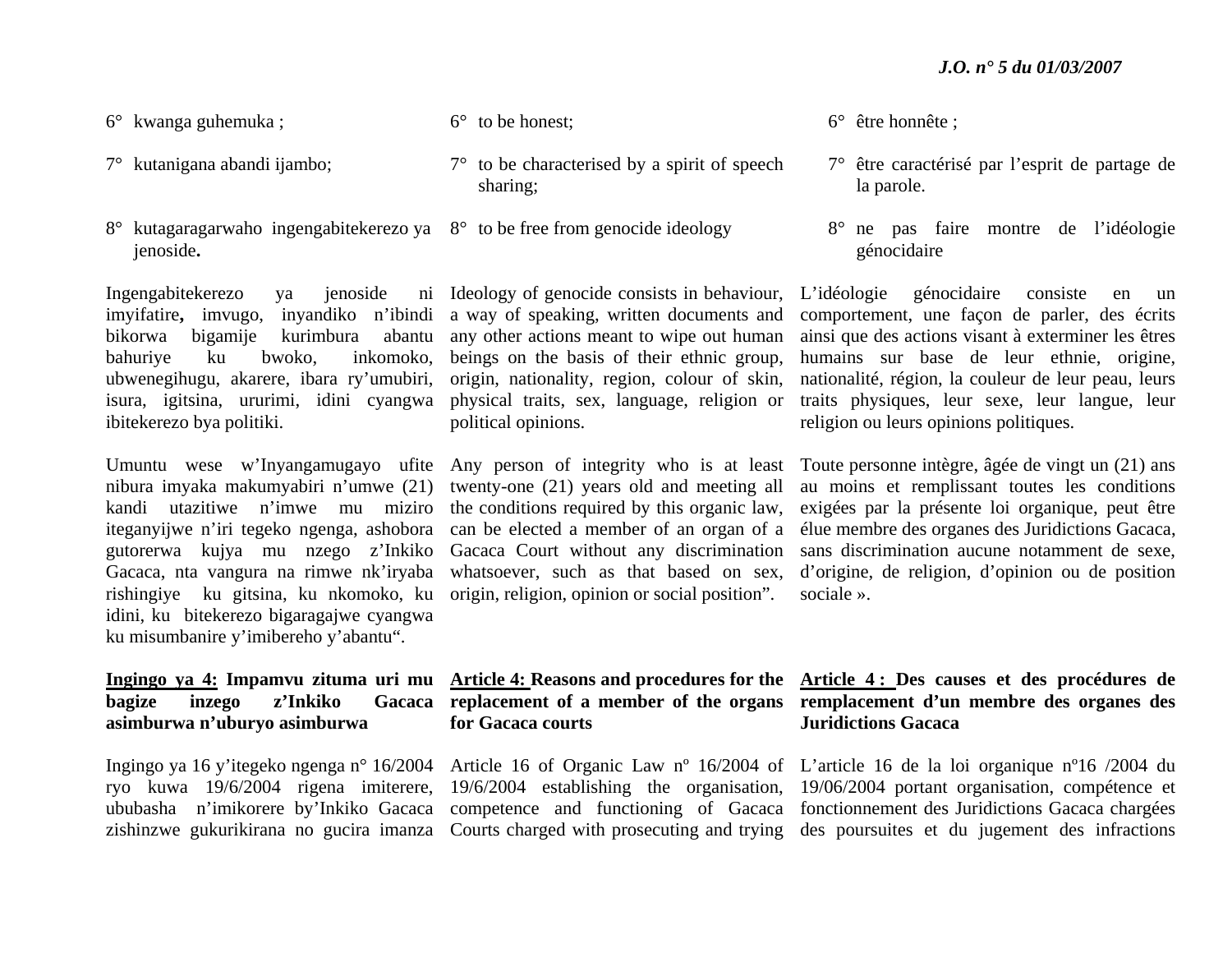6° kwanga guhemuka ;

7° kutanigana abandi ijambo;

8° kutagaragarwaho ingengabitekerezo ya jenoside**.**

Ingengabitekerezo ya jenoside ni imyifatire**,** imvugo, inyandiko n'ibindi bikorwa bigamije kurimbura abantu bahuriye ku bwoko, inkomoko, ubwenegihugu, akarere, ibara ry'umubiri, isura, igitsina, ururimi, idini cyangwa ibitekerezo bya politiki.

Umuntu wese w'Inyangamugayo ufite nibura imyaka makumyabiri n'umwe (21) kandi utazitiwe n'imwe mu miziro iteganyijwe n'iri tegeko ngenga, ashobora gutorerwa kujya mu nzego z'Inkiko Gacaca, nta vangura na rimwe nk'iryaba rishingiye ku gitsina, ku nkomoko, ku idini, ku bitekerezo bigaragajwe cyangwa ku misumbanire y'imibereho y'abantu".

**Ingingo ya 4: Impamvu zituma uri mu bagize inzego z'Inkiko Gacaca asimburwa n'uburyo asimburwa**

Ingingo ya 16 y'itegeko ngenga n° 16/2004 ryo kuwa 19/6/2004 rigena imiterere, ububasha n'imikorere by'Inkiko Gacaca zishinzwe gukurikirana no gucira imanza

6° to be honest;

7° to be characterised by a spirit of speech sharing;

8° to be free from genocide ideology

Ideology of genocide consists in behaviour, a way of speaking, written documents and any other actions meant to wipe out human beings on the basis of their ethnic group, origin, nationality, region, colour of skin, physical traits, sex, language, religion or political opinions.

Any person of integrity who is at least twenty-one (21) years old and meeting all the conditions required by this organic law, can be elected a member of an organ of a Gacaca Court without any discrimination whatsoever, such as that based on sex, origin, religion, opinion or social position".

**Article 4: Reasons and procedures for the replacement of a member of the organs for Gacaca courts**

Article 16 of Organic Law nº 16/2004 of 19/6/2004 establishing the organisation, competence and functioning of Gacaca Courts charged with prosecuting and trying

6° être honnête ;

7° être caractérisé par l'esprit de partage de la parole.

8° ne pas faire montre de l'idéologie génocidaire

L'idéologie génocidaire consiste en un comportement, une façon de parler, des écrits ainsi que des actions visant à exterminer les êtres humains sur base de leur ethnie, origine, nationalité, région, la couleur de leur peau, leurs traits physiques, leur sexe, leur langue, leur religion ou leurs opinions politiques.

Toute personne intègre, âgée de vingt un (21) ans au moins et remplissant toutes les conditions exigées par la présente loi organique, peut être élue membre des organes des Juridictions Gacaca, sans discrimination aucune notamment de sexe, d'origine, de religion, d'opinion ou de position sociale ».

**Article 4 : Des causes et des procédures de remplacement d'un membre des organes des Juridictions Gacaca**

L'article 16 de la loi organique nº16 /2004 du 19/06/2004 portant organisation, compétence et fonctionnement des Juridictions Gacaca chargées des poursuites et du jugement des infractions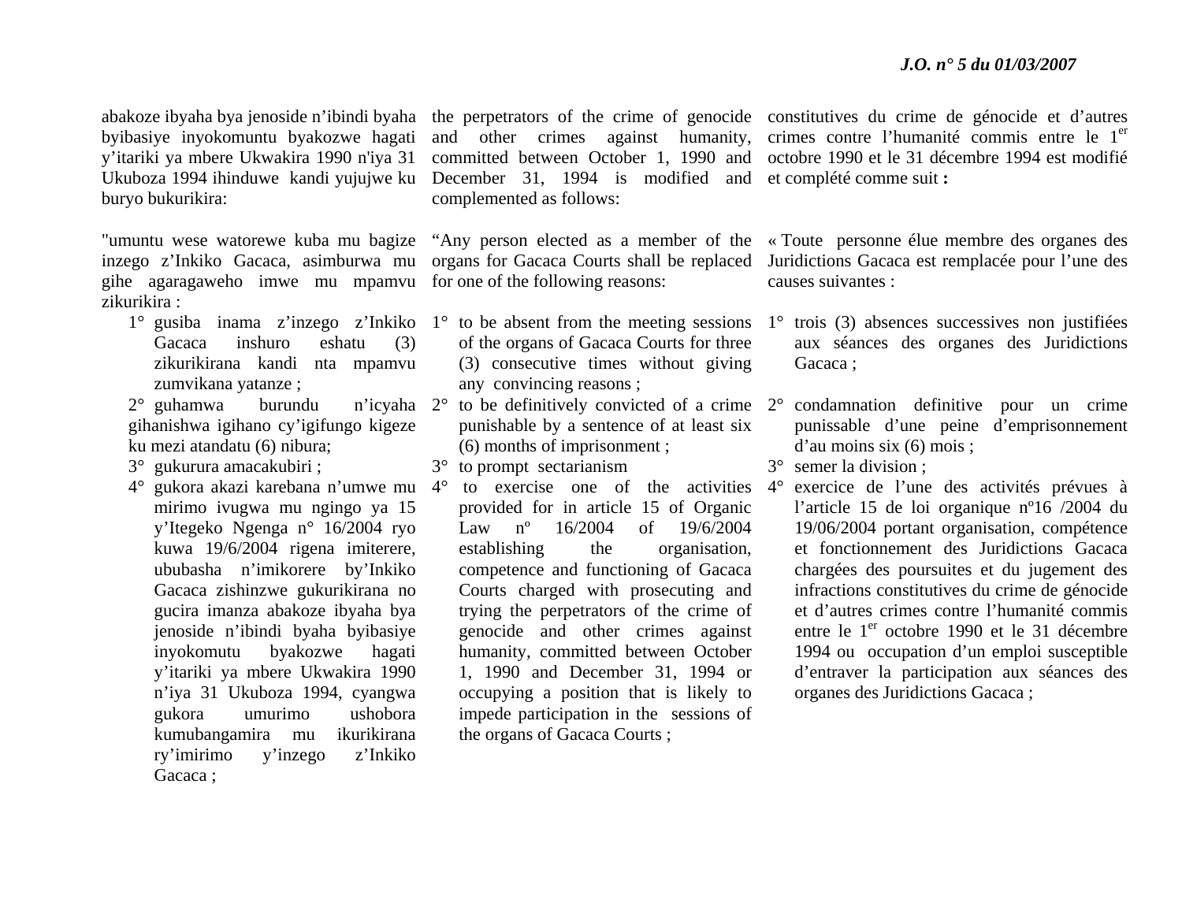abakoze ibyaha bya jenoside n'ibindi byaha byibasiye inyokomuntu byakozwe hagati y'itariki ya mbere Ukwakira 1990 n'iya 31 Ukuboza 1994 ihinduwe kandi yujujwe ku buryo bukurikira:

"umuntu wese watorewe kuba mu bagize inzego z'Inkiko Gacaca, asimburwa mu gihe agaragaweho imwe mu mpamvu zikurikira :

1° gusiba inama z'inzego z'Inkiko Gacaca inshuro eshatu (3) zikurikirana kandi nta mpamvu zumvikana yatanze ;
2° guhamwa burundu n'icyaha gihanishwa igihano cy'igifungo kigeze ku mezi atandatu (6) nibura;
3° gukurura amacakubiri ;
4° gukora akazi karebana n'umwe mu mirimo ivugwa mu ngingo ya 15 y'Itegeko Ngenga n° 16/2004 ryo kuwa 19/6/2004 rigena imiterere, ububasha n'imikorere by'Inkiko Gacaca zishinzwe gukurikirana no gucira imanza abakoze ibyaha bya jenoside n'ibindi byaha byibasiye inyokomutu byakozwe hagati y'itariki ya mbere Ukwakira 1990 n'iya 31 Ukuboza 1994, cyangwa gukora umurimo ushobora kumubangamira mu ikurikirana ry'imirimo y'inzego z'Inkiko Gacaca ;

the perpetrators of the crime of genocide and other crimes against humanity, committed between October 1, 1990 and December 31, 1994 is modified and complemented as follows:

"Any person elected as a member of the organs for Gacaca Courts shall be replaced for one of the following reasons:

1° to be absent from the meeting sessions of the organs of Gacaca Courts for three (3) consecutive times without giving any convincing reasons ;
2° to be definitively convicted of a crime punishable by a sentence of at least six (6) months of imprisonment ;
3° to prompt sectarianism
4° to exercise one of the activities provided for in article 15 of Organic Law nº 16/2004 of 19/6/2004 establishing the organisation, competence and functioning of Gacaca Courts charged with prosecuting and trying the perpetrators of the crime of genocide and other crimes against humanity, committed between October 1, 1990 and December 31, 1994 or occupying a position that is likely to impede participation in the sessions of the organs of Gacaca Courts ;

constitutives du crime de génocide et d'autres crimes contre l'humanité commis entre le 1er octobre 1990 et le 31 décembre 1994 est modifié et complété comme suit **:**

« Toute personne élue membre des organes des Juridictions Gacaca est remplacée pour l'une des causes suivantes :

1° trois (3) absences successives non justifiées aux séances des organes des Juridictions Gacaca ;
2° condamnation definitive pour un crime punissable d'une peine d'emprisonnement d'au moins six (6) mois ;
3° semer la division ;
4° exercice de l'une des activités prévues à l'article 15 de loi organique nº16 /2004 du 19/06/2004 portant organisation, compétence et fonctionnement des Juridictions Gacaca chargées des poursuites et du jugement des infractions constitutives du crime de génocide et d'autres crimes contre l'humanité commis entre le 1er octobre 1990 et le 31 décembre 1994 ou occupation d'un emploi susceptible d'entraver la participation aux séances des organes des Juridictions Gacaca ;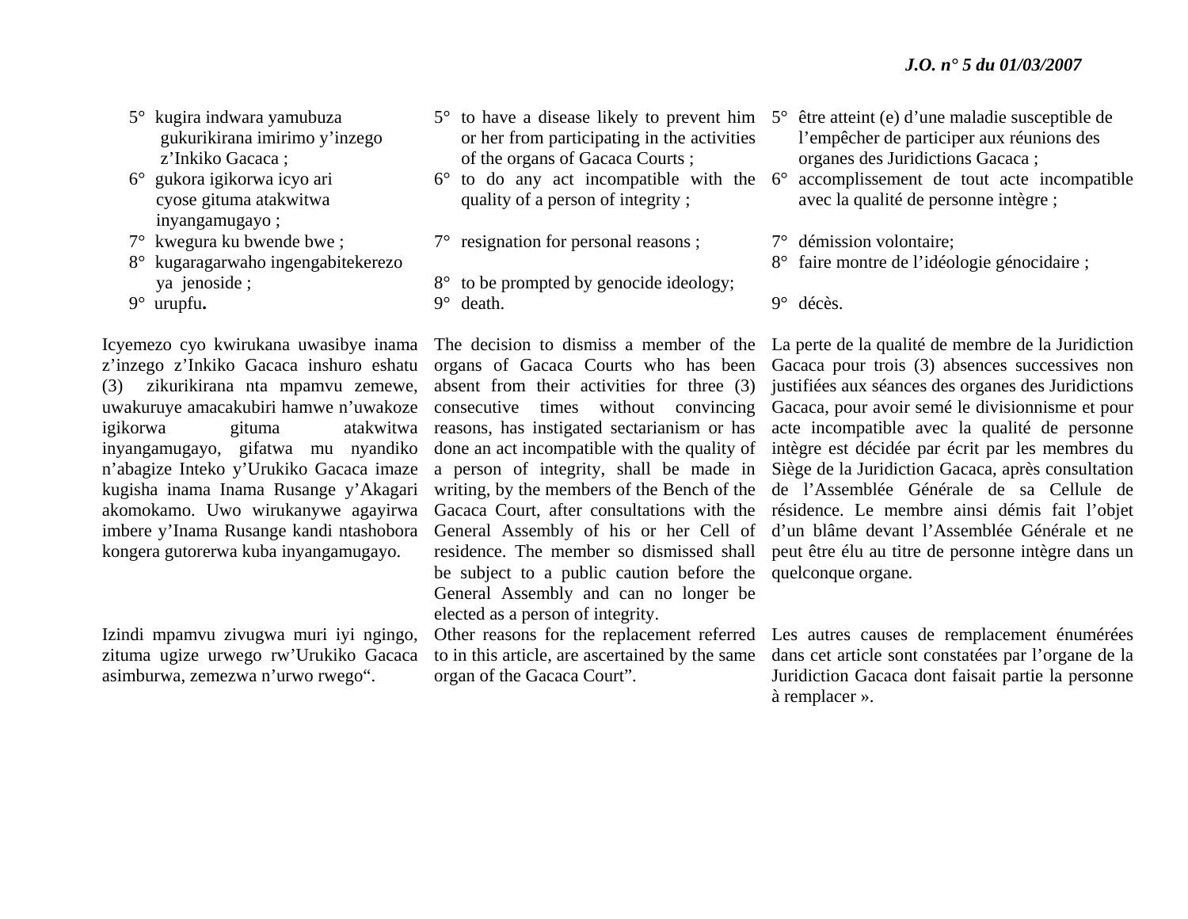5° kugira indwara yamubuza gukurikirana imirimo y'inzego z'Inkiko Gacaca ;
6° gukora igikorwa icyo ari cyose gituma atakwitwa inyangamugayo ;
7° kwegura ku bwende bwe ;
8° kugaragarwaho ingengabitekerezo ya jenoside ;
9° urupfu**.**

Icyemezo cyo kwirukana uwasibye inama z'inzego z'Inkiko Gacaca inshuro eshatu (3) zikurikirana nta mpamvu zemewe, uwakuruye amacakubiri hamwe n'uwakoze igikorwa gituma atakwitwa inyangamugayo, gifatwa mu nyandiko n'abagize Inteko y'Urukiko Gacaca imaze kugisha inama Inama Rusange y'Akagari akomokamo. Uwo wirukanywe agayirwa imbere y'Inama Rusange kandi ntashobora kongera gutorerwa kuba inyangamugayo.

Izindi mpamvu zivugwa muri iyi ngingo, zituma ugize urwego rw'Urukiko Gacaca asimburwa, zemezwa n'urwo rwego".

5° to have a disease likely to prevent him or her from participating in the activities of the organs of Gacaca Courts ;
6° to do any act incompatible with the quality of a person of integrity ;
7° resignation for personal reasons ;
8° to be prompted by genocide ideology;
9° death.

The decision to dismiss a member of the organs of Gacaca Courts who has been absent from their activities for three (3) consecutive times without convincing reasons, has instigated sectarianism or has done an act incompatible with the quality of a person of integrity, shall be made in writing, by the members of the Bench of the Gacaca Court, after consultations with the General Assembly of his or her Cell of residence. The member so dismissed shall be subject to a public caution before the General Assembly and can no longer be elected as a person of integrity.

Other reasons for the replacement referred to in this article, are ascertained by the same organ of the Gacaca Court".

5° être atteint (e) d'une maladie susceptible de l'empêcher de participer aux réunions des organes des Juridictions Gacaca ;
6° accomplissement de tout acte incompatible avec la qualité de personne intègre ;
7° démission volontaire;
8° faire montre de l'idéologie génocidaire ;
9° décès.

La perte de la qualité de membre de la Juridiction Gacaca pour trois (3) absences successives non justifiées aux séances des organes des Juridictions Gacaca, pour avoir semé le divisionnisme et pour acte incompatible avec la qualité de personne intègre est décidée par écrit par les membres du Siège de la Juridiction Gacaca, après consultation de l'Assemblée Générale de sa Cellule de résidence. Le membre ainsi démis fait l'objet d'un blâme devant l'Assemblée Générale et ne peut être élu au titre de personne intègre dans un quelconque organe.

Les autres causes de remplacement énumérées dans cet article sont constatées par l'organe de la Juridiction Gacaca dont faisait partie la personne à remplacer ».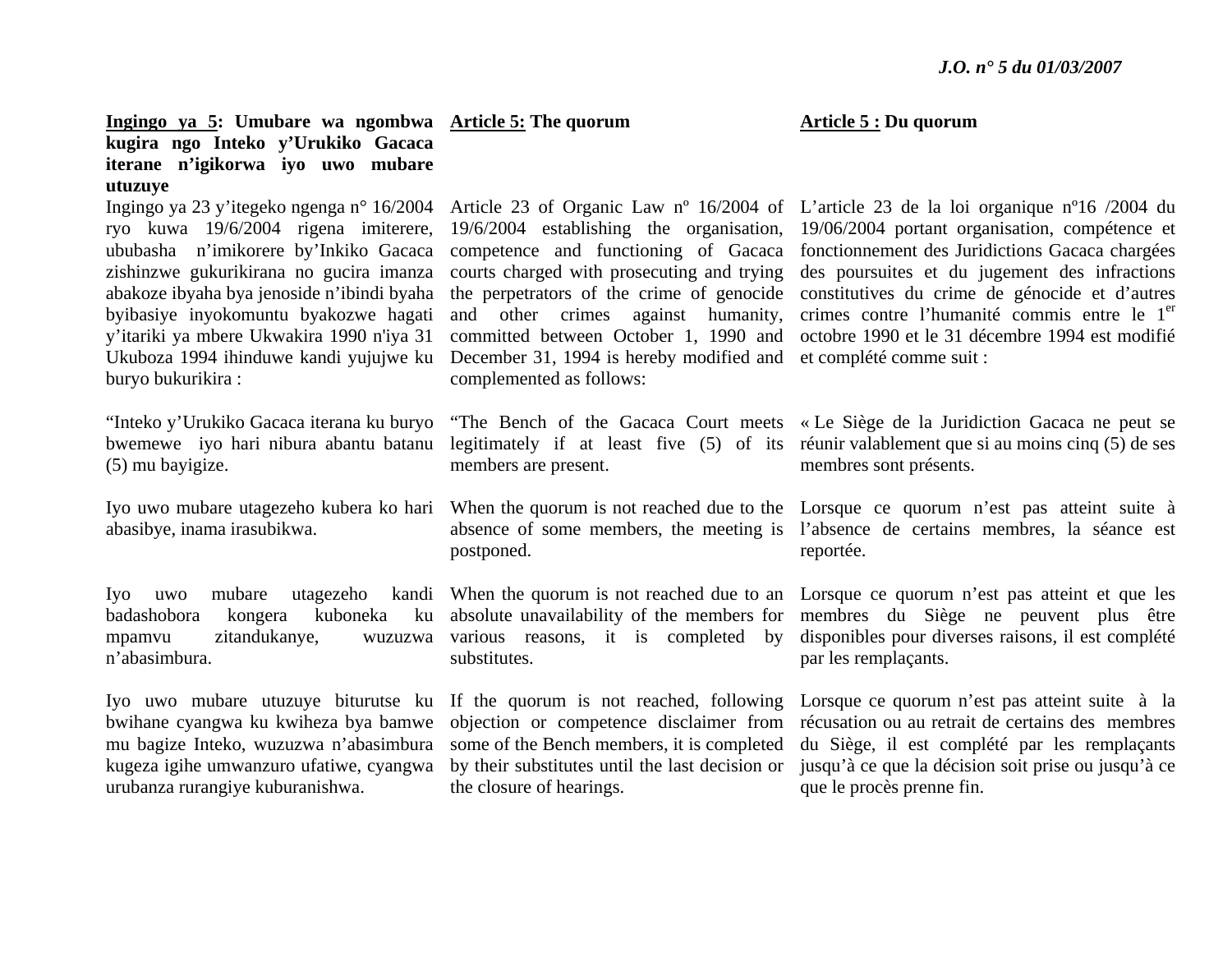**Ingingo ya 5: Umubare wa ngombwa kugira ngo Inteko y'Urukiko Gacaca iterane n'igikorwa iyo uwo mubare utuzuye**

Ingingo ya 23 y'itegeko ngenga n° 16/2004 ryo kuwa 19/6/2004 rigena imiterere, ububasha n'imikorere by'Inkiko Gacaca zishinzwe gukurikirana no gucira imanza abakoze ibyaha bya jenoside n'ibindi byaha byibasiye inyokomuntu byakozwe hagati y'itariki ya mbere Ukwakira 1990 n'iya 31 Ukuboza 1994 ihinduwe kandi yujujwe ku buryo bukurikira :

"Inteko y'Urukiko Gacaca iterana ku buryo bwemewe iyo hari nibura abantu batanu (5) mu bayigize.

Iyo uwo mubare utagezeho kubera ko hari abasibye, inama irasubikwa.

Iyo uwo mubare utagezeho kandi badashobora kongera kuboneka ku mpamvu zitandukanye, wuzuzwa n'abasimbura.

Iyo uwo mubare utuzuye biturutse ku bwihane cyangwa ku kwiheza bya bamwe mu bagize Inteko, wuzuzwa n'abasimbura kugeza igihe umwanzuro ufatiwe, cyangwa urubanza rurangiye kuburanishwa.

**Article 5: The quorum**

Article 23 of Organic Law nº 16/2004 of 19/6/2004 establishing the organisation, competence and functioning of Gacaca courts charged with prosecuting and trying the perpetrators of the crime of genocide and other crimes against humanity, committed between October 1, 1990 and December 31, 1994 is hereby modified and complemented as follows:

"The Bench of the Gacaca Court meets legitimately if at least five (5) of its members are present.

When the quorum is not reached due to the absence of some members, the meeting is postponed.

When the quorum is not reached due to an absolute unavailability of the members for various reasons, it is completed by substitutes.

If the quorum is not reached, following objection or competence disclaimer from some of the Bench members, it is completed by their substitutes until the last decision or the closure of hearings.

**Article 5 : Du quorum**

L'article 23 de la loi organique nº16 /2004 du 19/06/2004 portant organisation, compétence et fonctionnement des Juridictions Gacaca chargées des poursuites et du jugement des infractions constitutives du crime de génocide et d'autres crimes contre l'humanité commis entre le 1er octobre 1990 et le 31 décembre 1994 est modifié et complété comme suit :

« Le Siège de la Juridiction Gacaca ne peut se réunir valablement que si au moins cinq (5) de ses membres sont présents.

Lorsque ce quorum n'est pas atteint suite à l'absence de certains membres, la séance est reportée.

Lorsque ce quorum n'est pas atteint et que les membres du Siège ne peuvent plus être disponibles pour diverses raisons, il est complété par les remplaçants.

Lorsque ce quorum n'est pas atteint suite à la récusation ou au retrait de certains des membres du Siège, il est complété par les remplaçants jusqu'à ce que la décision soit prise ou jusqu'à ce que le procès prenne fin.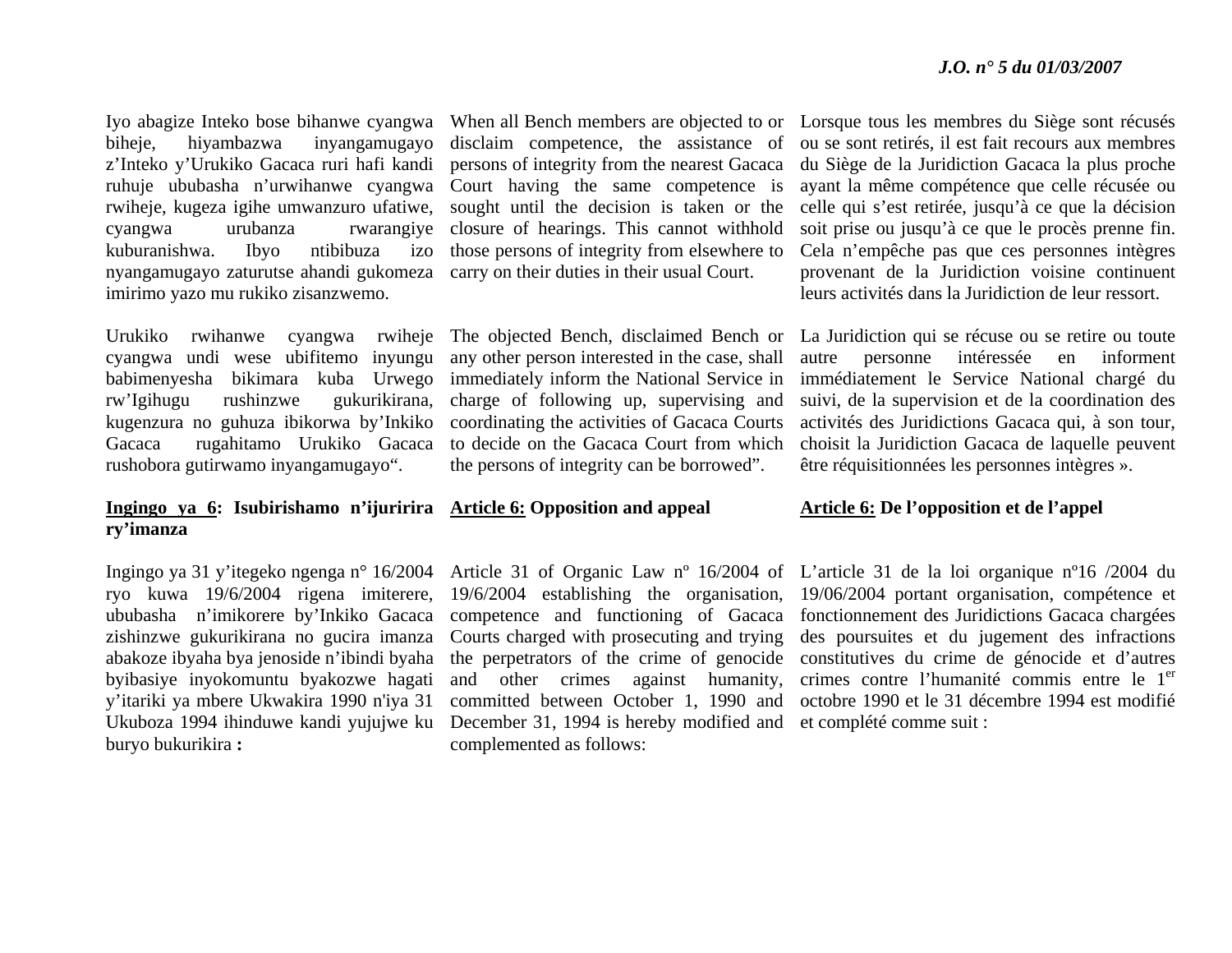Iyo abagize Inteko bose bihanwe cyangwa biheje, hiyambazwa inyangamugayo z'Inteko y'Urukiko Gacaca ruri hafi kandi ruhuje ububasha n'urwihanwe cyangwa rwiheje, kugeza igihe umwanzuro ufatiwe, cyangwa urubanza rwarangiye kuburanishwa. Ibyo ntibibuza izo nyangamugayo zaturutse ahandi gukomeza imirimo yazo mu rukiko zisanzwemo.

Urukiko rwihanwe cyangwa rwiheje cyangwa undi wese ubifitemo inyungu babimenyesha bikimara kuba Urwego rw'Igihugu rushinzwe gukurikirana, kugenzura no guhuza ibikorwa by'Inkiko Gacaca rugahitamo Urukiko Gacaca rushobora gutirwamo inyangamugayo".

**<u>Ingingo ya 6</u>: Isubirishamo n'ijuririra ry'imanza**

Ingingo ya 31 y'itegeko ngenga n° 16/2004 ryo kuwa 19/6/2004 rigena imiterere, ububasha n'imikorere by'Inkiko Gacaca zishinzwe gukurikirana no gucira imanza abakoze ibyaha bya jenoside n'ibindi byaha byibasiye inyokomuntu byakozwe hagati y'itariki ya mbere Ukwakira 1990 n'iya 31 Ukuboza 1994 ihinduwe kandi yujujwe ku buryo bukurikira **:**

When all Bench members are objected to or disclaim competence, the assistance of persons of integrity from the nearest Gacaca Court having the same competence is sought until the decision is taken or the closure of hearings. This cannot withhold those persons of integrity from elsewhere to carry on their duties in their usual Court.

The objected Bench, disclaimed Bench or any other person interested in the case, shall immediately inform the National Service in charge of following up, supervising and coordinating the activities of Gacaca Courts to decide on the Gacaca Court from which the persons of integrity can be borrowed".

**<u>Article 6:</u> Opposition and appeal**

Article 31 of Organic Law nº 16/2004 of 19/6/2004 establishing the organisation, competence and functioning of Gacaca Courts charged with prosecuting and trying the perpetrators of the crime of genocide and other crimes against humanity, committed between October 1, 1990 and December 31, 1994 is hereby modified and complemented as follows:

Lorsque tous les membres du Siège sont récusés ou se sont retirés, il est fait recours aux membres du Siège de la Juridiction Gacaca la plus proche ayant la même compétence que celle récusée ou celle qui s'est retirée, jusqu'à ce que la décision soit prise ou jusqu'à ce que le procès prenne fin. Cela n'empêche pas que ces personnes intègres provenant de la Juridiction voisine continuent leurs activités dans la Juridiction de leur ressort.

La Juridiction qui se récuse ou se retire ou toute autre personne intéressée en informent immédiatement le Service National chargé du suivi, de la supervision et de la coordination des activités des Juridictions Gacaca qui, à son tour, choisit la Juridiction Gacaca de laquelle peuvent être réquisitionnées les personnes intègres ».

**<u>Article 6:</u> De l'opposition et de l'appel**

L'article 31 de la loi organique nº16 /2004 du 19/06/2004 portant organisation, compétence et fonctionnement des Juridictions Gacaca chargées des poursuites et du jugement des infractions constitutives du crime de génocide et d'autres crimes contre l'humanité commis entre le 1er octobre 1990 et le 31 décembre 1994 est modifié et complété comme suit :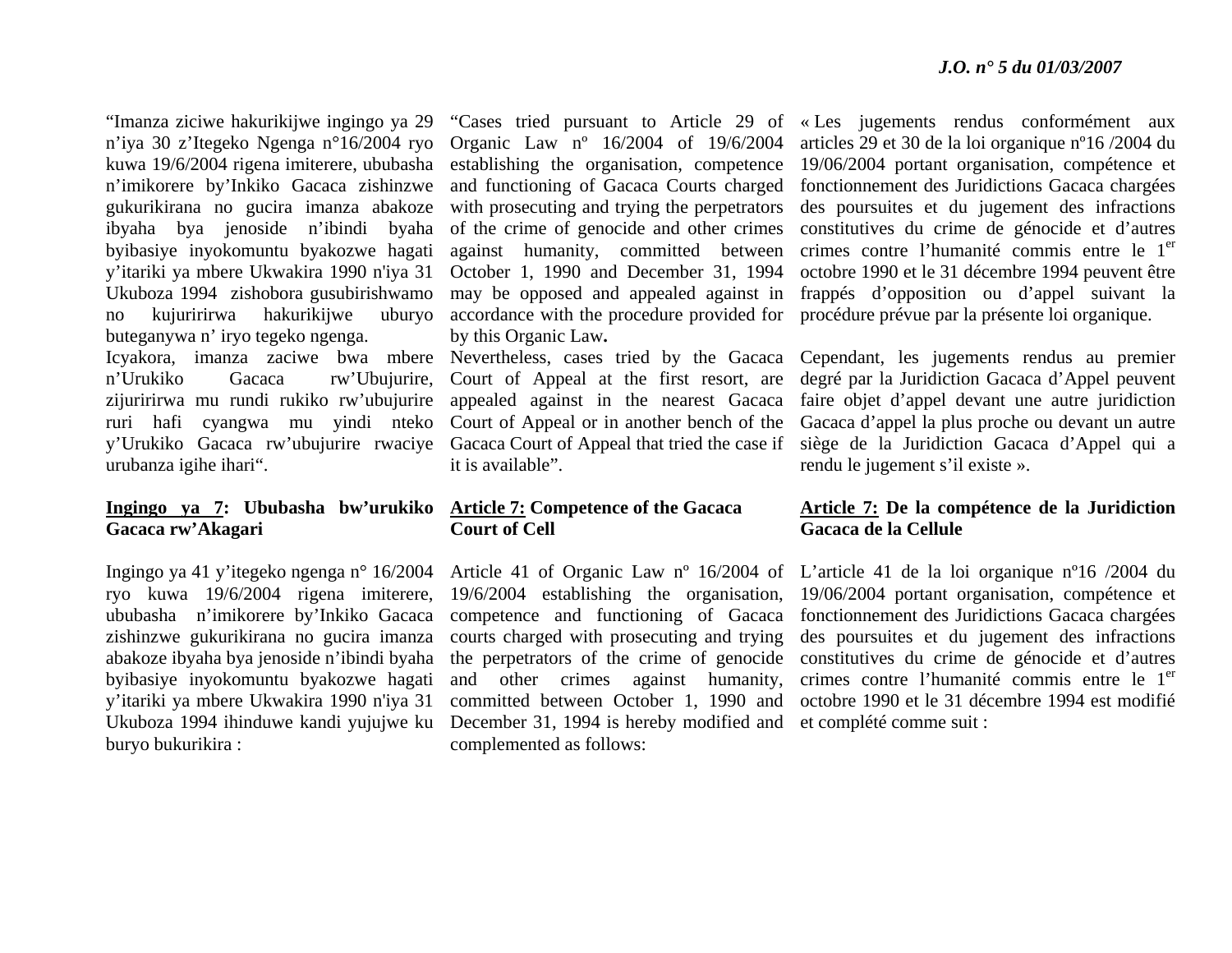"Imanza ziciwe hakurikijwe ingingo ya 29 n'iya 30 z'Itegeko Ngenga n°16/2004 ryo kuwa 19/6/2004 rigena imiterere, ububasha n'imikorere by'Inkiko Gacaca zishinzwe gukurikirana no gucira imanza abakoze ibyaha bya jenoside n'ibindi byaha byibasiye inyokomuntu byakozwe hagati y'itariki ya mbere Ukwakira 1990 n'iya 31 Ukuboza 1994 zishobora gusubirishwamo no kujuririrwa hakurikijwe uburyo buteganywa n' iryo tegeko ngenga.

Icyakora, imanza zaciwe bwa mbere n'Urukiko Gacaca rw'Ubujurire, zijuririrwa mu rundi rukiko rw'ubujurire ruri hafi cyangwa mu yindi nteko y'Urukiko Gacaca rw'ubujurire rwaciye urubanza igihe ihari".

**Ingingo ya 7: Ububasha bw'urukiko Gacaca rw'Akagari**

Ingingo ya 41 y'itegeko ngenga n° 16/2004 ryo kuwa 19/6/2004 rigena imiterere, ububasha n'imikorere by'Inkiko Gacaca zishinzwe gukurikirana no gucira imanza abakoze ibyaha bya jenoside n'ibindi byaha byibasiye inyokomuntu byakozwe hagati y'itariki ya mbere Ukwakira 1990 n'iya 31 Ukuboza 1994 ihinduwe kandi yujujwe ku buryo bukurikira :

"Cases tried pursuant to Article 29 of Organic Law nº 16/2004 of 19/6/2004 establishing the organisation, competence and functioning of Gacaca Courts charged with prosecuting and trying the perpetrators of the crime of genocide and other crimes against humanity, committed between October 1, 1990 and December 31, 1994 may be opposed and appealed against in accordance with the procedure provided for by this Organic Law**.**

Nevertheless, cases tried by the Gacaca Court of Appeal at the first resort, are appealed against in the nearest Gacaca Court of Appeal or in another bench of the Gacaca Court of Appeal that tried the case if it is available".

**Article 7: Competence of the Gacaca Court of Cell**

Article 41 of Organic Law nº 16/2004 of 19/6/2004 establishing the organisation, competence and functioning of Gacaca courts charged with prosecuting and trying the perpetrators of the crime of genocide and other crimes against humanity, committed between October 1, 1990 and December 31, 1994 is hereby modified and complemented as follows:

« Les jugements rendus conformément aux articles 29 et 30 de la loi organique nº16 /2004 du 19/06/2004 portant organisation, compétence et fonctionnement des Juridictions Gacaca chargées des poursuites et du jugement des infractions constitutives du crime de génocide et d'autres crimes contre l'humanité commis entre le 1er octobre 1990 et le 31 décembre 1994 peuvent être frappés d'opposition ou d'appel suivant la procédure prévue par la présente loi organique.

Cependant, les jugements rendus au premier degré par la Juridiction Gacaca d'Appel peuvent faire objet d'appel devant une autre juridiction Gacaca d'appel la plus proche ou devant un autre siège de la Juridiction Gacaca d'Appel qui a rendu le jugement s'il existe ».

**Article 7: De la compétence de la Juridiction Gacaca de la Cellule**

L'article 41 de la loi organique nº16 /2004 du 19/06/2004 portant organisation, compétence et fonctionnement des Juridictions Gacaca chargées des poursuites et du jugement des infractions constitutives du crime de génocide et d'autres crimes contre l'humanité commis entre le 1er octobre 1990 et le 31 décembre 1994 est modifié et complété comme suit :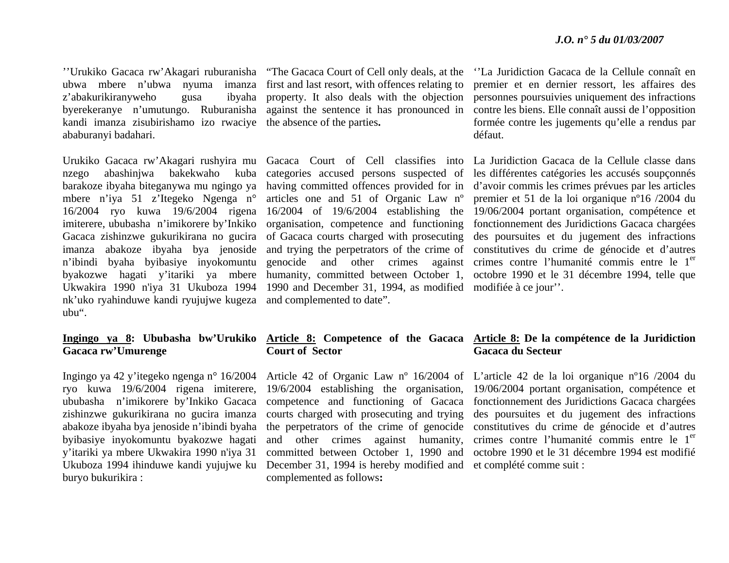''Urukiko Gacaca rw'Akagari ruburanisha ubwa mbere n'ubwa nyuma imanza z'abakurikiranyweho gusa ibyaha byerekeranye n'umutungo. Ruburanisha kandi imanza zisubirishamo izo rwaciye ababuranyi badahari.

Urukiko Gacaca rw'Akagari rushyira mu nzego abashinjwa bakekwaho kuba barakoze ibyaha biteganywa mu ngingo ya mbere n'iya 51 z'Itegeko Ngenga n° 16/2004 ryo kuwa 19/6/2004 rigena imiterere, ububasha n'imikorere by'Inkiko Gacaca zishinzwe gukurikirana no gucira imanza abakoze ibyaha bya jenoside n'ibindi byaha byibasiye inyokomuntu byakozwe hagati y'itariki ya mbere Ukwakira 1990 n'iya 31 Ukuboza 1994 nk'uko ryahinduwe kandi ryujujwe kugeza ubu".

"The Gacaca Court of Cell only deals, at the first and last resort, with offences relating to property. It also deals with the objection against the sentence it has pronounced in the absence of the parties**.**

Gacaca Court of Cell classifies into categories accused persons suspected of having committed offences provided for in articles one and 51 of Organic Law nº 16/2004 of 19/6/2004 establishing the organisation, competence and functioning of Gacaca courts charged with prosecuting and trying the perpetrators of the crime of genocide and other crimes against humanity, committed between October 1, 1990 and December 31, 1994, as modified and complemented to date".

''La Juridiction Gacaca de la Cellule connaît en premier et en dernier ressort, les affaires des personnes poursuivies uniquement des infractions contre les biens. Elle connaît aussi de l'opposition formée contre les jugements qu'elle a rendus par défaut.

La Juridiction Gacaca de la Cellule classe dans les différentes catégories les accusés soupçonnés d'avoir commis les crimes prévues par les articles premier et 51 de la loi organique nº16 /2004 du 19/06/2004 portant organisation, compétence et fonctionnement des Juridictions Gacaca chargées des poursuites et du jugement des infractions constitutives du crime de génocide et d'autres crimes contre l'humanité commis entre le 1er octobre 1990 et le 31 décembre 1994, telle que modifiée à ce jour''.

**Ingingo ya 8: Ububasha bw'Urukiko Gacaca rw'Umurenge**

Ingingo ya 42 y'itegeko ngenga n° 16/2004 ryo kuwa 19/6/2004 rigena imiterere, ububasha n'imikorere by'Inkiko Gacaca zishinzwe gukurikirana no gucira imanza abakoze ibyaha bya jenoside n'ibindi byaha byibasiye inyokomuntu byakozwe hagati y'itariki ya mbere Ukwakira 1990 n'iya 31 Ukuboza 1994 ihinduwe kandi yujujwe ku buryo bukurikira :

**Article 8: Competence of the Gacaca Court of Sector**

Article 42 of Organic Law nº 16/2004 of 19/6/2004 establishing the organisation, competence and functioning of Gacaca courts charged with prosecuting and trying the perpetrators of the crime of genocide and other crimes against humanity, committed between October 1, 1990 and December 31, 1994 is hereby modified and complemented as follows**:**

**Article 8: De la compétence de la Juridiction Gacaca du Secteur**

L'article 42 de la loi organique nº16 /2004 du 19/06/2004 portant organisation, compétence et fonctionnement des Juridictions Gacaca chargées des poursuites et du jugement des infractions constitutives du crime de génocide et d'autres crimes contre l'humanité commis entre le 1er octobre 1990 et le 31 décembre 1994 est modifié et complété comme suit :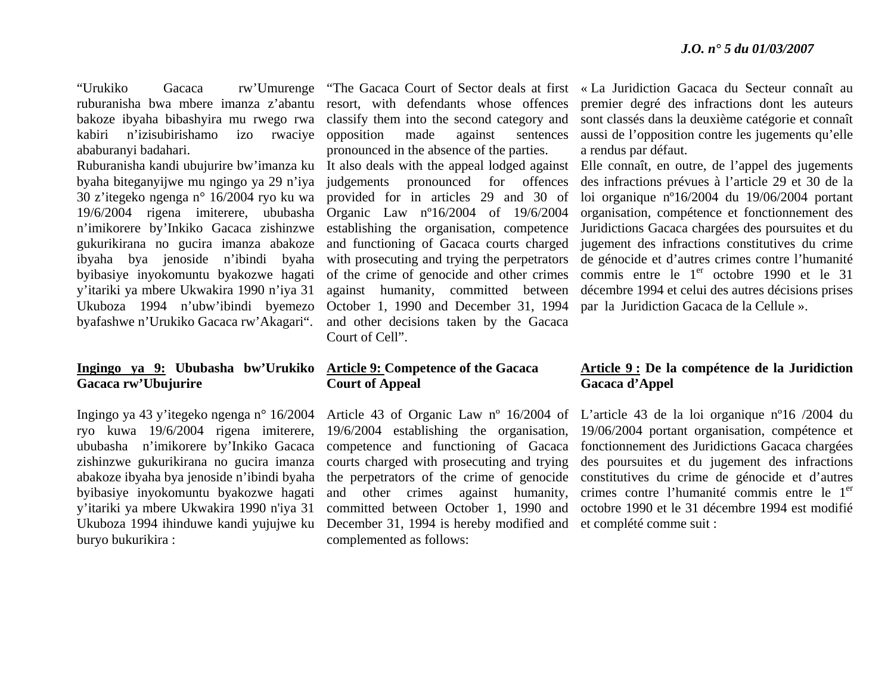"Urukiko Gacaca rw'Umurenge ruburanisha bwa mbere imanza z'abantu bakoze ibyaha bibashyira mu rwego rwa kabiri n'izisubirishamo izo rwaciye ababuranyi badahari.
Ruburanisha kandi ubujurire bw'imanza ku byaha biteganyijwe mu ngingo ya 29 n'iya 30 z'itegeko ngenga n° 16/2004 ryo ku wa 19/6/2004 rigena imiterere, ububasha n'imikorere by'Inkiko Gacaca zishinzwe gukurikirana no gucira imanza abakoze ibyaha bya jenoside n'ibindi byaha byibasiye inyokomuntu byakozwe hagati y'itariki ya mbere Ukwakira 1990 n'iya 31 Ukuboza 1994 n'ubw'ibindi byemezo byafashwe n'Urukiko Gacaca rw'Akagari".

"The Gacaca Court of Sector deals at first resort, with defendants whose offences classify them into the second category and opposition made against sentences pronounced in the absence of the parties.
It also deals with the appeal lodged against judgements pronounced for offences provided for in articles 29 and 30 of Organic Law nº16/2004 of 19/6/2004 establishing the organisation, competence and functioning of Gacaca courts charged with prosecuting and trying the perpetrators of the crime of genocide and other crimes against humanity, committed between October 1, 1990 and December 31, 1994 and other decisions taken by the Gacaca Court of Cell".

« La Juridiction Gacaca du Secteur connaît au premier degré des infractions dont les auteurs sont classés dans la deuxième catégorie et connaît aussi de l'opposition contre les jugements qu'elle a rendus par défaut.
Elle connaît, en outre, de l'appel des jugements des infractions prévues à l'article 29 et 30 de la loi organique nº16/2004 du 19/06/2004 portant organisation, compétence et fonctionnement des Juridictions Gacaca chargées des poursuites et du jugement des infractions constitutives du crime de génocide et d'autres crimes contre l'humanité commis entre le 1er octobre 1990 et le 31 décembre 1994 et celui des autres décisions prises par la Juridiction Gacaca de la Cellule ».

**<u>Ingingo ya 9:</u> Ububasha bw'Urukiko Gacaca rw'Ubujurire**

Ingingo ya 43 y'itegeko ngenga n° 16/2004 ryo kuwa 19/6/2004 rigena imiterere, ububasha n'imikorere by'Inkiko Gacaca zishinzwe gukurikirana no gucira imanza abakoze ibyaha bya jenoside n'ibindi byaha byibasiye inyokomuntu byakozwe hagati y'itariki ya mbere Ukwakira 1990 n'iya 31 Ukuboza 1994 ihinduwe kandi yujujwe ku buryo bukurikira :

**<u>Article 9:</u> Competence of the Gacaca Court of Appeal**

Article 43 of Organic Law nº 16/2004 of 19/6/2004 establishing the organisation, competence and functioning of Gacaca courts charged with prosecuting and trying the perpetrators of the crime of genocide and other crimes against humanity, committed between October 1, 1990 and December 31, 1994 is hereby modified and complemented as follows:

**<u>Article 9 :</u> De la compétence de la Juridiction Gacaca d'Appel**

L'article 43 de la loi organique nº16 /2004 du 19/06/2004 portant organisation, compétence et fonctionnement des Juridictions Gacaca chargées des poursuites et du jugement des infractions constitutives du crime de génocide et d'autres crimes contre l'humanité commis entre le 1er octobre 1990 et le 31 décembre 1994 est modifié et complété comme suit :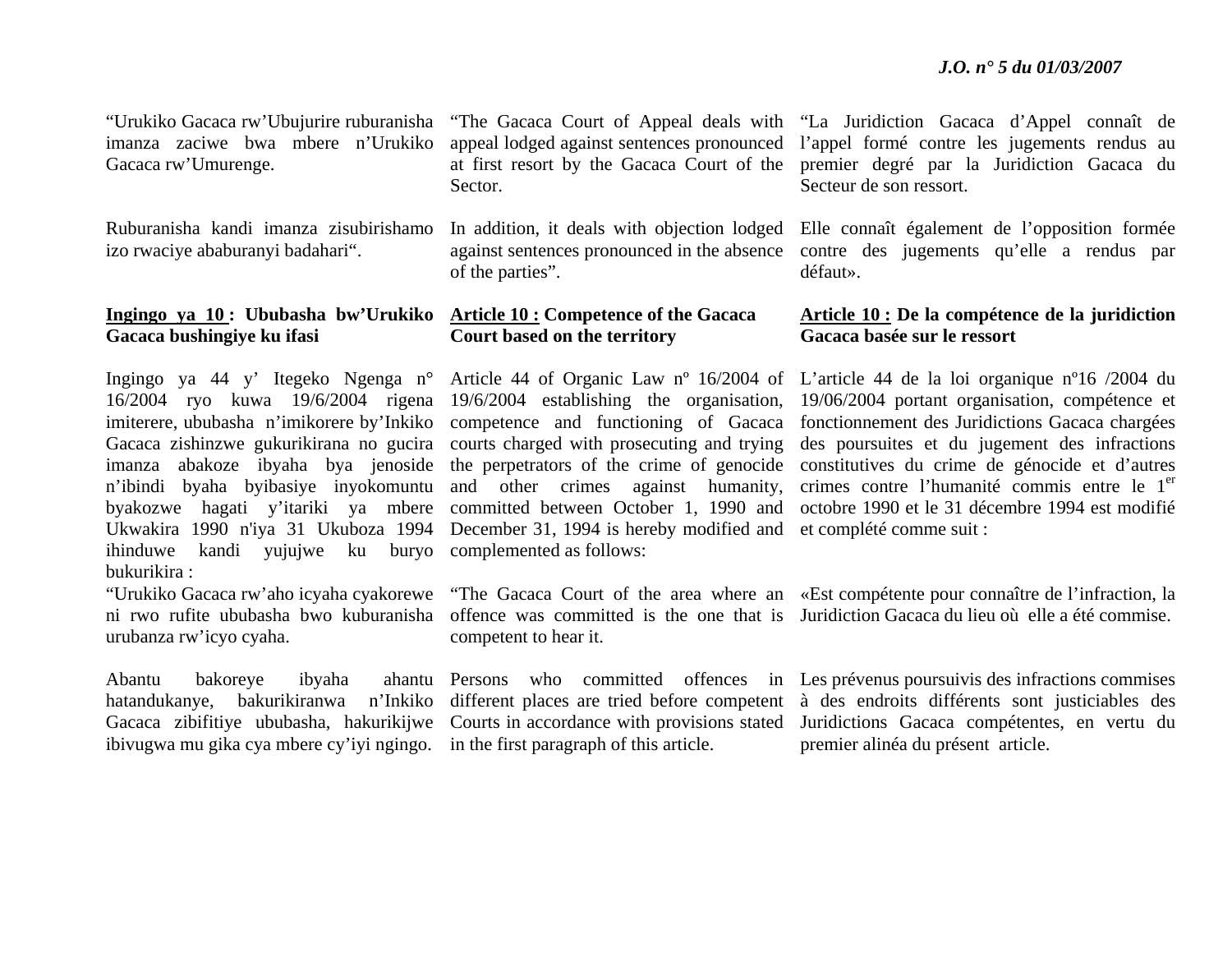"Urukiko Gacaca rw'Ubujurire ruburanisha imanza zaciwe bwa mbere n'Urukiko Gacaca rw'Umurenge.

Ruburanisha kandi imanza zisubirishamo izo rwaciye ababuranyi badahari".

**Ingingo ya 10 : Ububasha bw'Urukiko Gacaca bushingiye ku ifasi**

Ingingo ya 44 y' Itegeko Ngenga n° 16/2004 ryo kuwa 19/6/2004 rigena imiterere, ububasha n'imikorere by'Inkiko Gacaca zishinzwe gukurikirana no gucira imanza abakoze ibyaha bya jenoside n'ibindi byaha byibasiye inyokomuntu byakozwe hagati y'itariki ya mbere Ukwakira 1990 n'iya 31 Ukuboza 1994 ihinduwe kandi yujujwe ku buryo bukurikira :

"Urukiko Gacaca rw'aho icyaha cyakorewe ni rwo rufite ububasha bwo kuburanisha urubanza rw'icyo cyaha.

Abantu bakoreye ibyaha ahantu hatandukanye, bakurikiranwa n'Inkiko Gacaca zibifitiye ububasha, hakurikijwe ibivugwa mu gika cya mbere cy'iyi ngingo.

"The Gacaca Court of Appeal deals with appeal lodged against sentences pronounced at first resort by the Gacaca Court of the Sector.

In addition, it deals with objection lodged against sentences pronounced in the absence of the parties".

**Article 10 : Competence of the Gacaca Court based on the territory**

Article 44 of Organic Law nº 16/2004 of 19/6/2004 establishing the organisation, competence and functioning of Gacaca courts charged with prosecuting and trying the perpetrators of the crime of genocide and other crimes against humanity, committed between October 1, 1990 and December 31, 1994 is hereby modified and complemented as follows:

"The Gacaca Court of the area where an offence was committed is the one that is competent to hear it.

Persons who committed offences in different places are tried before competent Courts in accordance with provisions stated in the first paragraph of this article.

"La Juridiction Gacaca d'Appel connaît de l'appel formé contre les jugements rendus au premier degré par la Juridiction Gacaca du Secteur de son ressort.

Elle connaît également de l'opposition formée contre des jugements qu'elle a rendus par défaut».

**Article 10 : De la compétence de la juridiction Gacaca basée sur le ressort**

L'article 44 de la loi organique nº16 /2004 du 19/06/2004 portant organisation, compétence et fonctionnement des Juridictions Gacaca chargées des poursuites et du jugement des infractions constitutives du crime de génocide et d'autres crimes contre l'humanité commis entre le 1er octobre 1990 et le 31 décembre 1994 est modifié et complété comme suit :

«Est compétente pour connaître de l'infraction, la Juridiction Gacaca du lieu où elle a été commise.

Les prévenus poursuivis des infractions commises à des endroits différents sont justiciables des Juridictions Gacaca compétentes, en vertu du premier alinéa du présent article.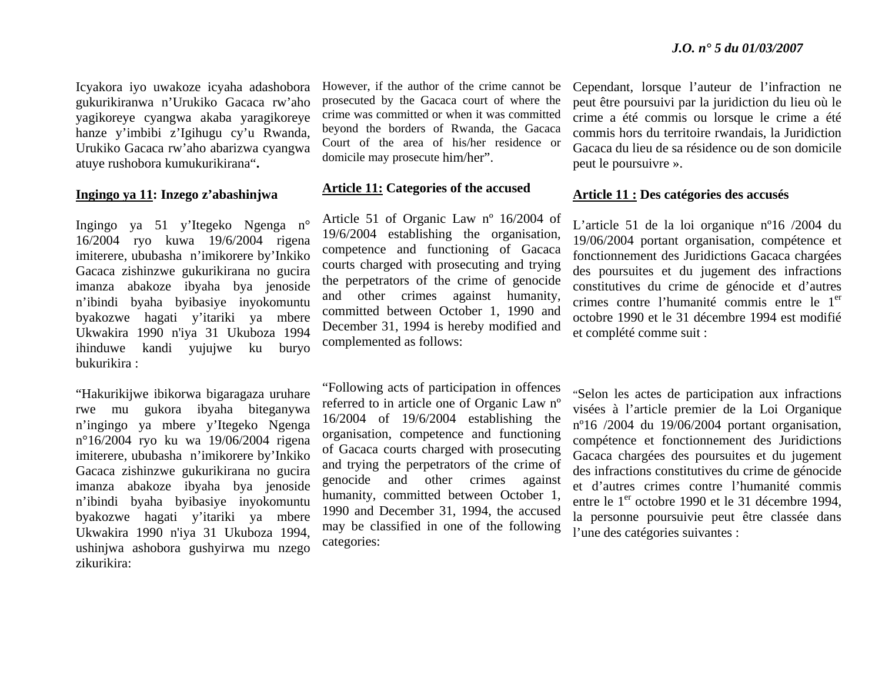Icyakora iyo uwakoze icyaha adashobora gukurikiranwa n'Urukiko Gacaca rw'aho yagikoreye cyangwa akaba yaragikoreye hanze y'imbibi z'Igihugu cy'u Rwanda, Urukiko Gacaca rw'aho abarizwa cyangwa atuye rushobora kumukurikirana".

**Ingingo ya 11: Inzego z'abashinjwa**

Ingingo ya 51 y'Itegeko Ngenga n° 16/2004 ryo kuwa 19/6/2004 rigena imiterere, ububasha n'imikorere by'Inkiko Gacaca zishinzwe gukurikirana no gucira imanza abakoze ibyaha bya jenoside n'ibindi byaha byibasiye inyokomuntu byakozwe hagati y'itariki ya mbere Ukwakira 1990 n'iya 31 Ukuboza 1994 ihinduwe kandi yujujwe ku buryo bukurikira :

"Hakurikijwe ibikorwa bigaragaza uruhare rwe mu gukora ibyaha biteganywa n'ingingo ya mbere y'Itegeko Ngenga n°16/2004 ryo ku wa 19/06/2004 rigena imiterere, ububasha n'imikorere by'Inkiko Gacaca zishinzwe gukurikirana no gucira imanza abakoze ibyaha bya jenoside n'ibindi byaha byibasiye inyokomuntu byakozwe hagati y'itariki ya mbere Ukwakira 1990 n'iya 31 Ukuboza 1994, ushinjwa ashobora gushyirwa mu nzego zikurikira:

However, if the author of the crime cannot be prosecuted by the Gacaca court of where the crime was committed or when it was committed beyond the borders of Rwanda, the Gacaca Court of the area of his/her residence or domicile may prosecute him/her".

**Article 11: Categories of the accused**

Article 51 of Organic Law nº 16/2004 of 19/6/2004 establishing the organisation, competence and functioning of Gacaca courts charged with prosecuting and trying the perpetrators of the crime of genocide and other crimes against humanity, committed between October 1, 1990 and December 31, 1994 is hereby modified and complemented as follows:

"Following acts of participation in offences referred to in article one of Organic Law nº 16/2004 of 19/6/2004 establishing the organisation, competence and functioning of Gacaca courts charged with prosecuting and trying the perpetrators of the crime of genocide and other crimes against humanity, committed between October 1, 1990 and December 31, 1994, the accused may be classified in one of the following categories:

Cependant, lorsque l'auteur de l'infraction ne peut être poursuivi par la juridiction du lieu où le crime a été commis ou lorsque le crime a été commis hors du territoire rwandais, la Juridiction Gacaca du lieu de sa résidence ou de son domicile peut le poursuivre ».

**Article 11 : Des catégories des accusés**

L'article 51 de la loi organique nº16 /2004 du 19/06/2004 portant organisation, compétence et fonctionnement des Juridictions Gacaca chargées des poursuites et du jugement des infractions constitutives du crime de génocide et d'autres crimes contre l'humanité commis entre le 1er octobre 1990 et le 31 décembre 1994 est modifié et complété comme suit :

« Selon les actes de participation aux infractions visées à l'article premier de la Loi Organique nº16 /2004 du 19/06/2004 portant organisation, compétence et fonctionnement des Juridictions Gacaca chargées des poursuites et du jugement des infractions constitutives du crime de génocide et d'autres crimes contre l'humanité commis entre le 1er octobre 1990 et le 31 décembre 1994, la personne poursuivie peut être classée dans l'une des catégories suivantes :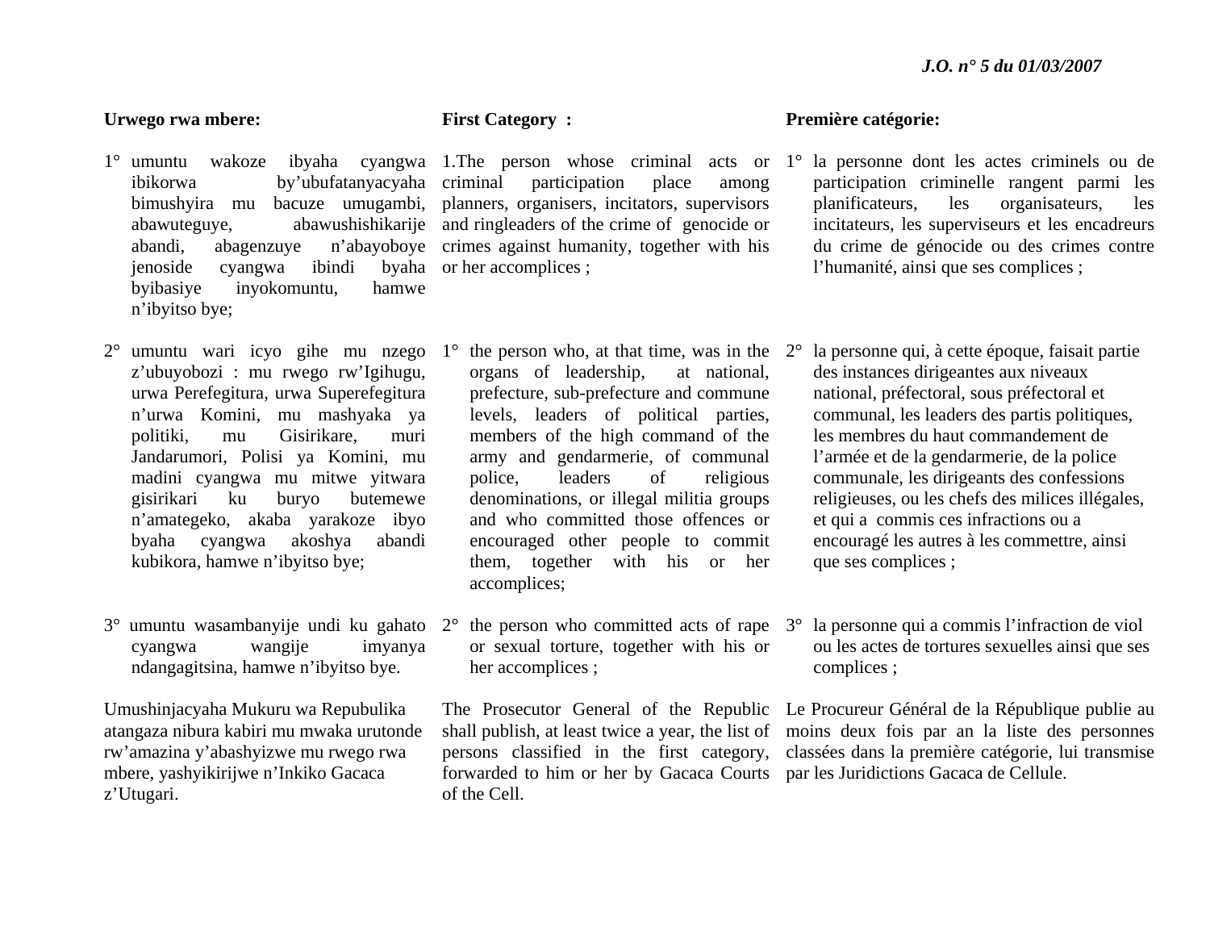**Urwego rwa mbere:**

1° umuntu wakoze ibyaha cyangwa ibikorwa by'ubufatanyacyaha bimushyira mu bacuze umugambi, abawuteguye, abawushishikarije abandi, abagenzuye n'abayoboye jenoside cyangwa ibindi byaha byibasiye inyokomuntu, hamwe n'ibyitso bye;

2° umuntu wari icyo gihe mu nzego z'ubuyobozi : mu rwego rw'Igihugu, urwa Perefegitura, urwa Superefegitura n'urwa Komini, mu mashyaka ya politiki, mu Gisirikare, muri Jandarumori, Polisi ya Komini, mu madini cyangwa mu mitwe yitwara gisirikari ku buryo butemewe n'amategeko, akaba yarakoze ibyo byaha cyangwa akoshya abandi kubikora, hamwe n'ibyitso bye;

3° umuntu wasambanyije undi ku gahato cyangwa wangije imyanya ndangagitsina, hamwe n'ibyitso bye.

Umushinjacyaha Mukuru wa Repubulika atangaza nibura kabiri mu mwaka urutonde rw'amazina y'abashyizwe mu rwego rwa mbere, yashyikirijwe n'Inkiko Gacaca z'Utugari.

**First Category :**

1.The person whose criminal acts or criminal participation place among planners, organisers, incitators, supervisors and ringleaders of the crime of genocide or crimes against humanity, together with his or her accomplices ;

1° the person who, at that time, was in the organs of leadership, at national, prefecture, sub-prefecture and commune levels, leaders of political parties, members of the high command of the army and gendarmerie, of communal police, leaders of religious denominations, or illegal militia groups and who committed those offences or encouraged other people to commit them, together with his or her accomplices;

2° the person who committed acts of rape or sexual torture, together with his or her accomplices ;

The Prosecutor General of the Republic shall publish, at least twice a year, the list of persons classified in the first category, forwarded to him or her by Gacaca Courts of the Cell.

**Première catégorie:**

1° la personne dont les actes criminels ou de participation criminelle rangent parmi les planificateurs, les organisateurs, les incitateurs, les superviseurs et les encadreurs du crime de génocide ou des crimes contre l'humanité, ainsi que ses complices ;

2° la personne qui, à cette époque, faisait partie des instances dirigeantes aux niveaux national, préfectoral, sous préfectoral et communal, les leaders des partis politiques, les membres du haut commandement de l'armée et de la gendarmerie, de la police communale, les dirigeants des confessions religieuses, ou les chefs des milices illégales, et qui a commis ces infractions ou a encouragé les autres à les commettre, ainsi que ses complices ;

3° la personne qui a commis l'infraction de viol ou les actes de tortures sexuelles ainsi que ses complices ;

Le Procureur Général de la République publie au moins deux fois par an la liste des personnes classées dans la première catégorie, lui transmise par les Juridictions Gacaca de Cellule.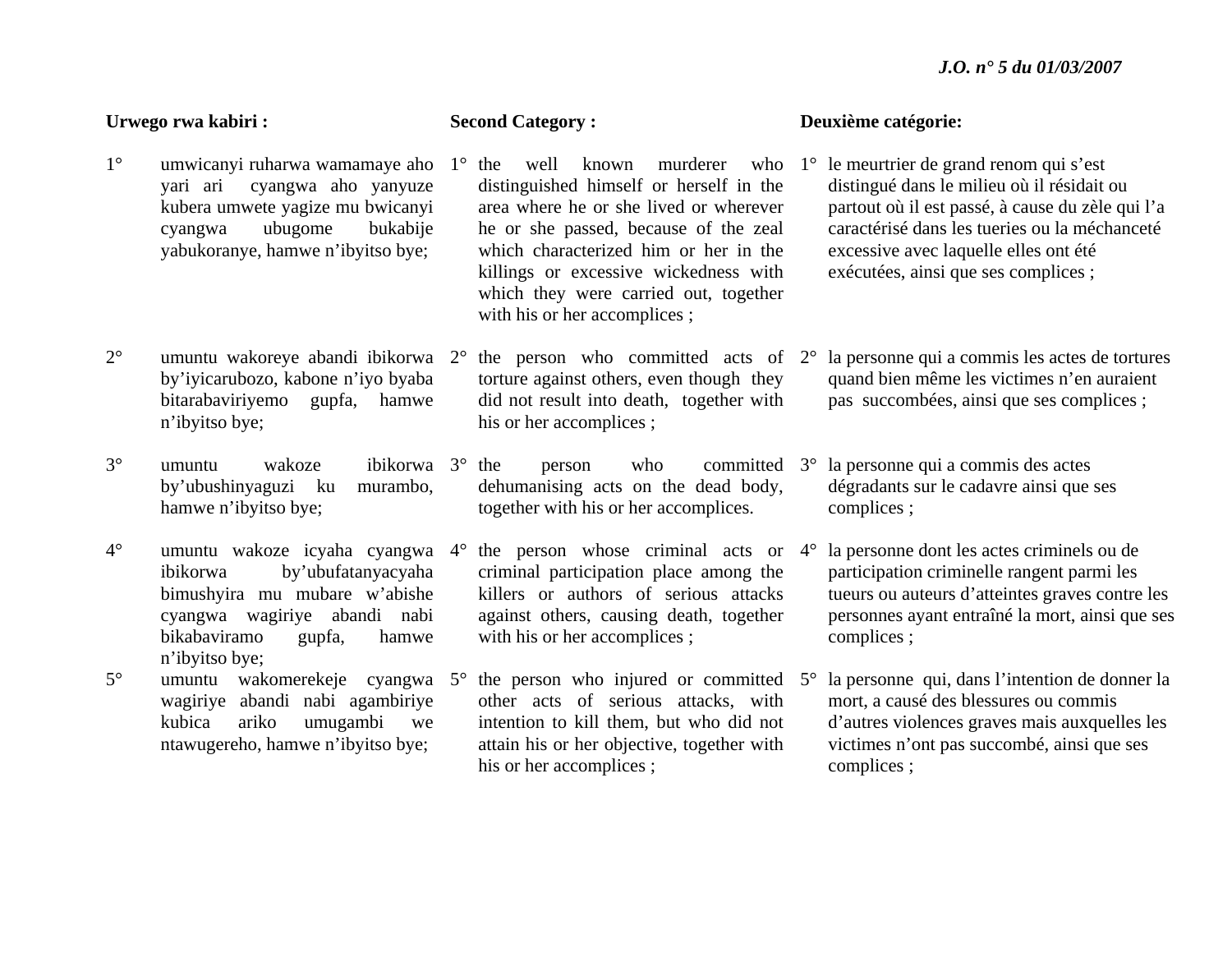| Urwego rwa kabiri : | Second Category : | Deuxième catégorie: |
|---|---|---|
| 1° umwicanyi ruharwa wamamaye aho yari ari cyangwa aho yanyuze kubera umwete yagize mu bwicanyi cyangwa ubugome bukabije yabukoranye, hamwe n'ibyitso bye; | 1° the well known murderer who distinguished himself or herself in the area where he or she lived or wherever he or she passed, because of the zeal which characterized him or her in the killings or excessive wickedness with which they were carried out, together with his or her accomplices ; | 1° le meurtrier de grand renom qui s'est distingué dans le milieu où il résidait ou partout où il est passé, à cause du zèle qui l'a caractérisé dans les tueries ou la méchanceté excessive avec laquelle elles ont été exécutées, ainsi que ses complices ; |
| 2° umuntu wakoreye abandi ibikorwa by'iyicarubozo, kabone n'iyo byaba bitarabaviriyemo gupfa, hamwe n'ibyitso bye; | 2° the person who committed acts of torture against others, even though they did not result into death, together with his or her accomplices ; | 2° la personne qui a commis les actes de tortures quand bien même les victimes n'en auraient pas succombées, ainsi que ses complices ; |
| 3° umuntu wakoze ibikorwa by'ubushinyaguzi ku murambo, hamwe n'ibyitso bye; | 3° the person who committed dehumanising acts on the dead body, together with his or her accomplices. | 3° la personne qui a commis des actes dégradants sur le cadavre ainsi que ses complices ; |
| 4° umuntu wakoze icyaha cyangwa ibikorwa by'ubufatanyacyaha bimushyira mu mubare w'abishe cyangwa wagiriye abandi nabi bikabaviramo gupfa, hamwe n'ibyitso bye; | 4° the person whose criminal acts or criminal participation place among the killers or authors of serious attacks against others, causing death, together with his or her accomplices ; | 4° la personne dont les actes criminels ou de participation criminelle rangent parmi les tueurs ou auteurs d'atteintes graves contre les personnes ayant entraîné la mort, ainsi que ses complices ; |
| 5° umuntu wakomerekeje cyangwa wagiriye abandi nabi agambiriye kubica ariko umugambi we ntawugereho, hamwe n'ibyitso bye; | 5° the person who injured or committed other acts of serious attacks, with intention to kill them, but who did not attain his or her objective, together with his or her accomplices ; | 5° la personne qui, dans l'intention de donner la mort, a causé des blessures ou commis d'autres violences graves mais auxquelles les victimes n'ont pas succombé, ainsi que ses complices ; |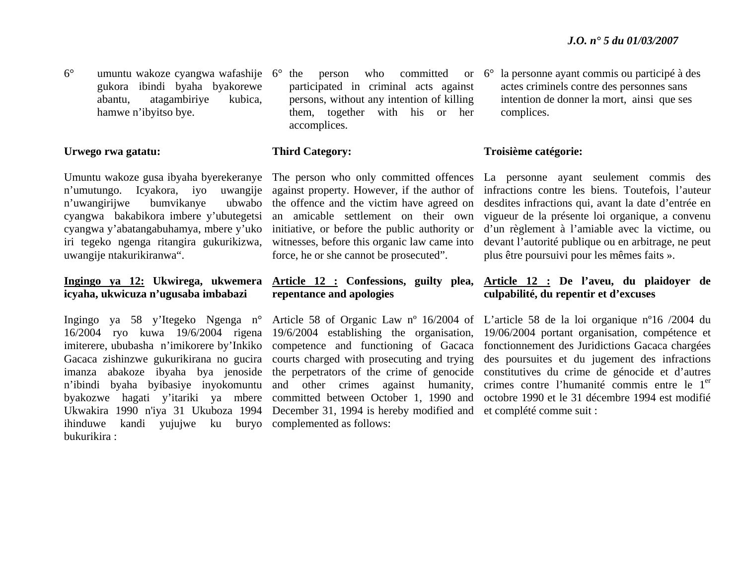6° umuntu wakoze cyangwa wafashije gukora ibindi byaha byakorewe abantu, atagambiriye kubica, hamwe n'ibyitso bye.

**Urwego rwa gatatu:**

Umuntu wakoze gusa ibyaha byerekeranye n'umutungo. Icyakora, iyo uwangije n'uwangirijwe bumvikanye ubwabo cyangwa bakabikora imbere y'ubutegetsi cyangwa y'abatangabuhamya, mbere y'uko iri tegeko ngenga ritangira gukurikizwa, uwangije ntakurikiranwa".

**<u>Ingingo ya 12:</u> Ukwirega, ukwemera icyaha, ukwicuza n'ugusaba imbabazi**

Ingingo ya 58 y'Itegeko Ngenga n° 16/2004 ryo kuwa 19/6/2004 rigena imiterere, ububasha n'imikorere by'Inkiko Gacaca zishinzwe gukurikirana no gucira imanza abakoze ibyaha bya jenoside n'ibindi byaha byibasiye inyokomuntu byakozwe hagati y'itariki ya mbere Ukwakira 1990 n'iya 31 Ukuboza 1994 ihinduwe kandi yujujwe ku buryo bukurikira :

6° the person who committed or participated in criminal acts against persons, without any intention of killing them, together with his or her accomplices.

**Third Category:**

The person who only committed offences against property. However, if the author of the offence and the victim have agreed on an amicable settlement on their own initiative, or before the public authority or witnesses, before this organic law came into force, he or she cannot be prosecuted".

**<u>Article 12 :</u> Confessions, guilty plea, repentance and apologies**

Article 58 of Organic Law nº 16/2004 of 19/6/2004 establishing the organisation, competence and functioning of Gacaca courts charged with prosecuting and trying the perpetrators of the crime of genocide and other crimes against humanity, committed between October 1, 1990 and December 31, 1994 is hereby modified and complemented as follows:

6° la personne ayant commis ou participé à des actes criminels contre des personnes sans intention de donner la mort, ainsi que ses complices.

**Troisième catégorie:**

La personne ayant seulement commis des infractions contre les biens. Toutefois, l'auteur desdites infractions qui, avant la date d'entrée en vigueur de la présente loi organique, a convenu d'un règlement à l'amiable avec la victime, ou devant l'autorité publique ou en arbitrage, ne peut plus être poursuivi pour les mêmes faits ».

**<u>Article 12 :</u> De l'aveu, du plaidoyer de culpabilité, du repentir et d'excuses**

L'article 58 de la loi organique nº16 /2004 du 19/06/2004 portant organisation, compétence et fonctionnement des Juridictions Gacaca chargées des poursuites et du jugement des infractions constitutives du crime de génocide et d'autres crimes contre l'humanité commis entre le 1er octobre 1990 et le 31 décembre 1994 est modifié et complété comme suit :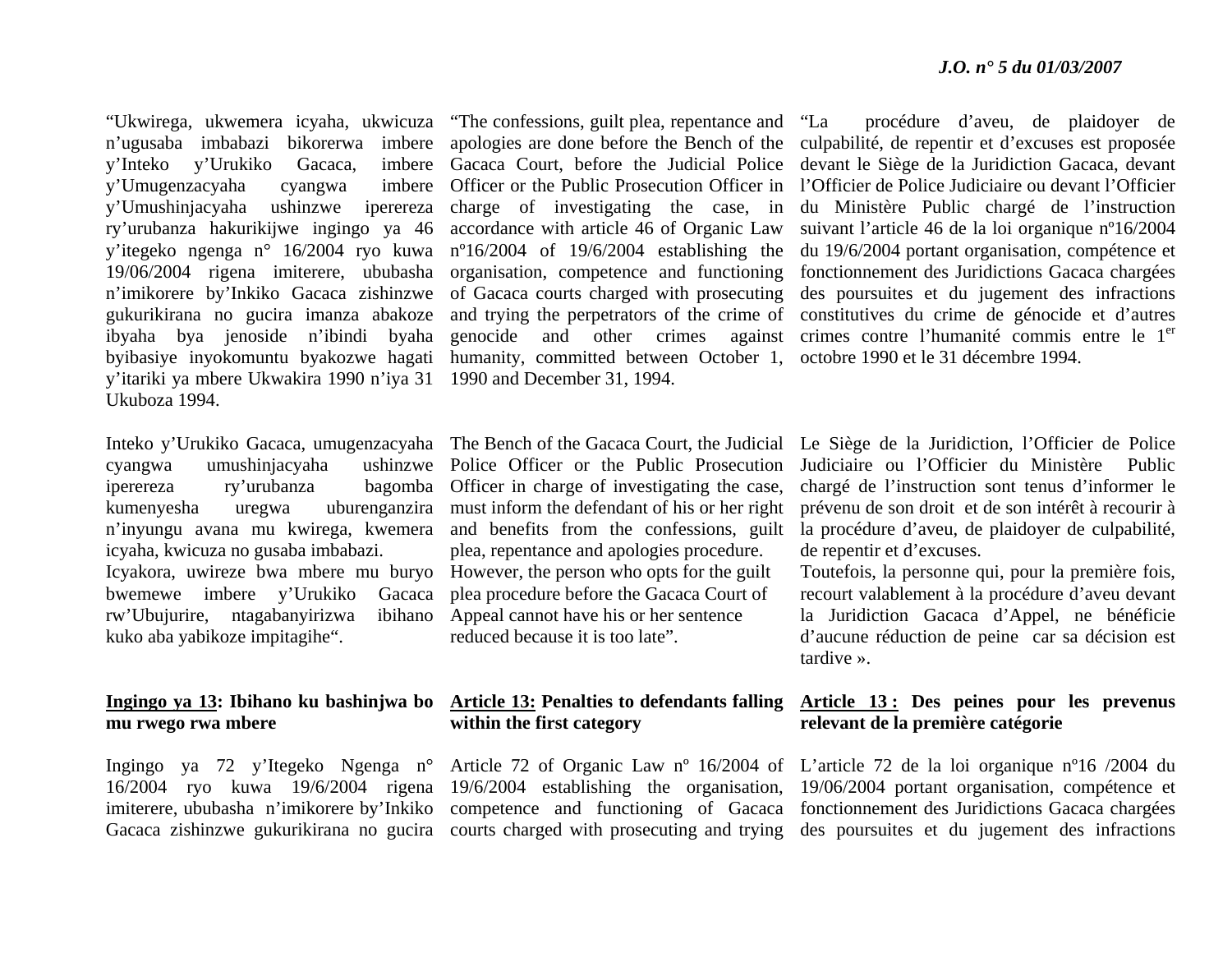"Ukwirega, ukwemera icyaha, ukwicuza n'ugusaba imbabazi bikorerwa imbere y'Inteko y'Urukiko Gacaca, imbere y'Umugenzacyaha cyangwa imbere y'Umushinjacyaha ushinzwe iperereza ry'urubanza hakurikijwe ingingo ya 46 y'itegeko ngenga n° 16/2004 ryo kuwa 19/06/2004 rigena imiterere, ububasha n'imikorere by'Inkiko Gacaca zishinzwe gukurikirana no gucira imanza abakoze ibyaha bya jenoside n'ibindi byaha byibasiye inyokomuntu byakozwe hagati y'itariki ya mbere Ukwakira 1990 n'iya 31 Ukuboza 1994.

Inteko y'Urukiko Gacaca, umugenzacyaha cyangwa umushinjacyaha ushinzwe iperereza ry'urubanza bagomba kumenyesha uregwa uburenganzira n'inyungu avana mu kwirega, kwemera icyaha, kwicuza no gusaba imbabazi.
Icyakora, uwireze bwa mbere mu buryo bwemewe imbere y'Urukiko Gacaca rw'Ubujurire, ntagabanyirizwa ibihano kuko aba yabikoze impitagihe".

**<u>Ingingo ya 13</u>: Ibihano ku bashinjwa bo mu rwego rwa mbere**

Ingingo ya 72 y'Itegeko Ngenga n° 16/2004 ryo kuwa 19/6/2004 rigena imiterere, ububasha n'imikorere by'Inkiko Gacaca zishinzwe gukurikirana no gucira

"The confessions, guilt plea, repentance and apologies are done before the Bench of the Gacaca Court, before the Judicial Police Officer or the Public Prosecution Officer in charge of investigating the case, in accordance with article 46 of Organic Law nº16/2004 of 19/6/2004 establishing the organisation, competence and functioning of Gacaca courts charged with prosecuting and trying the perpetrators of the crime of genocide and other crimes against humanity, committed between October 1, 1990 and December 31, 1994.

The Bench of the Gacaca Court, the Judicial Police Officer or the Public Prosecution Officer in charge of investigating the case, must inform the defendant of his or her right and benefits from the confessions, guilt plea, repentance and apologies procedure.
However, the person who opts for the guilt plea procedure before the Gacaca Court of Appeal cannot have his or her sentence reduced because it is too late".

**<u>Article 13:</u> Penalties to defendants falling within the first category**

Article 72 of Organic Law nº 16/2004 of 19/6/2004 establishing the organisation, competence and functioning of Gacaca courts charged with prosecuting and trying

"La procédure d'aveu, de plaidoyer de culpabilité, de repentir et d'excuses est proposée devant le Siège de la Juridiction Gacaca, devant l'Officier de Police Judiciaire ou devant l'Officier du Ministère Public chargé de l'instruction suivant l'article 46 de la loi organique nº16/2004 du 19/6/2004 portant organisation, compétence et fonctionnement des Juridictions Gacaca chargées des poursuites et du jugement des infractions constitutives du crime de génocide et d'autres crimes contre l'humanité commis entre le 1er octobre 1990 et le 31 décembre 1994.

Le Siège de la Juridiction, l'Officier de Police Judiciaire ou l'Officier du Ministère Public chargé de l'instruction sont tenus d'informer le prévenu de son droit et de son intérêt à recourir à la procédure d'aveu, de plaidoyer de culpabilité, de repentir et d'excuses.
Toutefois, la personne qui, pour la première fois, recourt valablement à la procédure d'aveu devant la Juridiction Gacaca d'Appel, ne bénéficie d'aucune réduction de peine car sa décision est tardive ».

**<u>Article 13 :</u> Des peines pour les prevenus relevant de la première catégorie**

L'article 72 de la loi organique nº16 /2004 du 19/06/2004 portant organisation, compétence et fonctionnement des Juridictions Gacaca chargées des poursuites et du jugement des infractions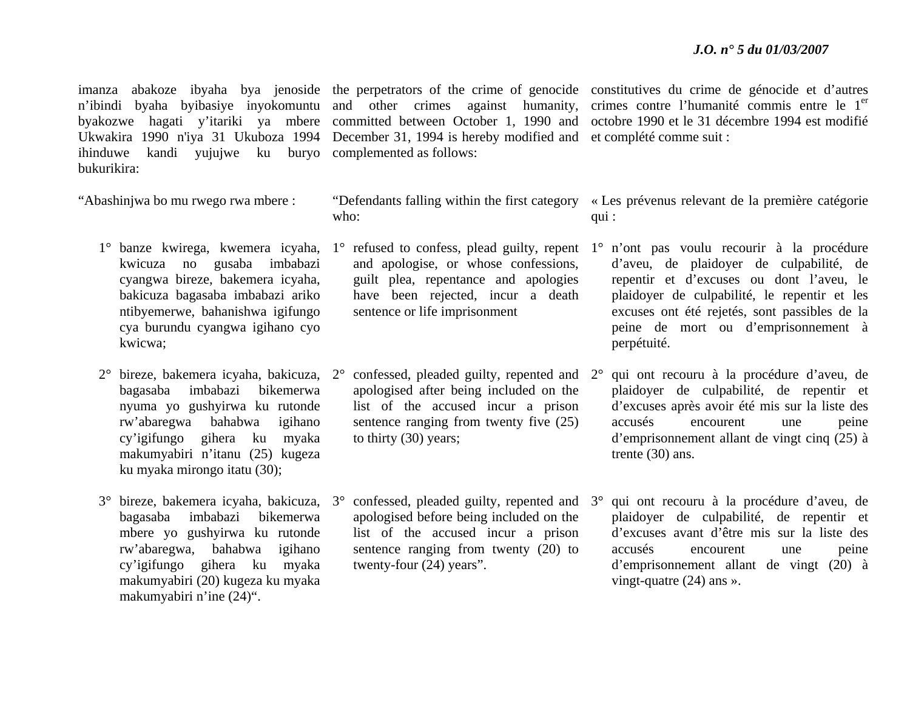imanza abakoze ibyaha bya jenoside n'ibindi byaha byibasiye inyokomuntu byakozwe hagati y'itariki ya mbere Ukwakira 1990 n'iya 31 Ukuboza 1994 ihinduwe kandi yujujwe ku buryo bukurikira:

"Abashinjwa bo mu rwego rwa mbere :

1° banze kwirega, kwemera icyaha, kwicuza no gusaba imbabazi cyangwa bireze, bakemera icyaha, bakicuza bagasaba imbabazi ariko ntibyemerwe, bahanishwa igifungo cya burundu cyangwa igihano cyo kwicwa;

2° bireze, bakemera icyaha, bakicuza, bagasaba imbabazi bikemerwa nyuma yo gushyirwa ku rutonde rw'abaregwa bahabwa igihano cy'igifungo gihera ku myaka makumyabiri n'itanu (25) kugeza ku myaka mirongo itatu (30);

3° bireze, bakemera icyaha, bakicuza, bagasaba imbabazi bikemerwa mbere yo gushyirwa ku rutonde rw'abaregwa, bahabwa igihano cy'igifungo gihera ku myaka makumyabiri (20) kugeza ku myaka makumyabiri n'ine (24)".

the perpetrators of the crime of genocide and other crimes against humanity, committed between October 1, 1990 and December 31, 1994 is hereby modified and complemented as follows:

"Defendants falling within the first category who:

1° refused to confess, plead guilty, repent and apologise, or whose confessions, guilt plea, repentance and apologies have been rejected, incur a death sentence or life imprisonment

2° confessed, pleaded guilty, repented and apologised after being included on the list of the accused incur a prison sentence ranging from twenty five (25) to thirty (30) years;

3° confessed, pleaded guilty, repented and apologised before being included on the list of the accused incur a prison sentence ranging from twenty (20) to twenty-four (24) years".

constitutives du crime de génocide et d'autres crimes contre l'humanité commis entre le 1[er] octobre 1990 et le 31 décembre 1994 est modifié et complété comme suit :

« Les prévenus relevant de la première catégorie qui :

1° n'ont pas voulu recourir à la procédure d'aveu, de plaidoyer de culpabilité, de repentir et d'excuses ou dont l'aveu, le plaidoyer de culpabilité, le repentir et les excuses ont été rejetés, sont passibles de la peine de mort ou d'emprisonnement à perpétuité.

2° qui ont recouru à la procédure d'aveu, de plaidoyer de culpabilité, de repentir et d'excuses après avoir été mis sur la liste des accusés encourent une peine d'emprisonnement allant de vingt cinq (25) à trente (30) ans.

3° qui ont recouru à la procédure d'aveu, de plaidoyer de culpabilité, de repentir et d'excuses avant d'être mis sur la liste des accusés encourent une peine d'emprisonnement allant de vingt (20) à vingt-quatre (24) ans ».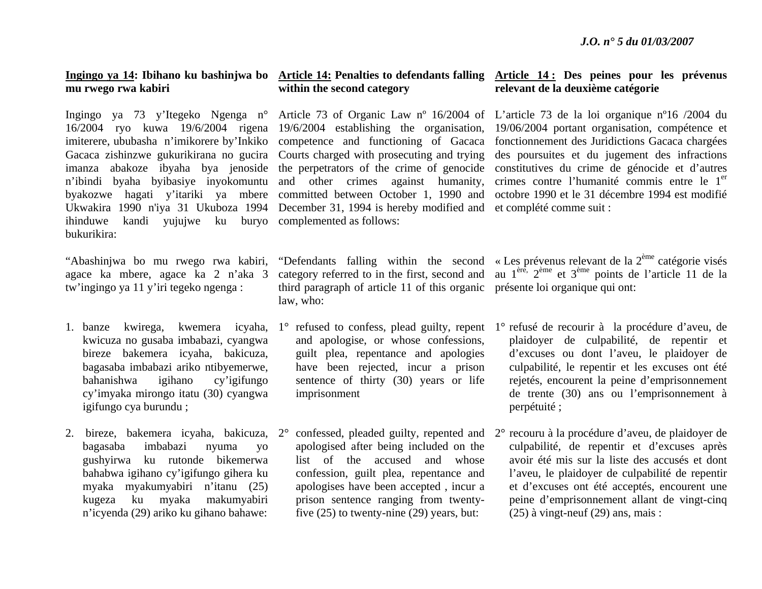**Ingingo ya 14: Ibihano ku bashinjwa bo mu rwego rwa kabiri**

Ingingo ya 73 y'Itegeko Ngenga n° 16/2004 ryo kuwa 19/6/2004 rigena imiterere, ububasha n'imikorere by'Inkiko Gacaca zishinzwe gukurikirana no gucira imanza abakoze ibyaha bya jenoside n'ibindi byaha byibasiye inyokomuntu byakozwe hagati y'itariki ya mbere Ukwakira 1990 n'iya 31 Ukuboza 1994 ihinduwe kandi yujujwe ku buryo bukurikira:

"Abashinjwa bo mu rwego rwa kabiri, agace ka mbere, agace ka 2 n'aka 3 tw'ingingo ya 11 y'iri tegeko ngenga :

1. banze kwirega, kwemera icyaha, kwicuza no gusaba imbabazi, cyangwa bireze bakemera icyaha, bakicuza, bagasaba imbabazi ariko ntibyemerwe, bahanishwa igihano cy'igifungo cy'imyaka mirongo itatu (30) cyangwa igifungo cya burundu ;

2. bireze, bakemera icyaha, bakicuza, bagasaba imbabazi nyuma yo gushyirwa ku rutonde bikemerwa bahabwa igihano cy'igifungo gihera ku myaka myakumyabiri n'itanu (25) kugeza ku myaka makumyabiri n'icyenda (29) ariko ku gihano bahawe:

**Article 14: Penalties to defendants falling within the second category**

Article 73 of Organic Law nº 16/2004 of 19/6/2004 establishing the organisation, competence and functioning of Gacaca Courts charged with prosecuting and trying the perpetrators of the crime of genocide and other crimes against humanity, committed between October 1, 1990 and December 31, 1994 is hereby modified and complemented as follows:

"Defendants falling within the second category referred to in the first, second and third paragraph of article 11 of this organic law, who:

1° refused to confess, plead guilty, repent and apologise, or whose confessions, guilt plea, repentance and apologies have been rejected, incur a prison sentence of thirty (30) years or life imprisonment

2° confessed, pleaded guilty, repented and apologised after being included on the list of the accused and whose confession, guilt plea, repentance and apologises have been accepted , incur a prison sentence ranging from twenty-five (25) to twenty-nine (29) years, but:

**Article 14 : Des peines pour les prévenus relevant de la deuxième catégorie**

L'article 73 de la loi organique nº16 /2004 du 19/06/2004 portant organisation, compétence et fonctionnement des Juridictions Gacaca chargées des poursuites et du jugement des infractions constitutives du crime de génocide et d'autres crimes contre l'humanité commis entre le 1er octobre 1990 et le 31 décembre 1994 est modifié et complété comme suit :

« Les prévenus relevant de la 2ème catégorie visés au 1ère, 2ème et 3ème points de l'article 11 de la présente loi organique qui ont:

1° refusé de recourir à la procédure d'aveu, de plaidoyer de culpabilité, de repentir et d'excuses ou dont l'aveu, le plaidoyer de culpabilité, le repentir et les excuses ont été rejetés, encourent la peine d'emprisonnement de trente (30) ans ou l'emprisonnement à perpétuité ;

2° recouru à la procédure d'aveu, de plaidoyer de culpabilité, de repentir et d'excuses après avoir été mis sur la liste des accusés et dont l'aveu, le plaidoyer de culpabilité de repentir et d'excuses ont été acceptés, encourent une peine d'emprisonnement allant de vingt-cinq (25) à vingt-neuf (29) ans, mais :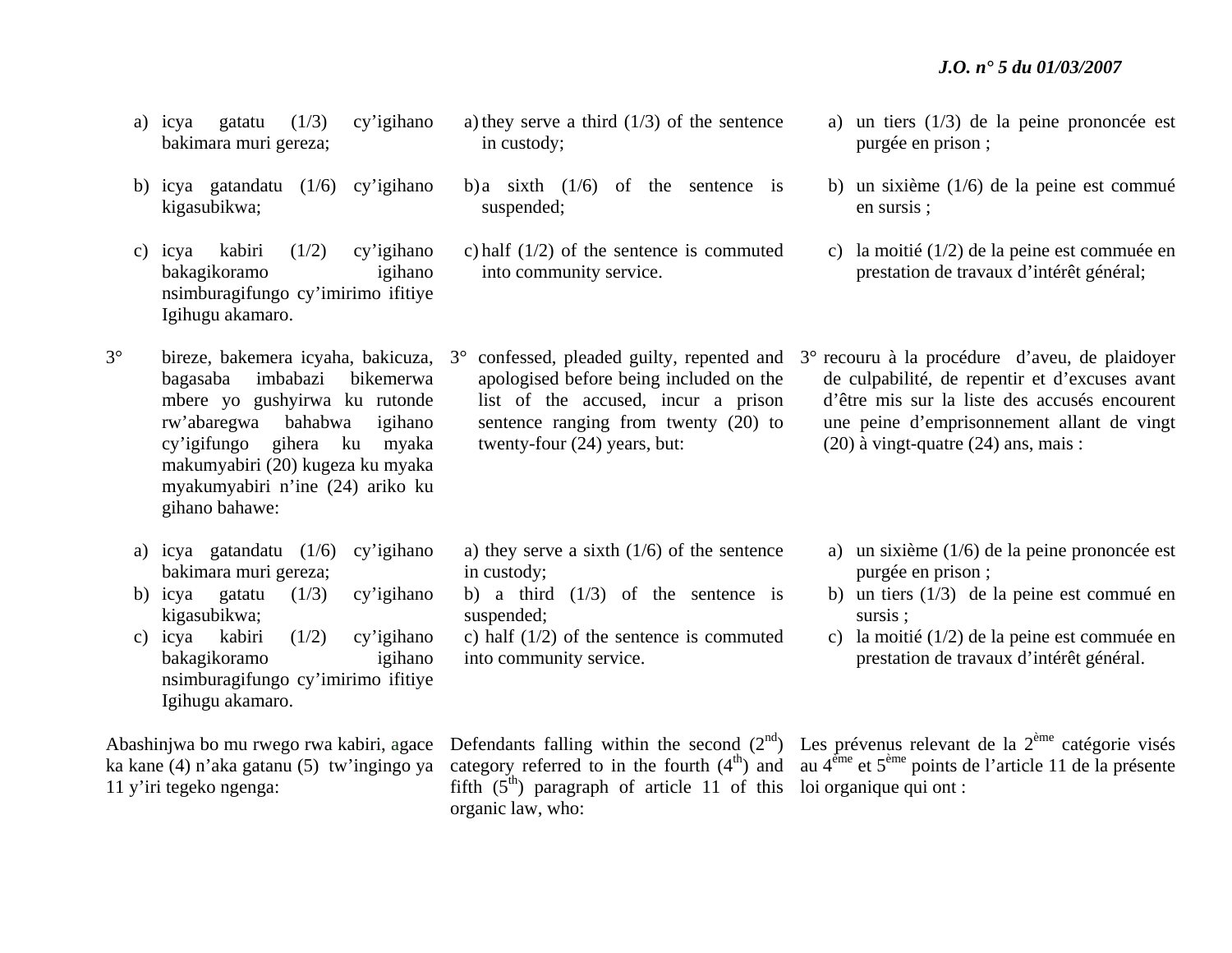a) icya gatatu (1/3) cy'igihano bakimara muri gereza;

b) icya gatandatu (1/6) cy'igihano kigasubikwa;

c) icya kabiri (1/2) cy'igihano bakagikoramo igihano nsimburagifungo cy'imirimo ifitiye Igihugu akamaro.

3° bireze, bakemera icyaha, bakicuza, bagasaba imbabazi bikemerwa mbere yo gushyirwa ku rutonde rw'abaregwa bahabwa igihano cy'igifungo gihera ku myaka makumyabiri (20) kugeza ku myaka myakumyabiri n'ine (24) ariko ku gihano bahawe:

a) icya gatandatu (1/6) cy'igihano bakimara muri gereza;
b) icya gatatu (1/3) cy'igihano kigasubikwa;
c) icya kabiri (1/2) cy'igihano bakagikoramo igihano nsimburagifungo cy'imirimo ifitiye Igihugu akamaro.

Abashinjwa bo mu rwego rwa kabiri, agace ka kane (4) n'aka gatanu (5) tw'ingingo ya 11 y'iri tegeko ngenga:

a) they serve a third (1/3) of the sentence in custody;

b) a sixth (1/6) of the sentence is suspended;

c) half (1/2) of the sentence is commuted into community service.

3° confessed, pleaded guilty, repented and apologised before being included on the list of the accused, incur a prison sentence ranging from twenty (20) to twenty-four (24) years, but:

a) they serve a sixth (1/6) of the sentence in custody;
b) a third (1/3) of the sentence is suspended;
c) half (1/2) of the sentence is commuted into community service.

Defendants falling within the second (2nd) category referred to in the fourth (4th) and fifth (5th) paragraph of article 11 of this organic law, who:

a) un tiers (1/3) de la peine prononcée est purgée en prison ;

b) un sixième (1/6) de la peine est commué en sursis ;

c) la moitié (1/2) de la peine est commuée en prestation de travaux d'intérêt général;

3° recouru à la procédure d'aveu, de plaidoyer de culpabilité, de repentir et d'excuses avant d'être mis sur la liste des accusés encourent une peine d'emprisonnement allant de vingt (20) à vingt-quatre (24) ans, mais :

a) un sixième (1/6) de la peine prononcée est purgée en prison ;
b) un tiers (1/3) de la peine est commué en sursis ;
c) la moitié (1/2) de la peine est commuée en prestation de travaux d'intérêt général.

Les prévenus relevant de la 2ème catégorie visés au 4ème et 5ème points de l'article 11 de la présente loi organique qui ont :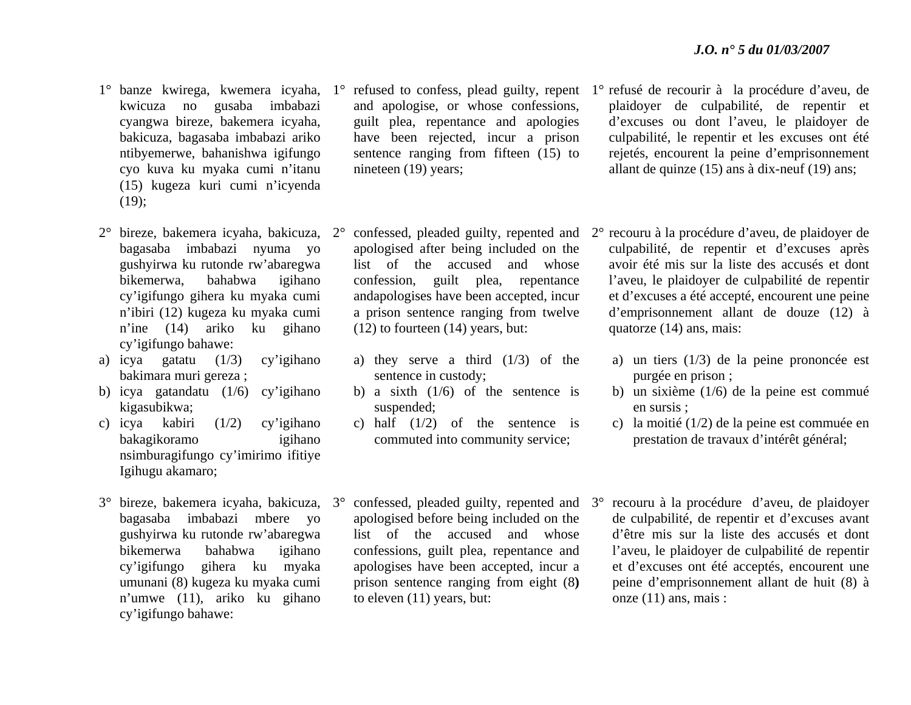1° banze kwirega, kwemera icyaha, kwicuza no gusaba imbabazi cyangwa bireze, bakemera icyaha, bakicuza, bagasaba imbabazi ariko ntibyemerwe, bahanishwa igifungo cyo kuva ku myaka cumi n'itanu (15) kugeza kuri cumi n'icyenda (19);

2° bireze, bakemera icyaha, bakicuza, bagasaba imbabazi nyuma yo gushyirwa ku rutonde rw'abaregwa bikemerwa, bahabwa igihano cy'igifungo gihera ku myaka cumi n'ibiri (12) kugeza ku myaka cumi n'ine (14) ariko ku gihano cy'igifungo bahawe:

a) icya gatatu (1/3) cy'igihano bakimara muri gereza ;
b) icya gatandatu (1/6) cy'igihano kigasubikwa;
c) icya kabiri (1/2) cy'igihano bakagikoramo igihano nsimburagifungo cy'imirimo ifitiye Igihugu akamaro;

3° bireze, bakemera icyaha, bakicuza, bagasaba imbabazi mbere yo gushyirwa ku rutonde rw'abaregwa bikemerwa bahabwa igihano cy'igifungo gihera ku myaka umunani (8) kugeza ku myaka cumi n'umwe (11), ariko ku gihano cy'igifungo bahawe:

1° refused to confess, plead guilty, repent and apologise, or whose confessions, guilt plea, repentance and apologies have been rejected, incur a prison sentence ranging from fifteen (15) to nineteen (19) years;

2° confessed, pleaded guilty, repented and apologised after being included on the list of the accused and whose confession, guilt plea, repentance andapologises have been accepted, incur a prison sentence ranging from twelve (12) to fourteen (14) years, but:

a) they serve a third (1/3) of the sentence in custody;
b) a sixth (1/6) of the sentence is suspended;
c) half (1/2) of the sentence is commuted into community service;

3° confessed, pleaded guilty, repented and apologised before being included on the list of the accused and whose confessions, guilt plea, repentance and apologises have been accepted, incur a prison sentence ranging from eight (8) to eleven (11) years, but:

1° refusé de recourir à la procédure d'aveu, de plaidoyer de culpabilité, de repentir et d'excuses ou dont l'aveu, le plaidoyer de culpabilité, le repentir et les excuses ont été rejetés, encourent la peine d'emprisonnement allant de quinze (15) ans à dix-neuf (19) ans;

2° recouru à la procédure d'aveu, de plaidoyer de culpabilité, de repentir et d'excuses après avoir été mis sur la liste des accusés et dont l'aveu, le plaidoyer de culpabilité de repentir et d'excuses a été accepté, encourent une peine d'emprisonnement allant de douze (12) à quatorze (14) ans, mais:

a) un tiers (1/3) de la peine prononcée est purgée en prison ;
b) un sixième (1/6) de la peine est commué en sursis ;
c) la moitié (1/2) de la peine est commuée en prestation de travaux d'intérêt général;

3° recouru à la procédure d'aveu, de plaidoyer de culpabilité, de repentir et d'excuses avant d'être mis sur la liste des accusés et dont l'aveu, le plaidoyer de culpabilité de repentir et d'excuses ont été acceptés, encourent une peine d'emprisonnement allant de huit (8) à onze (11) ans, mais :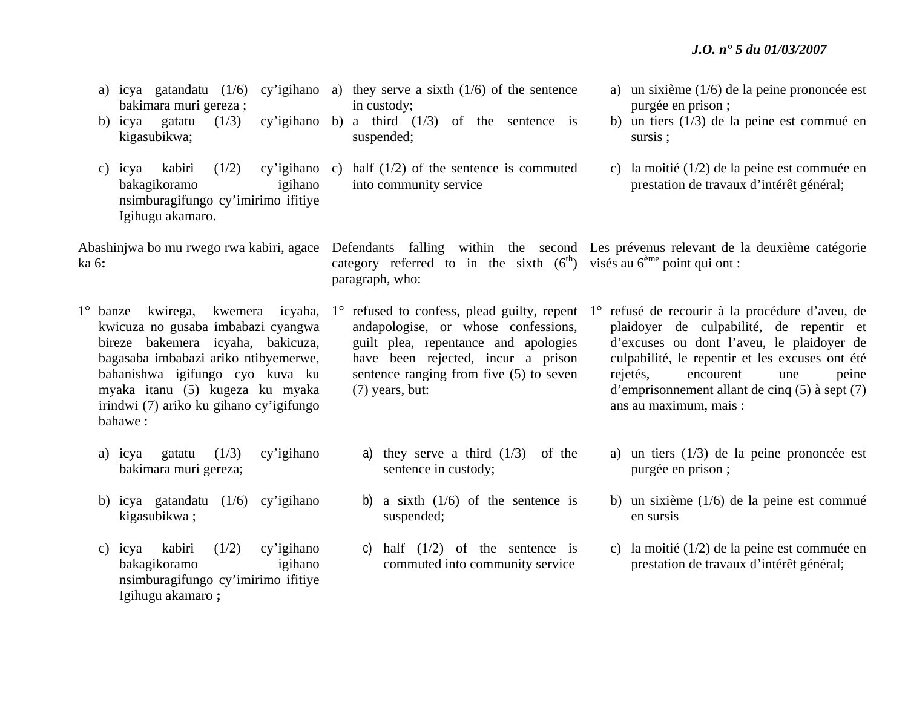a) icya gatandatu (1/6) cy'igihano bakimara muri gereza ;
b) icya gatatu (1/3) cy'igihano kigasubikwa;

c) icya kabiri (1/2) cy'igihano bakagikoramo igihano nsimburagifungo cy'imirimo ifitiye Igihugu akamaro.

Abashinjwa bo mu rwego rwa kabiri, agace ka 6**:**

1° banze kwirega, kwemera icyaha, kwicuza no gusaba imbabazi cyangwa bireze bakemera icyaha, bakicuza, bagasaba imbabazi ariko ntibyemerwe, bahanishwa igifungo cyo kuva ku myaka itanu (5) kugeza ku myaka irindwi (7) ariko ku gihano cy'igifungo bahawe :

a) icya gatatu (1/3) cy'igihano bakimara muri gereza;

b) icya gatandatu (1/6) cy'igihano kigasubikwa ;

c) icya kabiri (1/2) cy'igihano bakagikoramo igihano nsimburagifungo cy'imirimo ifitiye Igihugu akamaro **;**

a) they serve a sixth (1/6) of the sentence in custody;
b) a third (1/3) of the sentence is suspended;

c) half (1/2) of the sentence is commuted into community service

Defendants falling within the second category referred to in the sixth (6th) paragraph, who:

1° refused to confess, plead guilty, repent andapologise, or whose confessions, guilt plea, repentance and apologies have been rejected, incur a prison sentence ranging from five (5) to seven (7) years, but:

a) they serve a third (1/3) of the sentence in custody;

b) a sixth (1/6) of the sentence is suspended;

c) half (1/2) of the sentence is commuted into community service

a) un sixième (1/6) de la peine prononcée est purgée en prison ;
b) un tiers (1/3) de la peine est commué en sursis ;

c) la moitié (1/2) de la peine est commuée en prestation de travaux d'intérêt général;

Les prévenus relevant de la deuxième catégorie visés au 6ème point qui ont :

1° refusé de recourir à la procédure d'aveu, de plaidoyer de culpabilité, de repentir et d'excuses ou dont l'aveu, le plaidoyer de culpabilité, le repentir et les excuses ont été rejetés, encourent une peine d'emprisonnement allant de cinq (5) à sept (7) ans au maximum, mais :

a) un tiers (1/3) de la peine prononcée est purgée en prison ;

b) un sixième (1/6) de la peine est commué en sursis

c) la moitié (1/2) de la peine est commuée en prestation de travaux d'intérêt général;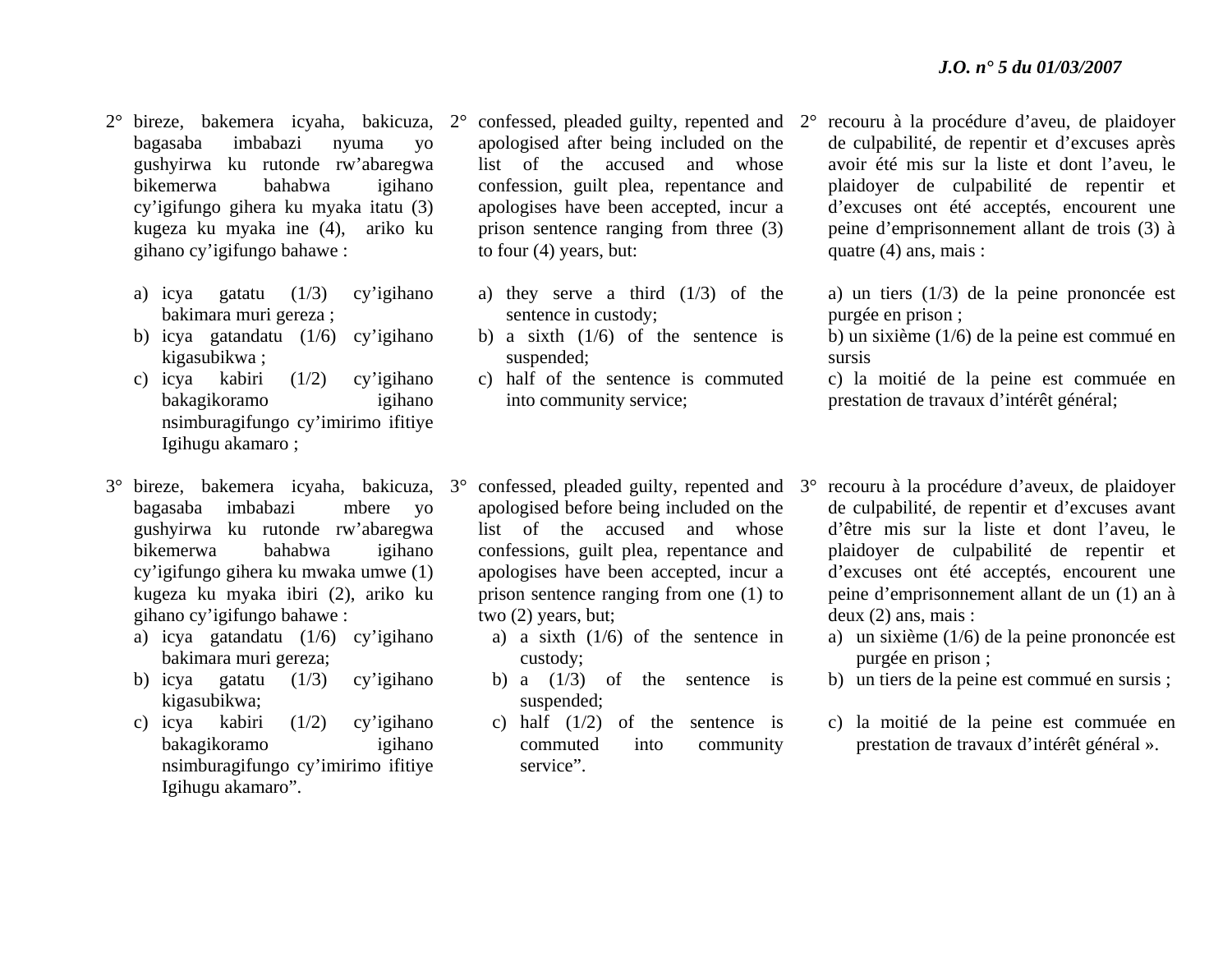2° bireze, bakemera icyaha, bakicuza, bagasaba imbabazi nyuma yo gushyirwa ku rutonde rw'abaregwa bikemerwa bahabwa igihano cy'igifungo gihera ku myaka itatu (3) kugeza ku myaka ine (4), ariko ku gihano cy'igifungo bahawe :

a) icya gatatu (1/3) cy'igihano bakimara muri gereza ;
b) icya gatandatu (1/6) cy'igihano kigasubikwa ;
c) icya kabiri (1/2) cy'igihano bakagikoramo igihano nsimburagifungo cy'imirimo ifitiye Igihugu akamaro ;

3° bireze, bakemera icyaha, bakicuza, bagasaba imbabazi mbere yo gushyirwa ku rutonde rw'abaregwa bikemerwa bahabwa igihano cy'igifungo gihera ku mwaka umwe (1) kugeza ku myaka ibiri (2), ariko ku gihano cy'igifungo bahawe :

a) icya gatandatu (1/6) cy'igihano bakimara muri gereza;
b) icya gatatu (1/3) cy'igihano kigasubikwa;
c) icya kabiri (1/2) cy'igihano bakagikoramo igihano nsimburagifungo cy'imirimo ifitiye Igihugu akamaro".

2° confessed, pleaded guilty, repented and apologised after being included on the list of the accused and whose confession, guilt plea, repentance and apologises have been accepted, incur a prison sentence ranging from three (3) to four (4) years, but:

a) they serve a third (1/3) of the sentence in custody;
b) a sixth (1/6) of the sentence is suspended;
c) half of the sentence is commuted into community service;

3° confessed, pleaded guilty, repented and apologised before being included on the list of the accused and whose confessions, guilt plea, repentance and apologises have been accepted, incur a prison sentence ranging from one (1) to two (2) years, but;

a) a sixth (1/6) of the sentence in custody;
b) a (1/3) of the sentence is suspended;
c) half (1/2) of the sentence is commuted into community service".

2° recouru à la procédure d'aveu, de plaidoyer de culpabilité, de repentir et d'excuses après avoir été mis sur la liste et dont l'aveu, le plaidoyer de culpabilité de repentir et d'excuses ont été acceptés, encourent une peine d'emprisonnement allant de trois (3) à quatre (4) ans, mais :

a) un tiers (1/3) de la peine prononcée est purgée en prison ;
b) un sixième (1/6) de la peine est commué en sursis
c) la moitié de la peine est commuée en prestation de travaux d'intérêt général;

3° recouru à la procédure d'aveux, de plaidoyer de culpabilité, de repentir et d'excuses avant d'être mis sur la liste et dont l'aveu, le plaidoyer de culpabilité de repentir et d'excuses ont été acceptés, encourent une peine d'emprisonnement allant de un (1) an à deux (2) ans, mais :

a) un sixième (1/6) de la peine prononcée est purgée en prison ;
b) un tiers de la peine est commué en sursis ;
c) la moitié de la peine est commuée en prestation de travaux d'intérêt général ».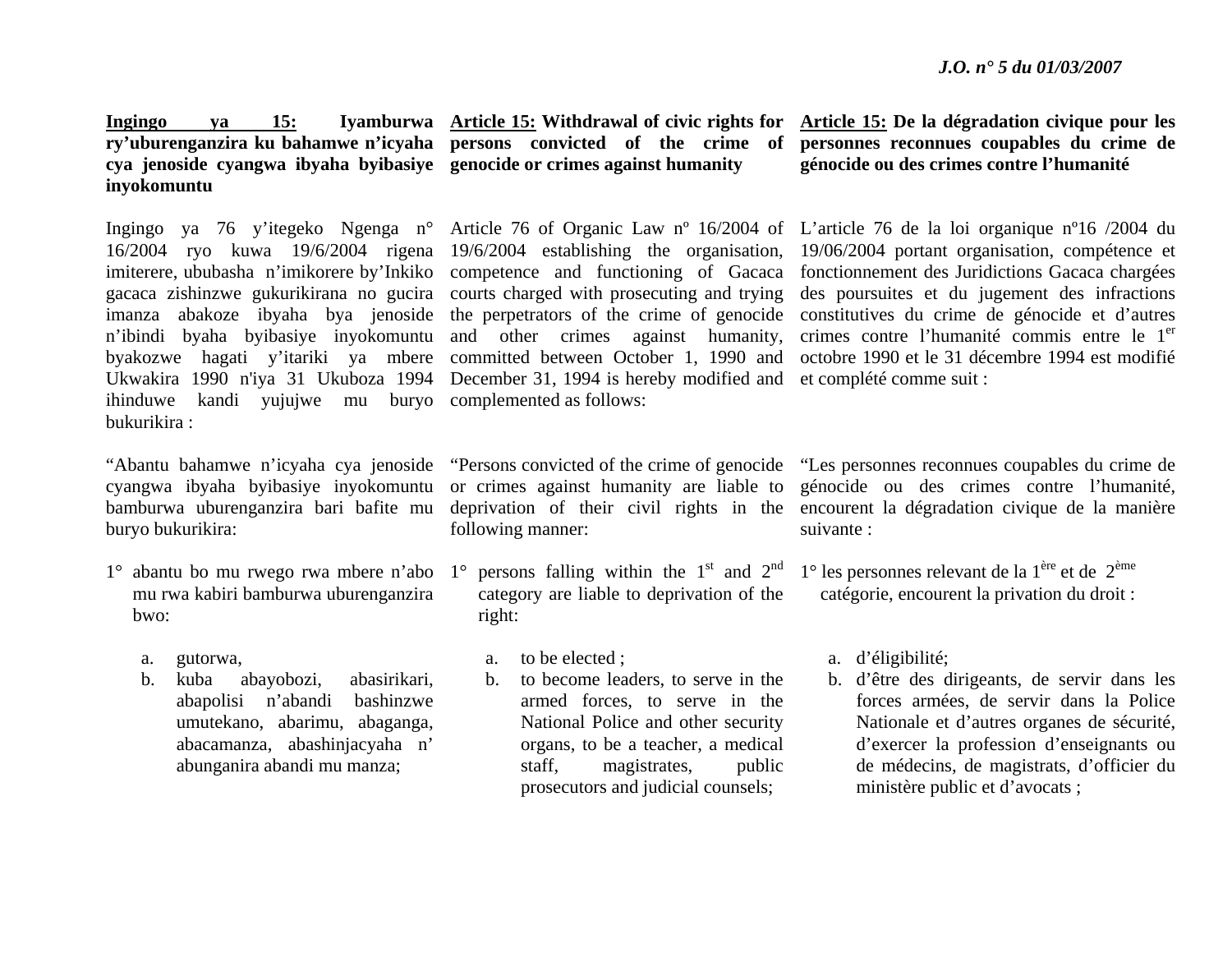**Ingingo ya 15: Iyamburwa ry'uburenganzira ku bahamwe n'icyaha cya jenoside cyangwa ibyaha byibasiye inyokomuntu**

Ingingo ya 76 y'itegeko Ngenga n° 16/2004 ryo kuwa 19/6/2004 rigena imiterere, ububasha n'imikorere by'Inkiko gacaca zishinzwe gukurikirana no gucira imanza abakoze ibyaha bya jenoside n'ibindi byaha byibasiye inyokomuntu byakozwe hagati y'itariki ya mbere Ukwakira 1990 n'iya 31 Ukuboza 1994 ihinduwe kandi yujujwe mu buryo bukurikira :

"Abantu bahamwe n'icyaha cya jenoside cyangwa ibyaha byibasiye inyokomuntu bamburwa uburenganzira bari bafite mu buryo bukurikira:

1° abantu bo mu rwego rwa mbere n'abo mu rwa kabiri bamburwa uburenganzira bwo:

   a. gutorwa,
   b. kuba abayobozi, abasirikari, abapolisi n'abandi bashinzwe umutekano, abarimu, abaganga, abacamanza, abashinjacyaha n' abunganira abandi mu manza;

**Article 15: Withdrawal of civic rights for persons convicted of the crime of genocide or crimes against humanity**

Article 76 of Organic Law nº 16/2004 of 19/6/2004 establishing the organisation, competence and functioning of Gacaca courts charged with prosecuting and trying the perpetrators of the crime of genocide and other crimes against humanity, committed between October 1, 1990 and December 31, 1994 is hereby modified and complemented as follows:

"Persons convicted of the crime of genocide or crimes against humanity are liable to deprivation of their civil rights in the following manner:

1° persons falling within the 1st and 2nd category are liable to deprivation of the right:

   a. to be elected ;
   b. to become leaders, to serve in the armed forces, to serve in the National Police and other security organs, to be a teacher, a medical staff, magistrates, public prosecutors and judicial counsels;

**Article 15: De la dégradation civique pour les personnes reconnues coupables du crime de génocide ou des crimes contre l'humanité**

L'article 76 de la loi organique nº16 /2004 du 19/06/2004 portant organisation, compétence et fonctionnement des Juridictions Gacaca chargées des poursuites et du jugement des infractions constitutives du crime de génocide et d'autres crimes contre l'humanité commis entre le 1er octobre 1990 et le 31 décembre 1994 est modifié et complété comme suit :

"Les personnes reconnues coupables du crime de génocide ou des crimes contre l'humanité, encourent la dégradation civique de la manière suivante :

1° les personnes relevant de la 1ère et de 2ème catégorie, encourent la privation du droit :

   a. d'éligibilité;
   b. d'être des dirigeants, de servir dans les forces armées, de servir dans la Police Nationale et d'autres organes de sécurité, d'exercer la profession d'enseignants ou de médecins, de magistrats, d'officier du ministère public et d'avocats ;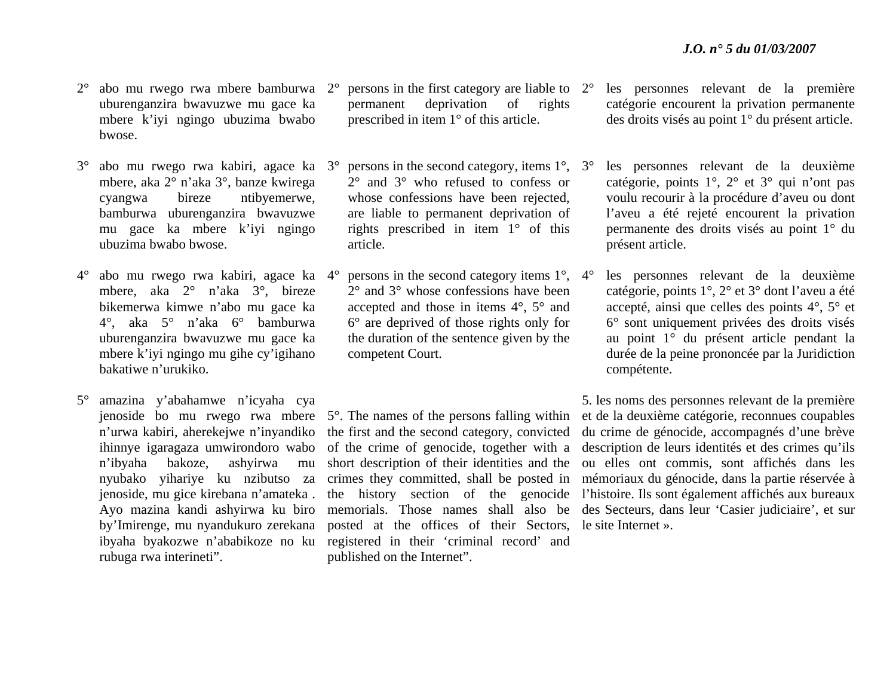2° abo mu rwego rwa mbere bamburwa uburenganzira bwavuzwe mu gace ka mbere k'iyi ngingo ubuzima bwabo bwose.

3° abo mu rwego rwa kabiri, agace ka mbere, aka 2° n'aka 3°, banze kwirega cyangwa bireze ntibyemerwe, bamburwa uburenganzira bwavuzwe mu gace ka mbere k'iyi ngingo ubuzima bwabo bwose.

4° abo mu rwego rwa kabiri, agace ka mbere, aka 2° n'aka 3°, bireze bikemerwa kimwe n'abo mu gace ka 4°, aka 5° n'aka 6° bamburwa uburenganzira bwavuzwe mu gace ka mbere k'iyi ngingo mu gihe cy'igihano bakatiwe n'urukiko.

5° amazina y'abahamwe n'icyaha cya jenoside bo mu rwego rwa mbere n'urwa kabiri, aherekejwe n'inyandiko ihinnye igaragaza umwirondoro wabo n'ibyaha bakoze, ashyirwa mu nyubako yihariye ku nzibutso za jenoside, mu gice kirebana n'amateka . Ayo mazina kandi ashyirwa ku biro by'Imirenge, mu nyandukuro zerekana ibyaha byakozwe n'ababikoze no ku rubuga rwa interineti".

2° persons in the first category are liable to permanent deprivation of rights prescribed in item 1° of this article.

3° persons in the second category, items 1°, 2° and 3° who refused to confess or whose confessions have been rejected, are liable to permanent deprivation of rights prescribed in item 1° of this article.

4° persons in the second category items 1°, 2° and 3° whose confessions have been accepted and those in items 4°, 5° and 6° are deprived of those rights only for the duration of the sentence given by the competent Court.

5°. The names of the persons falling within the first and the second category, convicted of the crime of genocide, together with a short description of their identities and the crimes they committed, shall be posted in the history section of the genocide memorials. Those names shall also be posted at the offices of their Sectors, registered in their 'criminal record' and published on the Internet".

2° les personnes relevant de la première catégorie encourent la privation permanente des droits visés au point 1° du présent article.

3° les personnes relevant de la deuxième catégorie, points 1°, 2° et 3° qui n'ont pas voulu recourir à la procédure d'aveu ou dont l'aveu a été rejeté encourent la privation permanente des droits visés au point 1° du présent article.

4° les personnes relevant de la deuxième catégorie, points 1°, 2° et 3° dont l'aveu a été accepté, ainsi que celles des points 4°, 5° et 6° sont uniquement privées des droits visés au point 1° du présent article pendant la durée de la peine prononcée par la Juridiction compétente.

5. les noms des personnes relevant de la première et de la deuxième catégorie, reconnues coupables du crime de génocide, accompagnés d'une brève description de leurs identités et des crimes qu'ils ou elles ont commis, sont affichés dans les mémoriaux du génocide, dans la partie réservée à l'histoire. Ils sont également affichés aux bureaux des Secteurs, dans leur 'Casier judiciaire', et sur le site Internet ».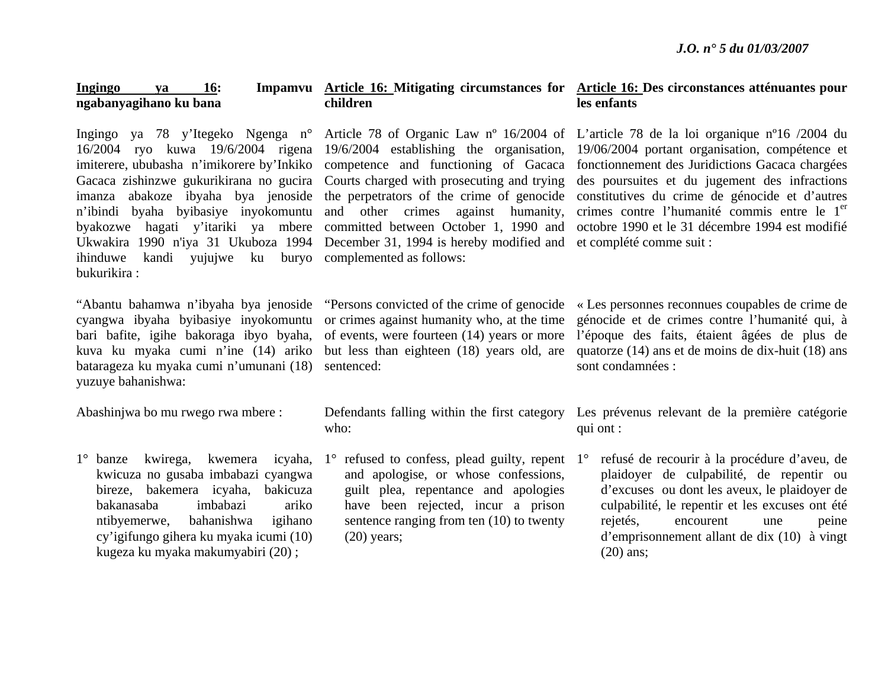**Ingingo ya 16: Impamvu ngabanyagihano ku bana**

Ingingo ya 78 y'Itegeko Ngenga n° 16/2004 ryo kuwa 19/6/2004 rigena imiterere, ububasha n'imikorere by'Inkiko Gacaca zishinzwe gukurikirana no gucira imanza abakoze ibyaha bya jenoside n'ibindi byaha byibasiye inyokomuntu byakozwe hagati y'itariki ya mbere Ukwakira 1990 n'iya 31 Ukuboza 1994 ihinduwe kandi yujujwe ku buryo bukurikira :

"Abantu bahamwa n'ibyaha bya jenoside cyangwa ibyaha byibasiye inyokomuntu bari bafite, igihe bakoraga ibyo byaha, kuva ku myaka cumi n'ine (14) ariko batarageza ku myaka cumi n'umunani (18) yuzuye bahanishwa:

Abashinjwa bo mu rwego rwa mbere :

1° banze kwirega, kwemera icyaha, kwicuza no gusaba imbabazi cyangwa bireze, bakemera icyaha, bakicuza bakanasaba imbabazi ariko ntibyemerwe, bahanishwa igihano cy'igifungo gihera ku myaka icumi (10) kugeza ku myaka makumyabiri (20) ;

**Article 16: Mitigating circumstances for children**

Article 78 of Organic Law nº 16/2004 of 19/6/2004 establishing the organisation, competence and functioning of Gacaca Courts charged with prosecuting and trying the perpetrators of the crime of genocide and other crimes against humanity, committed between October 1, 1990 and December 31, 1994 is hereby modified and complemented as follows:

"Persons convicted of the crime of genocide or crimes against humanity who, at the time of events, were fourteen (14) years or more but less than eighteen (18) years old, are sentenced:

Defendants falling within the first category who:

1° refused to confess, plead guilty, repent and apologise, or whose confessions, guilt plea, repentance and apologies have been rejected, incur a prison sentence ranging from ten (10) to twenty (20) years;

**Article 16: Des circonstances atténuantes pour les enfants**

L'article 78 de la loi organique nº16 /2004 du 19/06/2004 portant organisation, compétence et fonctionnement des Juridictions Gacaca chargées des poursuites et du jugement des infractions constitutives du crime de génocide et d'autres crimes contre l'humanité commis entre le 1er octobre 1990 et le 31 décembre 1994 est modifié et complété comme suit :

« Les personnes reconnues coupables de crime de génocide et de crimes contre l'humanité qui, à l'époque des faits, étaient âgées de plus de quatorze (14) ans et de moins de dix-huit (18) ans sont condamnées :

Les prévenus relevant de la première catégorie qui ont :

1° refusé de recourir à la procédure d'aveu, de plaidoyer de culpabilité, de repentir ou d'excuses ou dont les aveux, le plaidoyer de culpabilité, le repentir et les excuses ont été rejetés, encourent une peine d'emprisonnement allant de dix (10) à vingt (20) ans;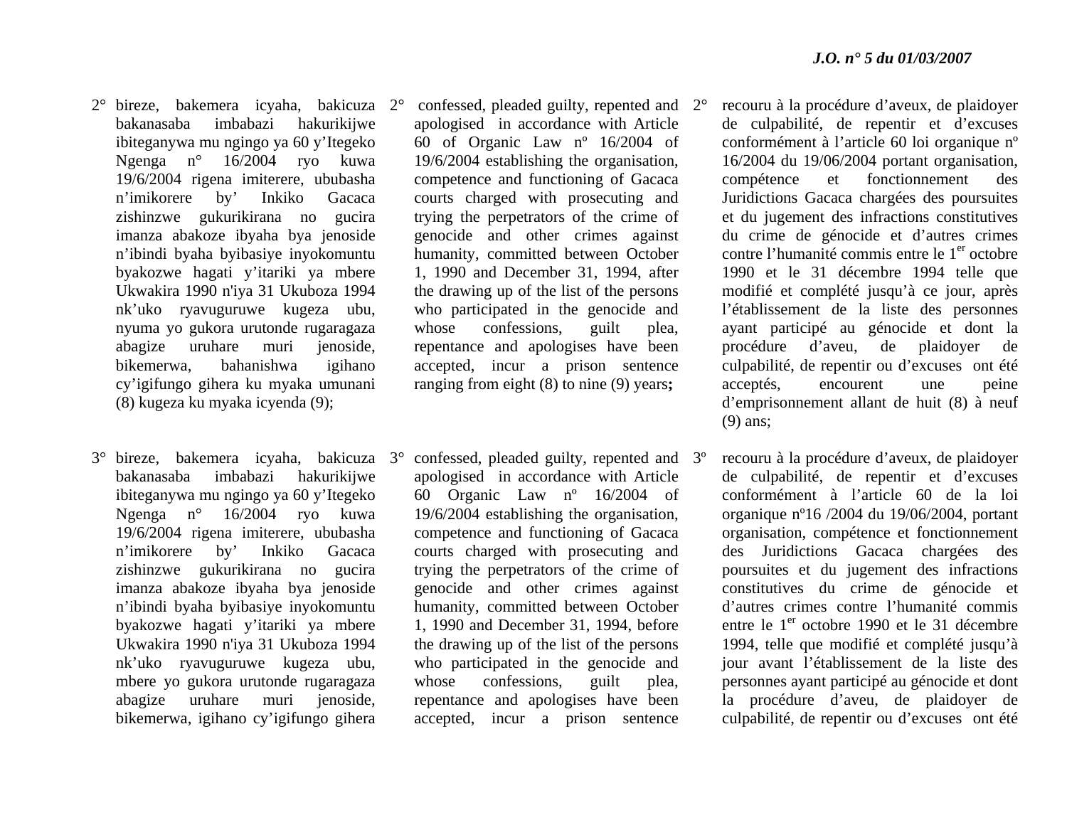2° bireze, bakemera icyaha, bakicuza bakanasaba imbabazi hakurikijwe ibiteganywa mu ngingo ya 60 y'Itegeko Ngenga n° 16/2004 ryo kuwa 19/6/2004 rigena imiterere, ububasha n'imikorere by' Inkiko Gacaca zishinzwe gukurikirana no gucira imanza abakoze ibyaha bya jenoside n'ibindi byaha byibasiye inyokomuntu byakozwe hagati y'itariki ya mbere Ukwakira 1990 n'iya 31 Ukuboza 1994 nk'uko ryavuguruwe kugeza ubu, nyuma yo gukora urutonde rugaragaza abagize uruhare muri jenoside, bikemerwa, bahanishwa igihano cy'igifungo gihera ku myaka umunani (8) kugeza ku myaka icyenda (9);

3° bireze, bakemera icyaha, bakicuza bakanasaba imbabazi hakurikijwe ibiteganywa mu ngingo ya 60 y'Itegeko Ngenga n° 16/2004 ryo kuwa 19/6/2004 rigena imiterere, ububasha n'imikorere by' Inkiko Gacaca zishinzwe gukurikirana no gucira imanza abakoze ibyaha bya jenoside n'ibindi byaha byibasiye inyokomuntu byakozwe hagati y'itariki ya mbere Ukwakira 1990 n'iya 31 Ukuboza 1994 nk'uko ryavuguruwe kugeza ubu, mbere yo gukora urutonde rugaragaza abagize uruhare muri jenoside, bikemerwa, igihano cy'igifungo gihera

2° confessed, pleaded guilty, repented and apologised in accordance with Article 60 of Organic Law nº 16/2004 of 19/6/2004 establishing the organisation, competence and functioning of Gacaca courts charged with prosecuting and trying the perpetrators of the crime of genocide and other crimes against humanity, committed between October 1, 1990 and December 31, 1994, after the drawing up of the list of the persons who participated in the genocide and whose confessions, guilt plea, repentance and apologises have been accepted, incur a prison sentence ranging from eight (8) to nine (9) years**;**

3° confessed, pleaded guilty, repented and apologised in accordance with Article 60 Organic Law nº 16/2004 of 19/6/2004 establishing the organisation, competence and functioning of Gacaca courts charged with prosecuting and trying the perpetrators of the crime of genocide and other crimes against humanity, committed between October 1, 1990 and December 31, 1994, before the drawing up of the list of the persons who participated in the genocide and whose confessions, guilt plea, repentance and apologises have been accepted, incur a prison sentence

2° recouru à la procédure d'aveux, de plaidoyer de culpabilité, de repentir et d'excuses conformément à l'article 60 loi organique nº 16/2004 du 19/06/2004 portant organisation, compétence et fonctionnement des Juridictions Gacaca chargées des poursuites et du jugement des infractions constitutives du crime de génocide et d'autres crimes contre l'humanité commis entre le 1er octobre 1990 et le 31 décembre 1994 telle que modifié et complété jusqu'à ce jour, après l'établissement de la liste des personnes ayant participé au génocide et dont la procédure d'aveu, de plaidoyer de culpabilité, de repentir ou d'excuses ont été acceptés, encourent une peine d'emprisonnement allant de huit (8) à neuf (9) ans;

3º recouru à la procédure d'aveux, de plaidoyer de culpabilité, de repentir et d'excuses conformément à l'article 60 de la loi organique nº16 /2004 du 19/06/2004, portant organisation, compétence et fonctionnement des Juridictions Gacaca chargées des poursuites et du jugement des infractions constitutives du crime de génocide et d'autres crimes contre l'humanité commis entre le 1er octobre 1990 et le 31 décembre 1994, telle que modifié et complété jusqu'à jour avant l'établissement de la liste des personnes ayant participé au génocide et dont la procédure d'aveu, de plaidoyer de culpabilité, de repentir ou d'excuses ont été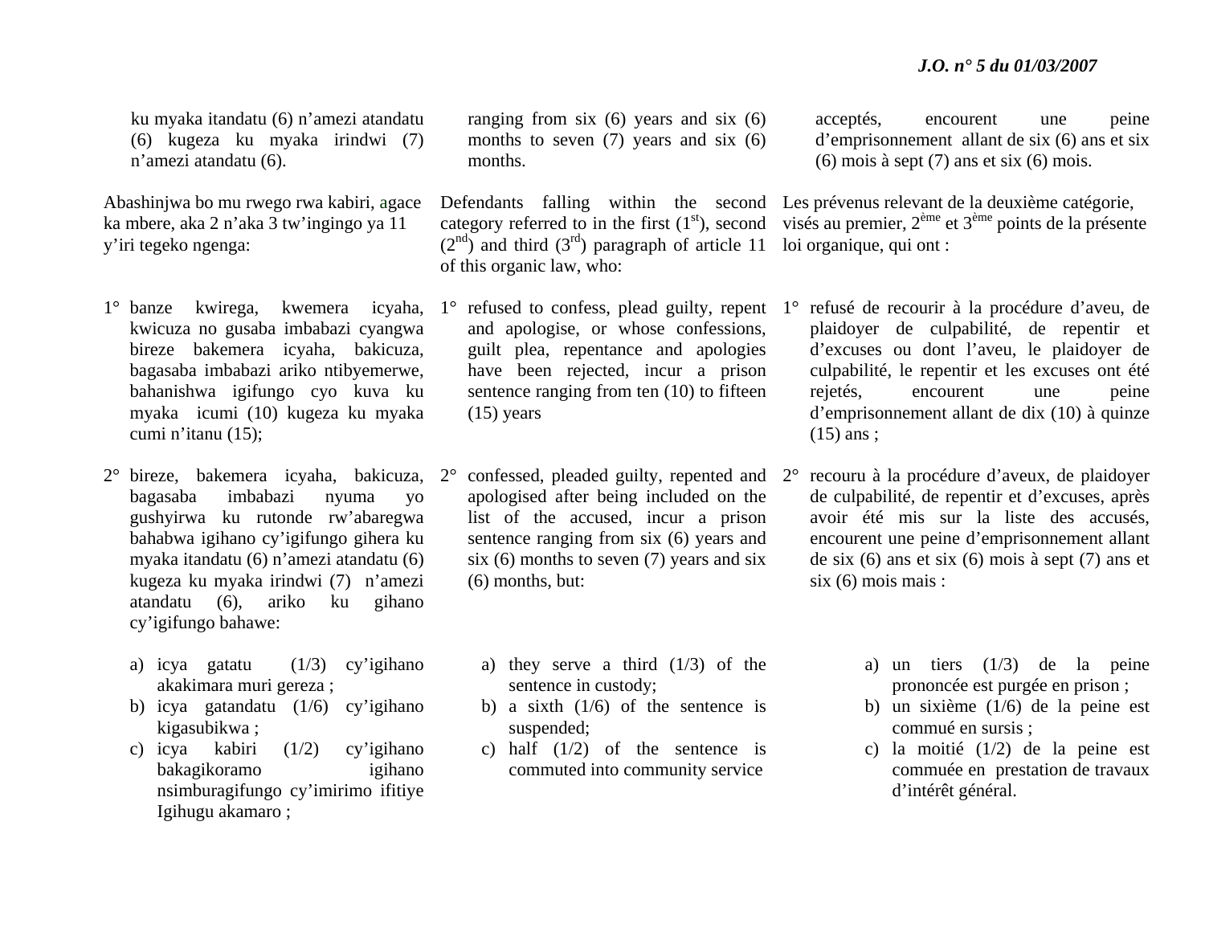ku myaka itandatu (6) n'amezi atandatu (6) kugeza ku myaka irindwi (7) n'amezi atandatu (6).

Abashinjwa bo mu rwego rwa kabiri, agace ka mbere, aka 2 n'aka 3 tw'ingingo ya 11 y'iri tegeko ngenga:

1° banze kwirega, kwemera icyaha, kwicuza no gusaba imbabazi cyangwa bireze bakemera icyaha, bakicuza, bagasaba imbabazi ariko ntibyemerwe, bahanishwa igifungo cyo kuva ku myaka icumi (10) kugeza ku myaka cumi n'itanu (15);

2° bireze, bakemera icyaha, bakicuza, bagasaba imbabazi nyuma yo gushyirwa ku rutonde rw'abaregwa bahabwa igihano cy'igifungo gihera ku myaka itandatu (6) n'amezi atandatu (6) kugeza ku myaka irindwi (7) n'amezi atandatu (6), ariko ku gihano cy'igifungo bahawe:

a) icya gatatu (1/3) cy'igihano akakimara muri gereza ;
b) icya gatandatu (1/6) cy'igihano kigasubikwa ;
c) icya kabiri (1/2) cy'igihano bakagikoramo igihano nsimburagifungo cy'imirimo ifitiye Igihugu akamaro ;

ranging from six (6) years and six (6) months to seven (7) years and six (6) months.

Defendants falling within the second category referred to in the first (1st), second (2nd) and third (3rd) paragraph of article 11 of this organic law, who:

1° refused to confess, plead guilty, repent and apologise, or whose confessions, guilt plea, repentance and apologies have been rejected, incur a prison sentence ranging from ten (10) to fifteen (15) years

2° confessed, pleaded guilty, repented and apologised after being included on the list of the accused, incur a prison sentence ranging from six (6) years and six (6) months to seven (7) years and six (6) months, but:

a) they serve a third (1/3) of the sentence in custody;
b) a sixth (1/6) of the sentence is suspended;
c) half (1/2) of the sentence is commuted into community service

acceptés, encourent une peine d'emprisonnement allant de six (6) ans et six (6) mois à sept (7) ans et six (6) mois.

Les prévenus relevant de la deuxième catégorie, visés au premier, 2ème et 3ème points de la présente loi organique, qui ont :

1° refusé de recourir à la procédure d'aveu, de plaidoyer de culpabilité, de repentir et d'excuses ou dont l'aveu, le plaidoyer de culpabilité, le repentir et les excuses ont été rejetés, encourent une peine d'emprisonnement allant de dix (10) à quinze (15) ans ;

2° recouru à la procédure d'aveux, de plaidoyer de culpabilité, de repentir et d'excuses, après avoir été mis sur la liste des accusés, encourent une peine d'emprisonnement allant de six (6) ans et six (6) mois à sept (7) ans et six (6) mois mais :

a) un tiers (1/3) de la peine prononcée est purgée en prison ;
b) un sixième (1/6) de la peine est commué en sursis ;
c) la moitié (1/2) de la peine est commuée en prestation de travaux d'intérêt général.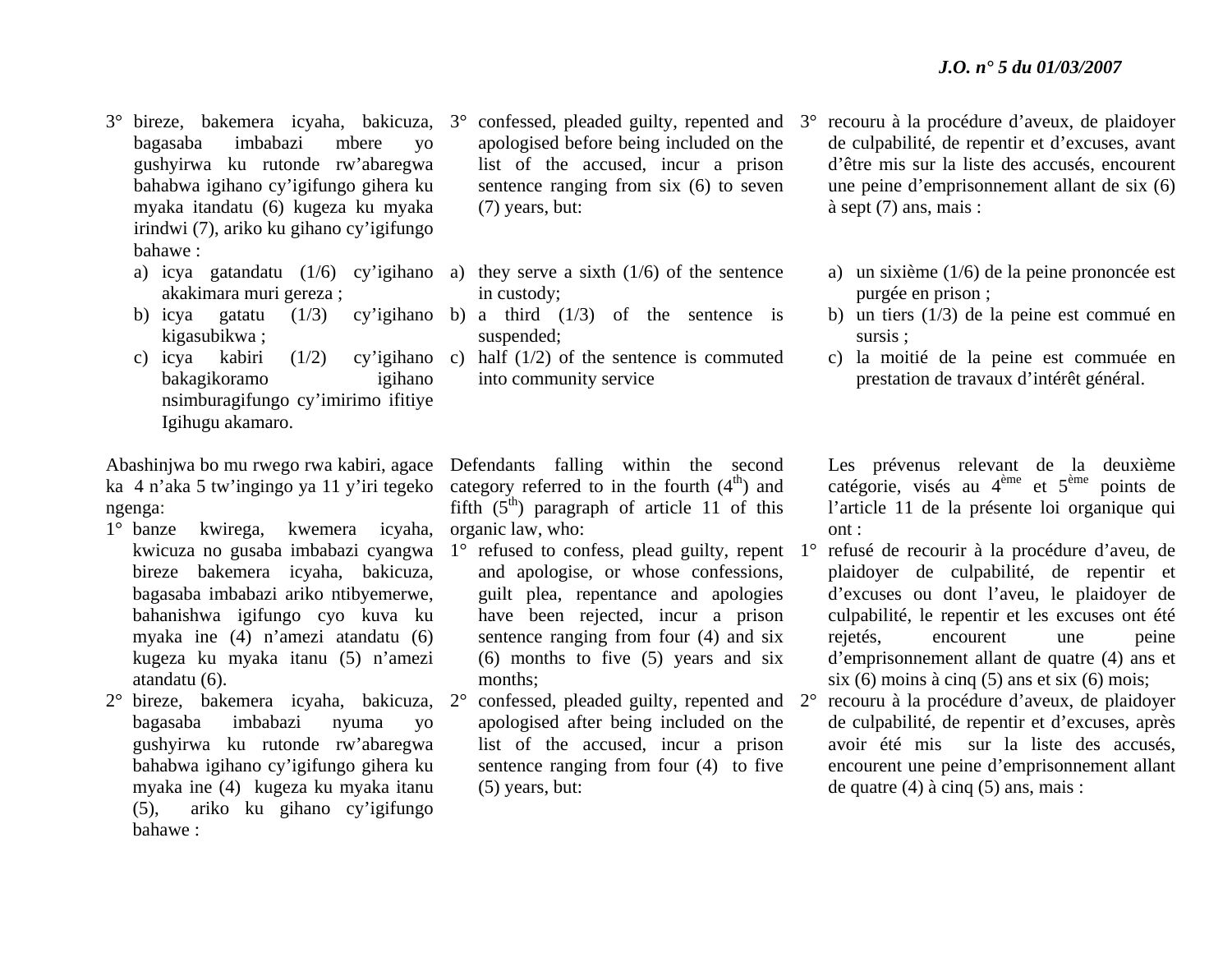3° bireze, bakemera icyaha, bakicuza, bagasaba imbabazi mbere yo gushyirwa ku rutonde rw'abaregwa bahabwa igihano cy'igifungo gihera ku myaka itandatu (6) kugeza ku myaka irindwi (7), ariko ku gihano cy'igifungo bahawe :

a) icya gatandatu (1/6) cy'igihano akakimara muri gereza ;
b) icya gatatu (1/3) cy'igihano kigasubikwa ;
c) icya kabiri (1/2) cy'igihano bakagikoramo igihano nsimburagifungo cy'imirimo ifitiye Igihugu akamaro.

Abashinjwa bo mu rwego rwa kabiri, agace ka 4 n'aka 5 tw'ingingo ya 11 y'iri tegeko ngenga:

1° banze kwirega, kwemera icyaha, kwicuza no gusaba imbabazi cyangwa bireze bakemera icyaha, bakicuza, bagasaba imbabazi ariko ntibyemerwe, bahanishwa igifungo cyo kuva ku myaka ine (4) n'amezi atandatu (6) kugeza ku myaka itanu (5) n'amezi atandatu (6).

2° bireze, bakemera icyaha, bakicuza, bagasaba imbabazi nyuma yo gushyirwa ku rutonde rw'abaregwa bahabwa igihano cy'igifungo gihera ku myaka ine (4) kugeza ku myaka itanu (5), ariko ku gihano cy'igifungo bahawe :

3° confessed, pleaded guilty, repented and apologised before being included on the list of the accused, incur a prison sentence ranging from six (6) to seven (7) years, but:

a) they serve a sixth (1/6) of the sentence in custody;
b) a third (1/3) of the sentence is suspended;
c) half (1/2) of the sentence is commuted into community service

Defendants falling within the second category referred to in the fourth (4th) and fifth (5th) paragraph of article 11 of this organic law, who:

1° refused to confess, plead guilty, repent and apologise, or whose confessions, guilt plea, repentance and apologies have been rejected, incur a prison sentence ranging from four (4) and six (6) months to five (5) years and six months;

2° confessed, pleaded guilty, repented and apologised after being included on the list of the accused, incur a prison sentence ranging from four (4) to five (5) years, but:

3° recouru à la procédure d'aveux, de plaidoyer de culpabilité, de repentir et d'excuses, avant d'être mis sur la liste des accusés, encourent une peine d'emprisonnement allant de six (6) à sept (7) ans, mais :

a) un sixième (1/6) de la peine prononcée est purgée en prison ;
b) un tiers (1/3) de la peine est commué en sursis ;
c) la moitié de la peine est commuée en prestation de travaux d'intérêt général.

Les prévenus relevant de la deuxième catégorie, visés au 4ème et 5ème points de l'article 11 de la présente loi organique qui ont :

1° refusé de recourir à la procédure d'aveu, de plaidoyer de culpabilité, de repentir et d'excuses ou dont l'aveu, le plaidoyer de culpabilité, le repentir et les excuses ont été rejetés, encourent une peine d'emprisonnement allant de quatre (4) ans et six (6) moins à cinq (5) ans et six (6) mois;

2° recouru à la procédure d'aveux, de plaidoyer de culpabilité, de repentir et d'excuses, après avoir été mis sur la liste des accusés, encourent une peine d'emprisonnement allant de quatre (4) à cinq (5) ans, mais :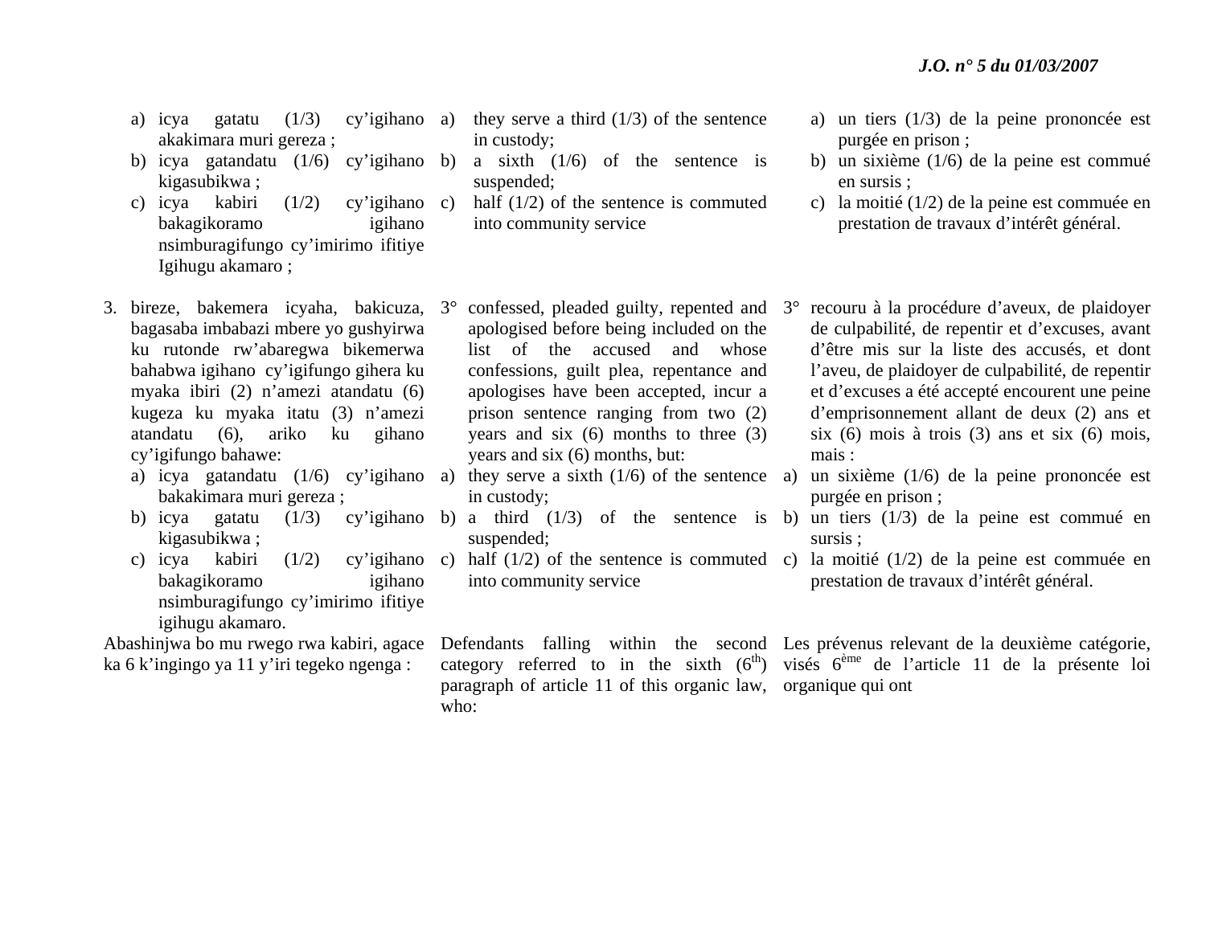a) icya gatatu (1/3) cy'igihano akakimara muri gereza ;
b) icya gatandatu (1/6) cy'igihano kigasubikwa ;
c) icya kabiri (1/2) cy'igihano bakagikoramo igihano nsimburagifungo cy'imirimo ifitiye Igihugu akamaro ;

3. bireze, bakemera icyaha, bakicuza, bagasaba imbabazi mbere yo gushyirwa ku rutonde rw'abaregwa bikemerwa bahabwa igihano cy'igifungo gihera ku myaka ibiri (2) n'amezi atandatu (6) kugeza ku myaka itatu (3) n'amezi atandatu (6), ariko ku gihano cy'igifungo bahawe:
   a) icya gatandatu (1/6) cy'igihano bakakimara muri gereza ;
   b) icya gatatu (1/3) cy'igihano kigasubikwa ;
   c) icya kabiri (1/2) cy'igihano bakagikoramo igihano nsimburagifungo cy'imirimo ifitiye igihugu akamaro.

Abashinjwa bo mu rwego rwa kabiri, agace ka 6 k'ingingo ya 11 y'iri tegeko ngenga :

a) they serve a third (1/3) of the sentence in custody;
b) a sixth (1/6) of the sentence is suspended;
c) half (1/2) of the sentence is commuted into community service

3° confessed, pleaded guilty, repented and apologised before being included on the list of the accused and whose confessions, guilt plea, repentance and apologises have been accepted, incur a prison sentence ranging from two (2) years and six (6) months to three (3) years and six (6) months, but:
   a) they serve a sixth (1/6) of the sentence in custody;
   b) a third (1/3) of the sentence is suspended;
   c) half (1/2) of the sentence is commuted into community service

Defendants falling within the second category referred to in the sixth (6th) paragraph of article 11 of this organic law, who:

a) un tiers (1/3) de la peine prononcée est purgée en prison ;
b) un sixième (1/6) de la peine est commué en sursis ;
c) la moitié (1/2) de la peine est commuée en prestation de travaux d'intérêt général.

3° recouru à la procédure d'aveux, de plaidoyer de culpabilité, de repentir et d'excuses, avant d'être mis sur la liste des accusés, et dont l'aveu, de plaidoyer de culpabilité, de repentir et d'excuses a été accepté encourent une peine d'emprisonnement allant de deux (2) ans et six (6) mois à trois (3) ans et six (6) mois, mais :
   a) un sixième (1/6) de la peine prononcée est purgée en prison ;
   b) un tiers (1/3) de la peine est commué en sursis ;
   c) la moitié (1/2) de la peine est commuée en prestation de travaux d'intérêt général.

Les prévenus relevant de la deuxième catégorie, visés 6ème de l'article 11 de la présente loi organique qui ont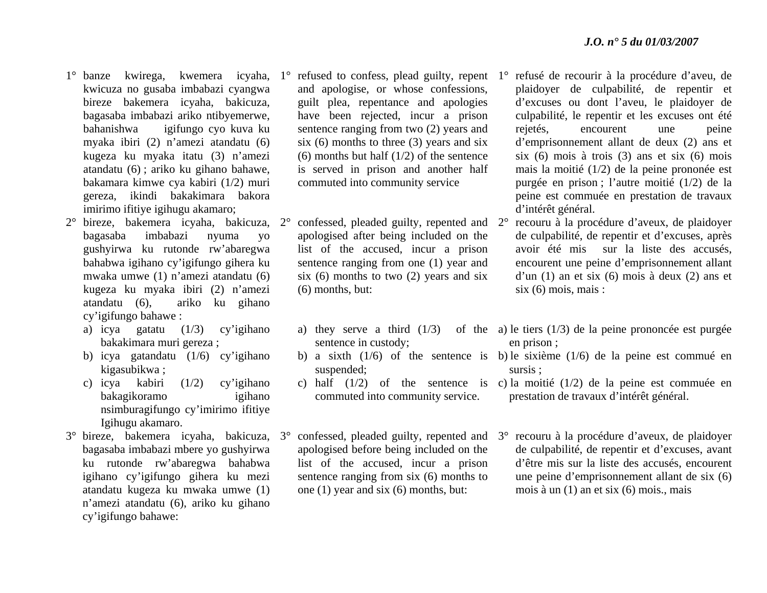1° banze kwirega, kwemera icyaha, kwicuza no gusaba imbabazi cyangwa bireze bakemera icyaha, bakicuza, bagasaba imbabazi ariko ntibyemerwe, bahanishwa igifungo cyo kuva ku myaka ibiri (2) n'amezi atandatu (6) kugeza ku myaka itatu (3) n'amezi atandatu (6) ; ariko ku gihano bahawe, bakamara kimwe cya kabiri (1/2) muri gereza, ikindi bakakimara bakora imirimo ifitiye igihugu akamaro;

2° bireze, bakemera icyaha, bakicuza, bagasaba imbabazi nyuma yo gushyirwa ku rutonde rw'abaregwa bahabwa igihano cy'igifungo gihera ku mwaka umwe (1) n'amezi atandatu (6) kugeza ku myaka ibiri (2) n'amezi atandatu (6), ariko ku gihano cy'igifungo bahawe :

a) icya gatatu (1/3) cy'igihano bakakimara muri gereza ;
b) icya gatandatu (1/6) cy'igihano kigasubikwa ;
c) icya kabiri (1/2) cy'igihano bakagikoramo igihano nsimburagifungo cy'imirimo ifitiye Igihugu akamaro.

3° bireze, bakemera icyaha, bakicuza, bagasaba imbabazi mbere yo gushyirwa ku rutonde rw'abaregwa bahabwa igihano cy'igifungo gihera ku mezi atandatu kugeza ku mwaka umwe (1) n'amezi atandatu (6), ariko ku gihano cy'igifungo bahawe:

1° refused to confess, plead guilty, repent and apologise, or whose confessions, guilt plea, repentance and apologies have been rejected, incur a prison sentence ranging from two (2) years and six (6) months to three (3) years and six (6) months but half (1/2) of the sentence is served in prison and another half commuted into community service

2° confessed, pleaded guilty, repented and apologised after being included on the list of the accused, incur a prison sentence ranging from one (1) year and six (6) months to two (2) years and six (6) months, but:

a) they serve a third (1/3) of the sentence in custody;
b) a sixth (1/6) of the sentence is suspended;
c) half (1/2) of the sentence is commuted into community service.

3° confessed, pleaded guilty, repented and apologised before being included on the list of the accused, incur a prison sentence ranging from six (6) months to one (1) year and six (6) months, but:

1° refusé de recourir à la procédure d'aveu, de plaidoyer de culpabilité, de repentir et d'excuses ou dont l'aveu, le plaidoyer de culpabilité, le repentir et les excuses ont été rejetés, encourent une peine d'emprisonnement allant de deux (2) ans et six (6) mois à trois (3) ans et six (6) mois mais la moitié (1/2) de la peine prononée est purgée en prison ; l'autre moitié (1/2) de la peine est commuée en prestation de travaux d'intérêt général.

2° recouru à la procédure d'aveux, de plaidoyer de culpabilité, de repentir et d'excuses, après avoir été mis sur la liste des accusés, encourent une peine d'emprisonnement allant d'un (1) an et six (6) mois à deux (2) ans et six (6) mois, mais :

a) le tiers (1/3) de la peine prononcée est purgée en prison ;
b) le sixième (1/6) de la peine est commué en sursis ;
c) la moitié (1/2) de la peine est commuée en prestation de travaux d'intérêt général.

3° recouru à la procédure d'aveux, de plaidoyer de culpabilité, de repentir et d'excuses, avant d'être mis sur la liste des accusés, encourent une peine d'emprisonnement allant de six (6) mois à un (1) an et six (6) mois., mais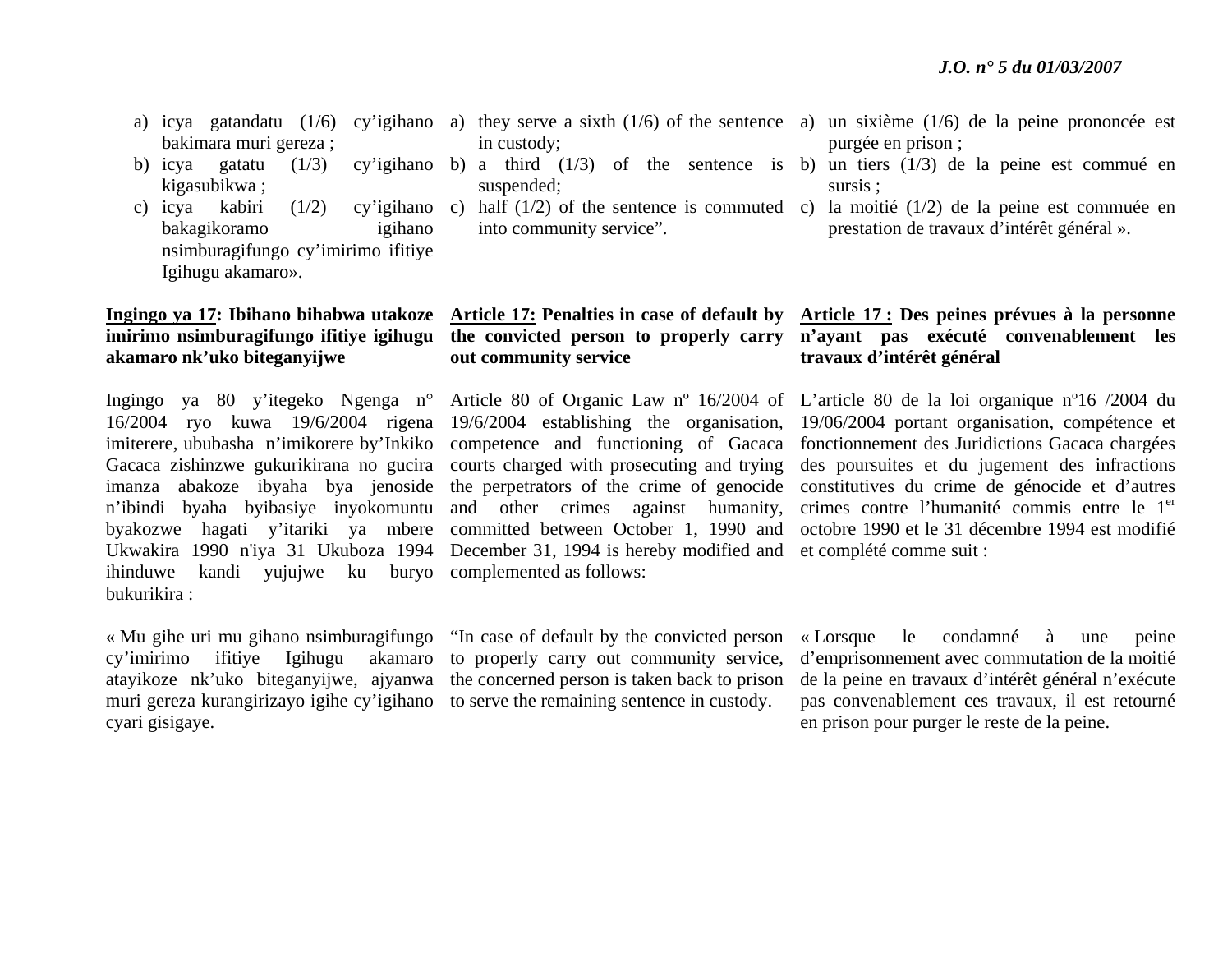a) icya gatandatu (1/6) cy'igihano bakimara muri gereza ;
b) icya gatatu (1/3) cy'igihano kigasubikwa ;
c) icya kabiri (1/2) cy'igihano bakagikoramo igihano nsimburagifungo cy'imirimo ifitiye Igihugu akamaro».

**Ingingo ya 17: Ibihano bihabwa utakoze imirimo nsimburagifungo ifitiye igihugu akamaro nk'uko biteganyijwe**

Ingingo ya 80 y'itegeko Ngenga n° 16/2004 ryo kuwa 19/6/2004 rigena imiterere, ububasha n'imikorere by'Inkiko Gacaca zishinzwe gukurikirana no gucira imanza abakoze ibyaha bya jenoside n'ibindi byaha byibasiye inyokomuntu byakozwe hagati y'itariki ya mbere Ukwakira 1990 n'iya 31 Ukuboza 1994 ihinduwe kandi yujujwe ku buryo bukurikira :

« Mu gihe uri mu gihano nsimburagifungo cy'imirimo ifitiye Igihugu akamaro atayikoze nk'uko biteganyijwe, ajyanwa muri gereza kurangirizayo igihe cy'igihano cyari gisigaye.

a) they serve a sixth (1/6) of the sentence in custody;
b) a third (1/3) of the sentence is suspended;
c) half (1/2) of the sentence is commuted into community service".

**Article 17: Penalties in case of default by the convicted person to properly carry out community service**

Article 80 of Organic Law nº 16/2004 of 19/6/2004 establishing the organisation, competence and functioning of Gacaca courts charged with prosecuting and trying the perpetrators of the crime of genocide and other crimes against humanity, committed between October 1, 1990 and December 31, 1994 is hereby modified and complemented as follows:

"In case of default by the convicted person to properly carry out community service, the concerned person is taken back to prison to serve the remaining sentence in custody.

a) un sixième (1/6) de la peine prononcée est purgée en prison ;
b) un tiers (1/3) de la peine est commué en sursis ;
c) la moitié (1/2) de la peine est commuée en prestation de travaux d'intérêt général ».

**Article 17 : Des peines prévues à la personne n'ayant pas exécuté convenablement les travaux d'intérêt général**

L'article 80 de la loi organique nº16 /2004 du 19/06/2004 portant organisation, compétence et fonctionnement des Juridictions Gacaca chargées des poursuites et du jugement des infractions constitutives du crime de génocide et d'autres crimes contre l'humanité commis entre le 1er octobre 1990 et le 31 décembre 1994 est modifié et complété comme suit :

« Lorsque le condamné à une peine d'emprisonnement avec commutation de la moitié de la peine en travaux d'intérêt général n'exécute pas convenablement ces travaux, il est retourné en prison pour purger le reste de la peine.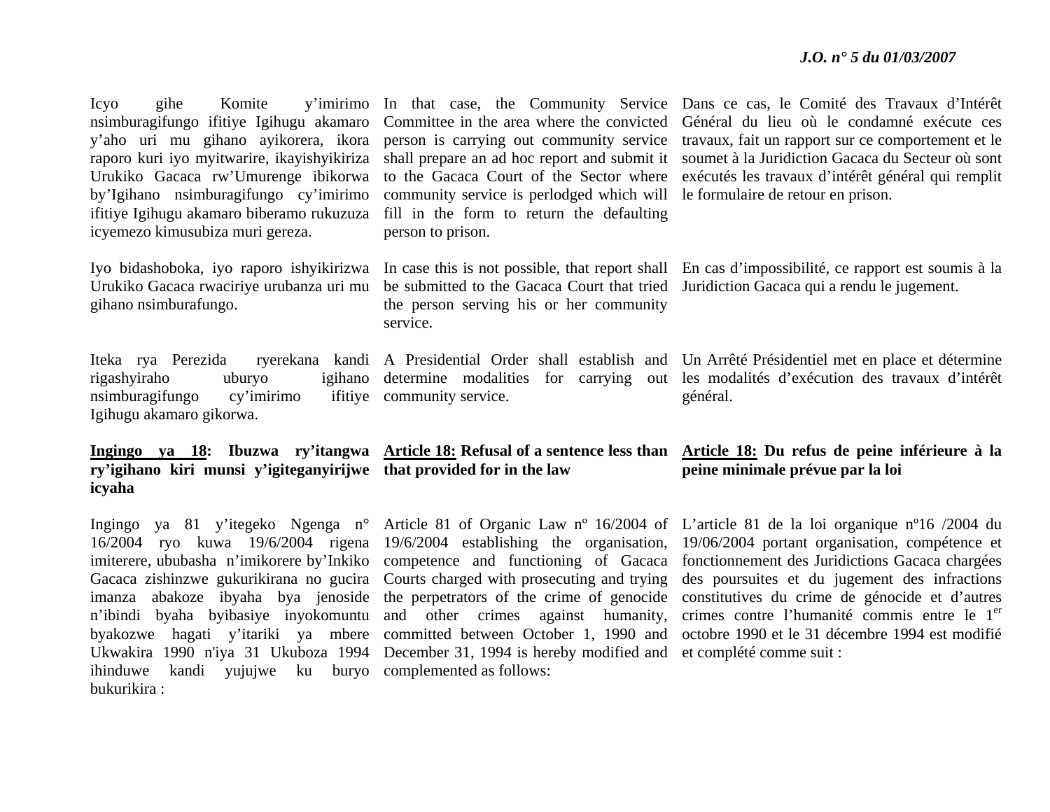Icyo gihe Komite y'imirimo nsimburagifungo ifitiye Igihugu akamaro y'aho uri mu gihano ayikorera, ikora raporo kuri iyo myitwarire, ikayishyikiriza Urukiko Gacaca rw'Umurenge ibikorwa by'Igihano nsimburagifungo cy'imirimo ifitiye Igihugu akamaro biberamo rukuzuza icyemezo kimusubiza muri gereza.

Iyo bidashoboka, iyo raporo ishyikirizwa Urukiko Gacaca rwaciriye urubanza uri mu gihano nsimburafungo.

Iteka rya Perezida ryerekana kandi rigashyiraho uburyo igihano nsimburagifungo cy'imirimo ifitiye Igihugu akamaro gikorwa.

**<u>Ingingo ya 18</u>: Ibuzwa ry'itangwa ry'igihano kiri munsi y'igiteganyirijwe icyaha**

Ingingo ya 81 y'itegeko Ngenga n° 16/2004 ryo kuwa 19/6/2004 rigena imiterere, ububasha n'imikorere by'Inkiko Gacaca zishinzwe gukurikirana no gucira imanza abakoze ibyaha bya jenoside n'ibindi byaha byibasiye inyokomuntu byakozwe hagati y'itariki ya mbere Ukwakira 1990 n'iya 31 Ukuboza 1994 ihinduwe kandi yujujwe ku buryo bukurikira :

In that case, the Community Service Committee in the area where the convicted person is carrying out community service shall prepare an ad hoc report and submit it to the Gacaca Court of the Sector where community service is perlodged which will fill in the form to return the defaulting person to prison.

In case this is not possible, that report shall be submitted to the Gacaca Court that tried the person serving his or her community service.

A Presidential Order shall establish and determine modalities for carrying out community service.

**<u>Article 18:</u> Refusal of a sentence less than that provided for in the law**

Article 81 of Organic Law nº 16/2004 of 19/6/2004 establishing the organisation, competence and functioning of Gacaca Courts charged with prosecuting and trying the perpetrators of the crime of genocide and other crimes against humanity, committed between October 1, 1990 and December 31, 1994 is hereby modified and complemented as follows:

Dans ce cas, le Comité des Travaux d'Intérêt Général du lieu où le condamné exécute ces travaux, fait un rapport sur ce comportement et le soumet à la Juridiction Gacaca du Secteur où sont exécutés les travaux d'intérêt général qui remplit le formulaire de retour en prison.

En cas d'impossibilité, ce rapport est soumis à la Juridiction Gacaca qui a rendu le jugement.

Un Arrêté Présidentiel met en place et détermine les modalités d'exécution des travaux d'intérêt général.

**<u>Article 18:</u> Du refus de peine inférieure à la peine minimale prévue par la loi**

L'article 81 de la loi organique nº16 /2004 du 19/06/2004 portant organisation, compétence et fonctionnement des Juridictions Gacaca chargées des poursuites et du jugement des infractions constitutives du crime de génocide et d'autres crimes contre l'humanité commis entre le 1er octobre 1990 et le 31 décembre 1994 est modifié et complété comme suit :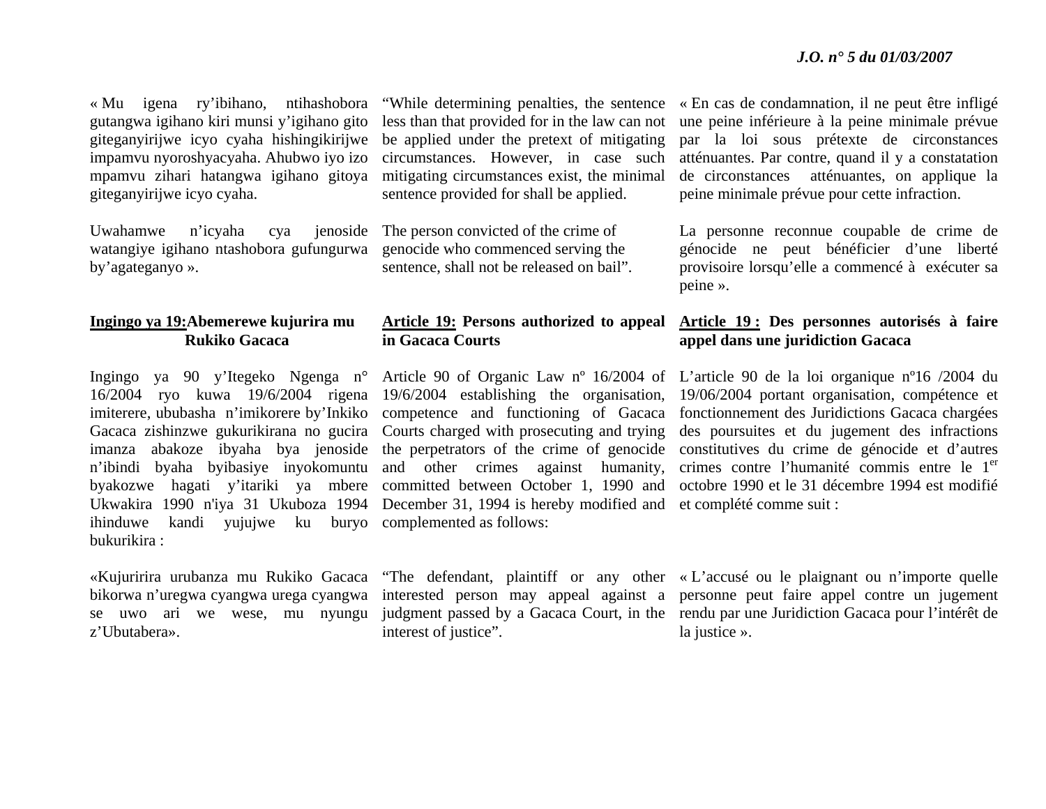« Mu igena ry'ibihano, ntihashobora gutangwa igihano kiri munsi y'igihano gito giteganyirijwe icyo cyaha hishingikirijwe impamvu nyoroshyacyaha. Ahubwo iyo izo mpamvu zihari hatangwa igihano gitoya giteganyirijwe icyo cyaha.

Uwahamwe n'icyaha cya jenoside watangiye igihano ntashobora gufungurwa by'agateganyo ».

**<u>Ingingo ya 19:</u>Abemerewe kujurira mu Rukiko Gacaca**

Ingingo ya 90 y'Itegeko Ngenga n° 16/2004 ryo kuwa 19/6/2004 rigena imiterere, ububasha n'imikorere by'Inkiko Gacaca zishinzwe gukurikirana no gucira imanza abakoze ibyaha bya jenoside n'ibindi byaha byibasiye inyokomuntu byakozwe hagati y'itariki ya mbere Ukwakira 1990 n'iya 31 Ukuboza 1994 ihinduwe kandi yujujwe ku buryo bukurikira :

«Kujuririra urubanza mu Rukiko Gacaca bikorwa n'uregwa cyangwa urega cyangwa se uwo ari we wese, mu nyungu z'Ubutabera».

"While determining penalties, the sentence less than that provided for in the law can not be applied under the pretext of mitigating circumstances. However, in case such mitigating circumstances exist, the minimal sentence provided for shall be applied.

The person convicted of the crime of genocide who commenced serving the sentence, shall not be released on bail".

**<u>Article 19:</u> Persons authorized to appeal in Gacaca Courts**

Article 90 of Organic Law nº 16/2004 of 19/6/2004 establishing the organisation, competence and functioning of Gacaca Courts charged with prosecuting and trying the perpetrators of the crime of genocide and other crimes against humanity, committed between October 1, 1990 and December 31, 1994 is hereby modified and complemented as follows:

"The defendant, plaintiff or any other interested person may appeal against a judgment passed by a Gacaca Court, in the interest of justice".

« En cas de condamnation, il ne peut être infligé une peine inférieure à la peine minimale prévue par la loi sous prétexte de circonstances atténuantes. Par contre, quand il y a constatation de circonstances atténuantes, on applique la peine minimale prévue pour cette infraction.

La personne reconnue coupable de crime de génocide ne peut bénéficier d'une liberté provisoire lorsqu'elle a commencé à exécuter sa peine ».

**<u>Article 19 :</u> Des personnes autorisés à faire appel dans une juridiction Gacaca**

L'article 90 de la loi organique nº16 /2004 du 19/06/2004 portant organisation, compétence et fonctionnement des Juridictions Gacaca chargées des poursuites et du jugement des infractions constitutives du crime de génocide et d'autres crimes contre l'humanité commis entre le 1er octobre 1990 et le 31 décembre 1994 est modifié et complété comme suit :

« L'accusé ou le plaignant ou n'importe quelle personne peut faire appel contre un jugement rendu par une Juridiction Gacaca pour l'intérêt de la justice ».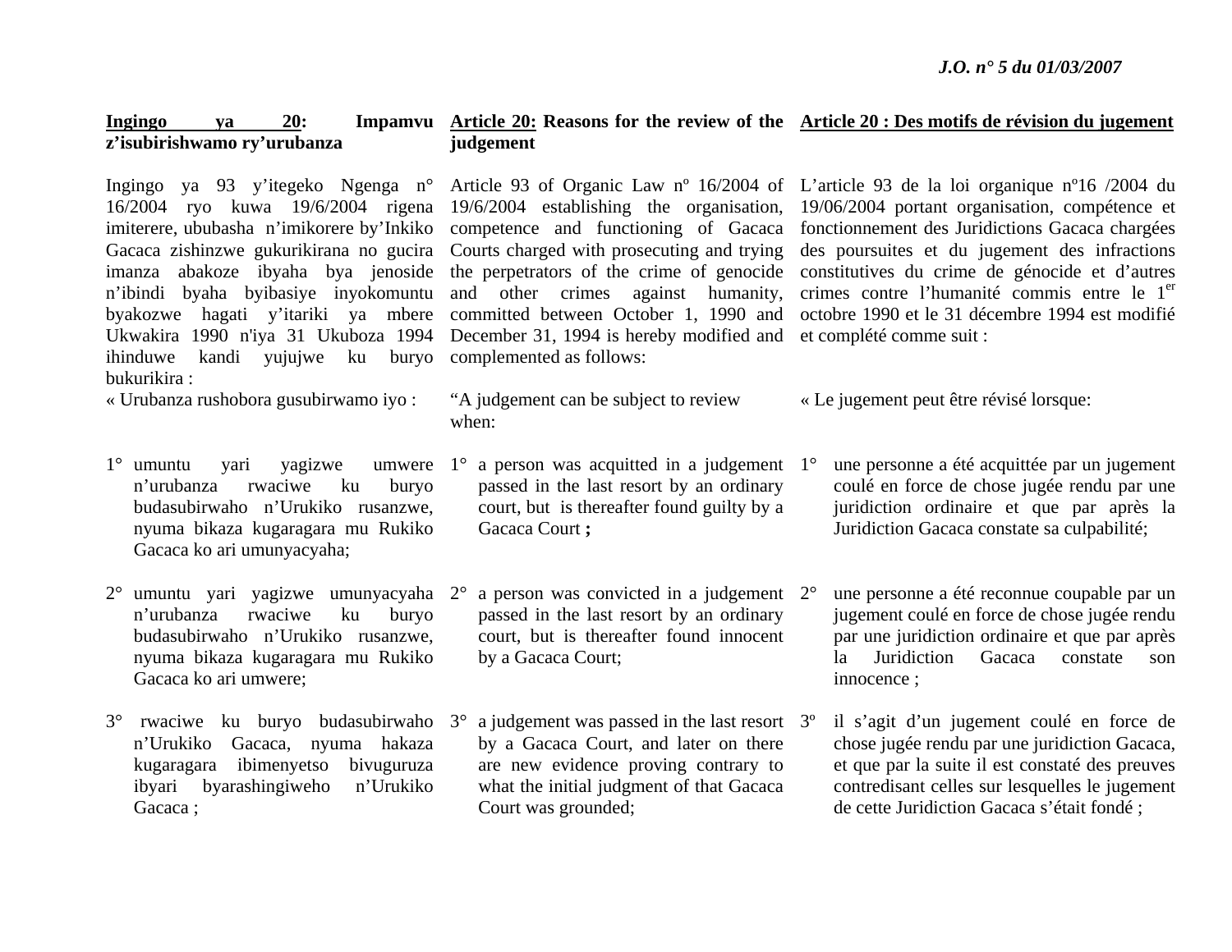**Ingingo ya 20: Impamvu z'isubirishwamo ry'urubanza**

Ingingo ya 93 y'itegeko Ngenga n° 16/2004 ryo kuwa 19/6/2004 rigena imiterere, ububasha n'imikorere by'Inkiko Gacaca zishinzwe gukurikirana no gucira imanza abakoze ibyaha bya jenoside n'ibindi byaha byibasiye inyokomuntu byakozwe hagati y'itariki ya mbere Ukwakira 1990 n'iya 31 Ukuboza 1994 ihinduwe kandi yujujwe ku buryo bukurikira :

« Urubanza rushobora gusubirwamo iyo :

1° umuntu yari yagizwe umwere n'urubanza rwaciwe ku buryo budasubirwaho n'Urukiko rusanzwe, nyuma bikaza kugaragara mu Rukiko Gacaca ko ari umunyacyaha;

2° umuntu yari yagizwe umunyacyaha n'urubanza rwaciwe ku buryo budasubirwaho n'Urukiko rusanzwe, nyuma bikaza kugaragara mu Rukiko Gacaca ko ari umwere;

3° rwaciwe ku buryo budasubirwaho n'Urukiko Gacaca, nyuma hakaza kugaragara ibimenyetso bivuguruza ibyari byarashingiweho n'Urukiko Gacaca ;

**Article 20: Reasons for the review of the judgement**

Article 93 of Organic Law nº 16/2004 of 19/6/2004 establishing the organisation, competence and functioning of Gacaca Courts charged with prosecuting and trying the perpetrators of the crime of genocide and other crimes against humanity, committed between October 1, 1990 and December 31, 1994 is hereby modified and complemented as follows:

"A judgement can be subject to review when:

1° a person was acquitted in a judgement passed in the last resort by an ordinary court, but is thereafter found guilty by a Gacaca Court **;**

2° a person was convicted in a judgement passed in the last resort by an ordinary court, but is thereafter found innocent by a Gacaca Court;

3° a judgement was passed in the last resort by a Gacaca Court, and later on there are new evidence proving contrary to what the initial judgment of that Gacaca Court was grounded;

**Article 20 : Des motifs de révision du jugement**

L'article 93 de la loi organique nº16 /2004 du 19/06/2004 portant organisation, compétence et fonctionnement des Juridictions Gacaca chargées des poursuites et du jugement des infractions constitutives du crime de génocide et d'autres crimes contre l'humanité commis entre le 1[er] octobre 1990 et le 31 décembre 1994 est modifié et complété comme suit :

« Le jugement peut être révisé lorsque:

1° une personne a été acquittée par un jugement coulé en force de chose jugée rendu par une juridiction ordinaire et que par après la Juridiction Gacaca constate sa culpabilité;

2° une personne a été reconnue coupable par un jugement coulé en force de chose jugée rendu par une juridiction ordinaire et que par après la Juridiction Gacaca constate son innocence ;

3º il s'agit d'un jugement coulé en force de chose jugée rendu par une juridiction Gacaca, et que par la suite il est constaté des preuves contredisant celles sur lesquelles le jugement de cette Juridiction Gacaca s'était fondé ;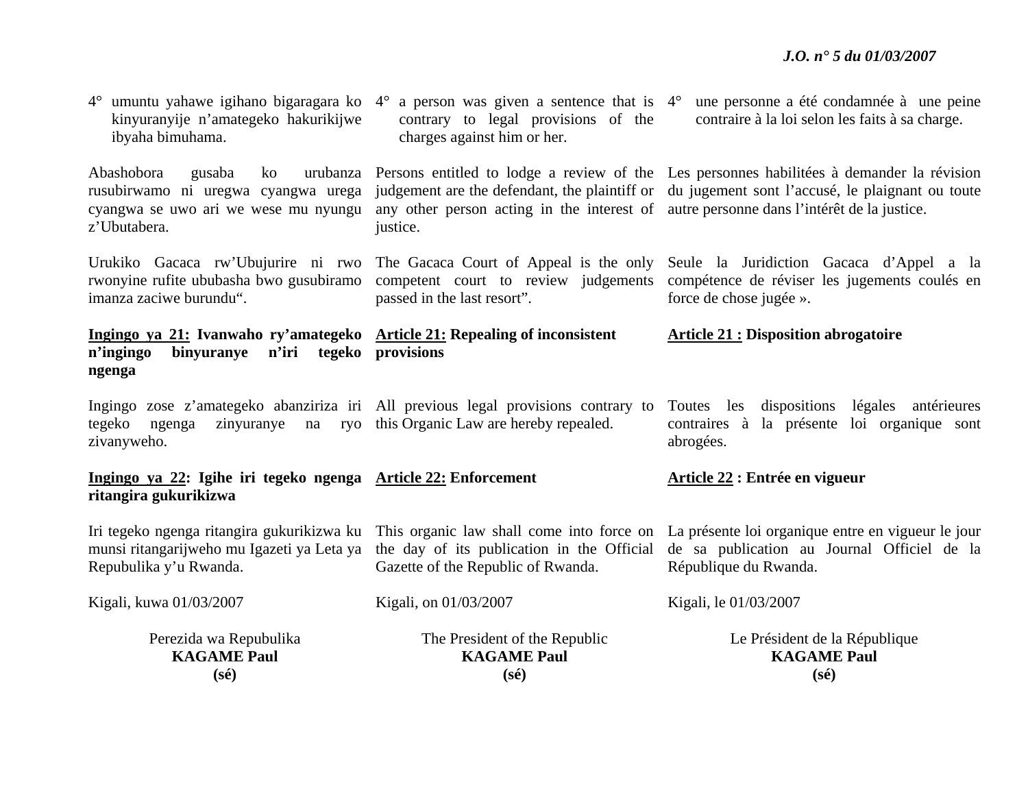4° umuntu yahawe igihano bigaragara ko kinyuranyije n'amategeko hakurikijwe ibyaha bimuhama.

Abashobora gusaba ko urubanza rusubirwamo ni uregwa cyangwa urega cyangwa se uwo ari we wese mu nyungu z'Ubutabera.

Urukiko Gacaca rw'Ubujurire ni rwo rwonyine rufite ububasha bwo gusubiramo imanza zaciwe burundu".

**<u>Ingingo ya 21:</u> Ivanwaho ry'amategeko n'ingingo binyuranye n'iri tegeko ngenga**

Ingingo zose z'amategeko abanziriza iri tegeko ngenga zinyuranye na ryo zivanyweho.

**<u>Ingingo ya 22</u>: Igihe iri tegeko ngenga ritangira gukurikizwa**

Iri tegeko ngenga ritangira gukurikizwa ku munsi ritangarijweho mu Igazeti ya Leta ya Repubulika y'u Rwanda.

Kigali, kuwa 01/03/2007

Perezida wa Repubulika
**KAGAME Paul**
**(sé)**

4° a person was given a sentence that is contrary to legal provisions of the charges against him or her.

Persons entitled to lodge a review of the judgement are the defendant, the plaintiff or any other person acting in the interest of justice.

The Gacaca Court of Appeal is the only competent court to review judgements passed in the last resort".

**<u>Article 21:</u> Repealing of inconsistent provisions**

All previous legal provisions contrary to this Organic Law are hereby repealed.

**<u>Article 22:</u> Enforcement**

This organic law shall come into force on the day of its publication in the Official Gazette of the Republic of Rwanda.

Kigali, on 01/03/2007

The President of the Republic
**KAGAME Paul**
**(sé)**

4° une personne a été condamnée à une peine contraire à la loi selon les faits à sa charge.

Les personnes habilitées à demander la révision du jugement sont l'accusé, le plaignant ou toute autre personne dans l'intérêt de la justice.

Seule la Juridiction Gacaca d'Appel a la compétence de réviser les jugements coulés en force de chose jugée ».

**<u>Article 21 :</u> Disposition abrogatoire**

Toutes les dispositions légales antérieures contraires à la présente loi organique sont abrogées.

**<u>Article 22</u> : Entrée en vigueur**

La présente loi organique entre en vigueur le jour de sa publication au Journal Officiel de la République du Rwanda.

Kigali, le 01/03/2007

Le Président de la République
**KAGAME Paul**
**(sé)**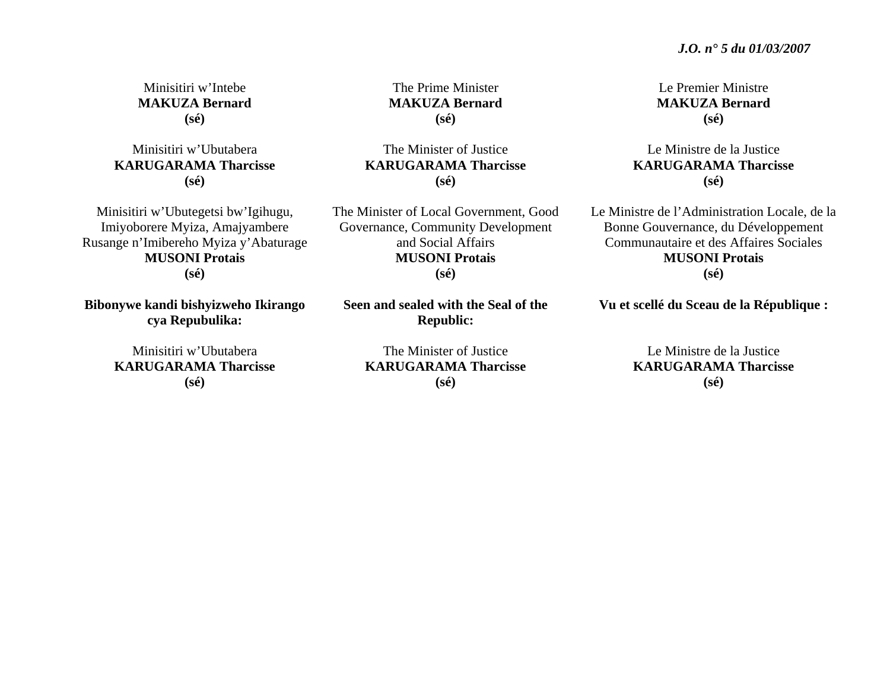Minisitiri w'Intebe
**MAKUZA Bernard**
**(sé)**

Minisitiri w'Ubutabera
**KARUGARAMA Tharcisse**
**(sé)**

Minisitiri w'Ubutegetsi bw'Igihugu, Imiyoborere Myiza, Amajyambere Rusange n'Imibereho Myiza y'Abaturage
**MUSONI Protais**
**(sé)**

**Bibonywe kandi bishyizweho Ikirango cya Repubulika:**

Minisitiri w'Ubutabera
**KARUGARAMA Tharcisse**
**(sé)**

The Prime Minister
**MAKUZA Bernard**
**(sé)**

The Minister of Justice
**KARUGARAMA Tharcisse**
**(sé)**

The Minister of Local Government, Good Governance, Community Development and Social Affairs
**MUSONI Protais**
**(sé)**

**Seen and sealed with the Seal of the Republic:**

The Minister of Justice
**KARUGARAMA Tharcisse**
**(sé)**

Le Premier Ministre
**MAKUZA Bernard**
**(sé)**

Le Ministre de la Justice
**KARUGARAMA Tharcisse**
**(sé)**

Le Ministre de l'Administration Locale, de la Bonne Gouvernance, du Développement Communautaire et des Affaires Sociales
**MUSONI Protais**
**(sé)**

**Vu et scellé du Sceau de la République :**

Le Ministre de la Justice
**KARUGARAMA Tharcisse**
**(sé)**